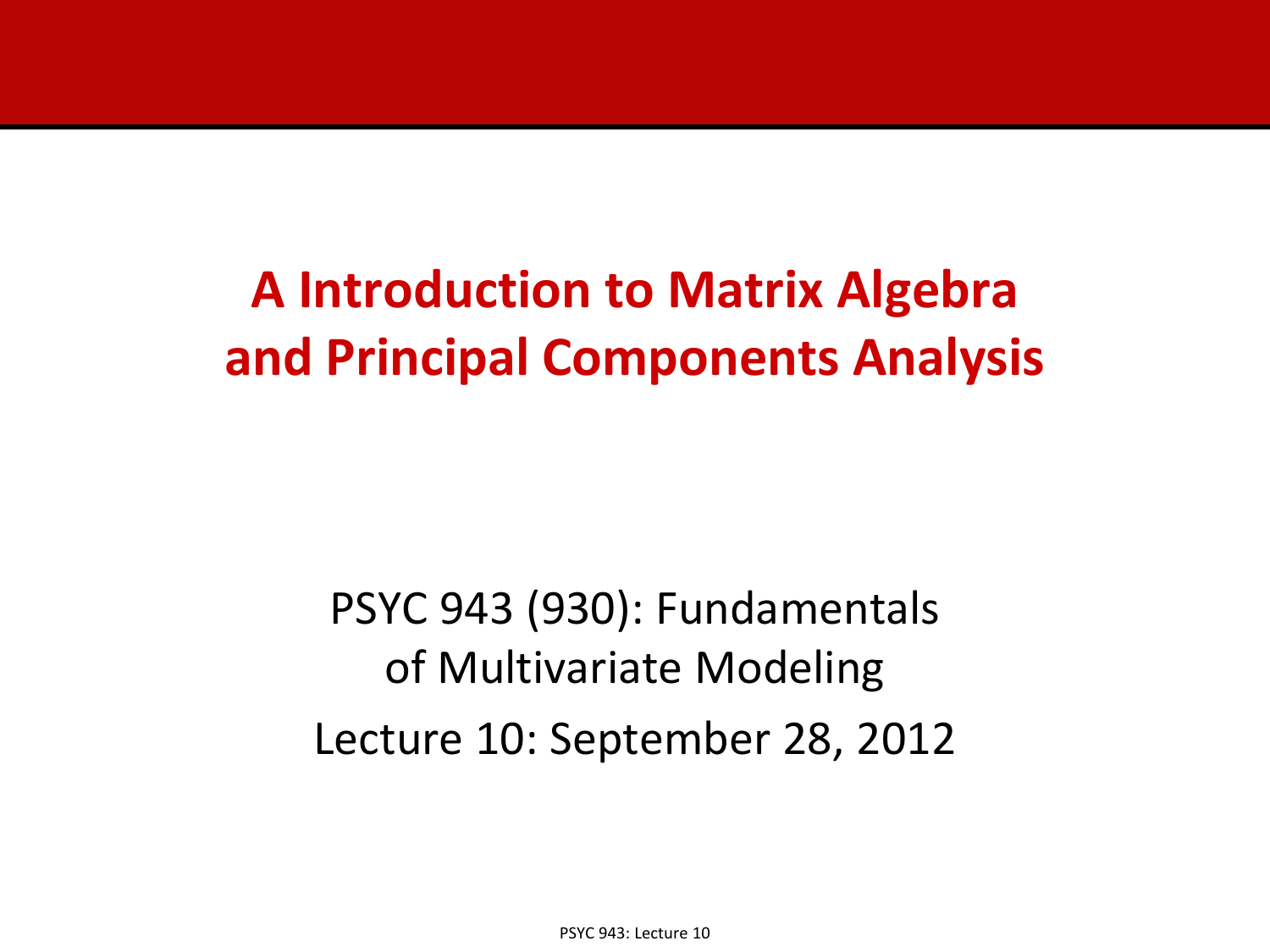# A Introduction to Matrix Algebra and Principal Components Analysis

PSYC 943 (930): Fundamentals of Multivariate Modeling

Lecture 10: September 28, 2012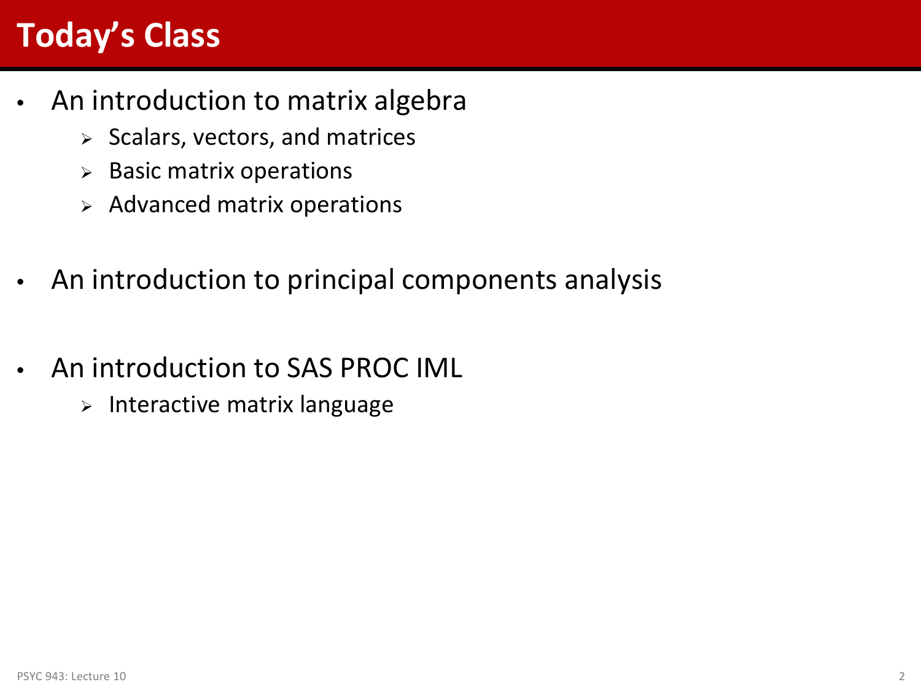# Today's Class

- An introduction to matrix algebra
  - Scalars, vectors, and matrices
  - Basic matrix operations
  - Advanced matrix operations
- An introduction to principal components analysis
- An introduction to SAS PROC IML
  - Interactive matrix language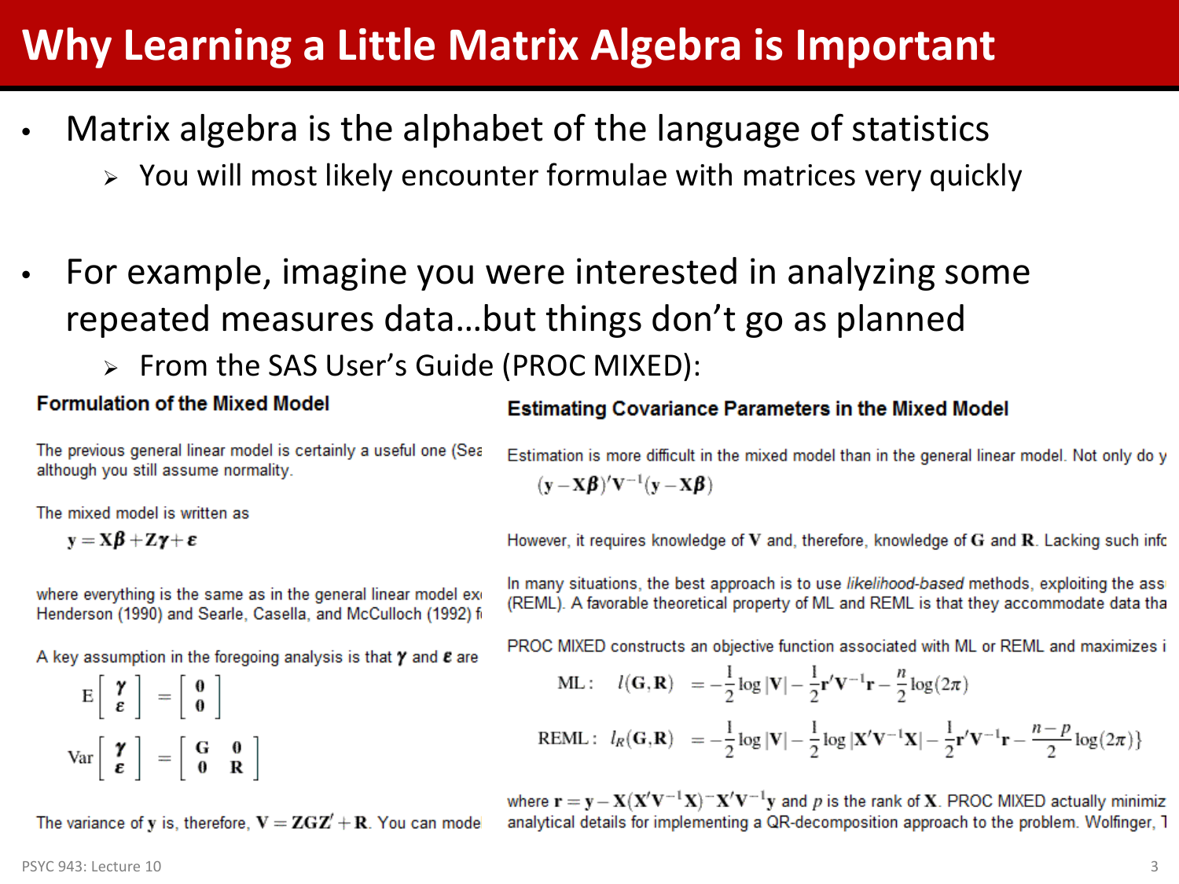# Why Learning a Little Matrix Algebra is Important

- Matrix algebra is the alphabet of the language of statistics
  - You will most likely encounter formulae with matrices very quickly
- For example, imagine you were interested in analyzing some repeated measures data…but things don't go as planned
  - From the SAS User's Guide (PROC MIXED):

**Formulation of the Mixed Model**

The previous general linear model is certainly a useful one (Sea although you still assume normality.

The mixed model is written as

$$\mathbf{y} = \mathbf{X}\boldsymbol{\beta} + \mathbf{Z}\boldsymbol{\gamma} + \boldsymbol{\epsilon}$$

where everything is the same as in the general linear model ex Henderson (1990) and Searle, Casella, and McCulloch (1992) f

A key assumption in the foregoing analysis is that $\boldsymbol{\gamma}$ and $\boldsymbol{\epsilon}$ are

$$\mathrm{E}\begin{bmatrix} \boldsymbol{\gamma} \\ \boldsymbol{\epsilon} \end{bmatrix} = \begin{bmatrix} \mathbf{0} \\ \mathbf{0} \end{bmatrix}$$

$$\mathrm{Var}\begin{bmatrix} \boldsymbol{\gamma} \\ \boldsymbol{\epsilon} \end{bmatrix} = \begin{bmatrix} \mathbf{G} & \mathbf{0} \\ \mathbf{0} & \mathbf{R} \end{bmatrix}$$

The variance of $\mathbf{y}$ is, therefore, $\mathbf{V} = \mathbf{Z}\mathbf{G}\mathbf{Z}' + \mathbf{R}$. You can mode

**Estimating Covariance Parameters in the Mixed Model**

Estimation is more difficult in the mixed model than in the general linear model. Not only do y

$$(\mathbf{y} - \mathbf{X}\boldsymbol{\beta})'\mathbf{V}^{-1}(\mathbf{y} - \mathbf{X}\boldsymbol{\beta})$$

However, it requires knowledge of $\mathbf{V}$ and, therefore, knowledge of $\mathbf{G}$ and $\mathbf{R}$. Lacking such info

In many situations, the best approach is to use *likelihood-based* methods, exploiting the ass (REML). A favorable theoretical property of ML and REML is that they accommodate data tha

PROC MIXED constructs an objective function associated with ML or REML and maximizes i

$$\text{ML}: \quad l(\mathbf{G}, \mathbf{R}) = -\frac{1}{2}\log|\mathbf{V}| - \frac{1}{2}\mathbf{r}'\mathbf{V}^{-1}\mathbf{r} - \frac{n}{2}\log(2\pi)$$

$$\text{REML}: \quad l_R(\mathbf{G}, \mathbf{R}) = -\frac{1}{2}\log|\mathbf{V}| - \frac{1}{2}\log|\mathbf{X}'\mathbf{V}^{-1}\mathbf{X}| - \frac{1}{2}\mathbf{r}'\mathbf{V}^{-1}\mathbf{r} - \frac{n-p}{2}\log(2\pi)\}$$

where $\mathbf{r} = \mathbf{y} - \mathbf{X}(\mathbf{X}'\mathbf{V}^{-1}\mathbf{X})^{-}\mathbf{X}'\mathbf{V}^{-1}\mathbf{y}$ and $p$ is the rank of $\mathbf{X}$. PROC MIXED actually minimiz analytical details for implementing a QR-decomposition approach to the problem. Wolfinger, T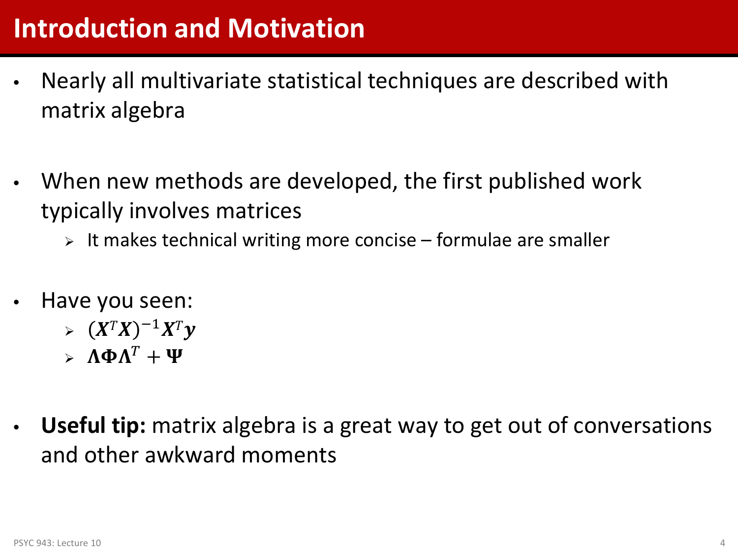# Introduction and Motivation

- Nearly all multivariate statistical techniques are described with matrix algebra

- When new methods are developed, the first published work typically involves matrices
  - It makes technical writing more concise – formulae are smaller

- Have you seen:
  - $(\boldsymbol{X}^T\boldsymbol{X})^{-1}\boldsymbol{X}^T\boldsymbol{y}$
  - $\boldsymbol{\Lambda}\boldsymbol{\Phi}\boldsymbol{\Lambda}^T + \boldsymbol{\Psi}$

- **Useful tip:** matrix algebra is a great way to get out of conversations and other awkward moments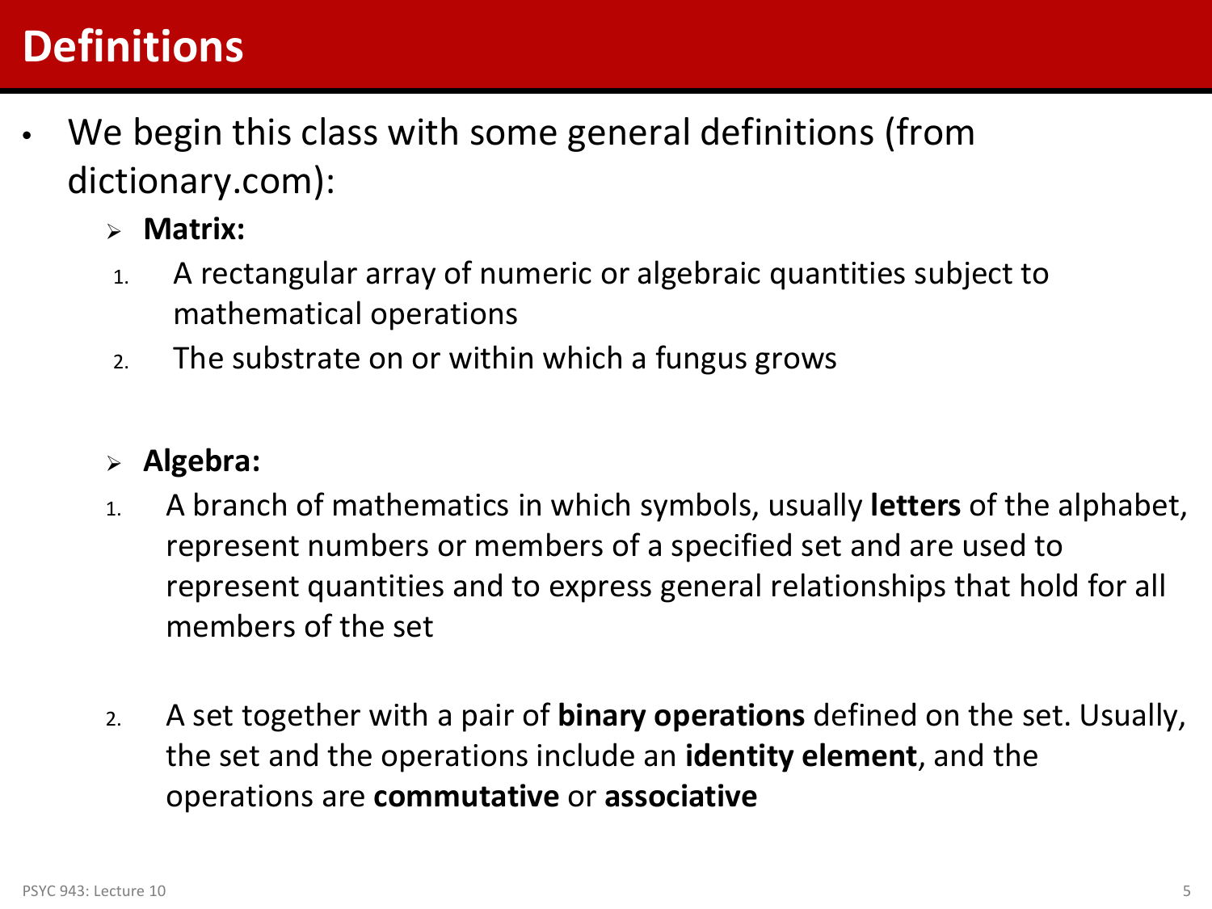# Definitions

- We begin this class with some general definitions (from dictionary.com):
  - **Matrix:**
    1. A rectangular array of numeric or algebraic quantities subject to mathematical operations
    2. The substrate on or within which a fungus grows
  - **Algebra:**
    1. A branch of mathematics in which symbols, usually **letters** of the alphabet, represent numbers or members of a specified set and are used to represent quantities and to express general relationships that hold for all members of the set
    2. A set together with a pair of **binary operations** defined on the set. Usually, the set and the operations include an **identity element**, and the operations are **commutative** or **associative**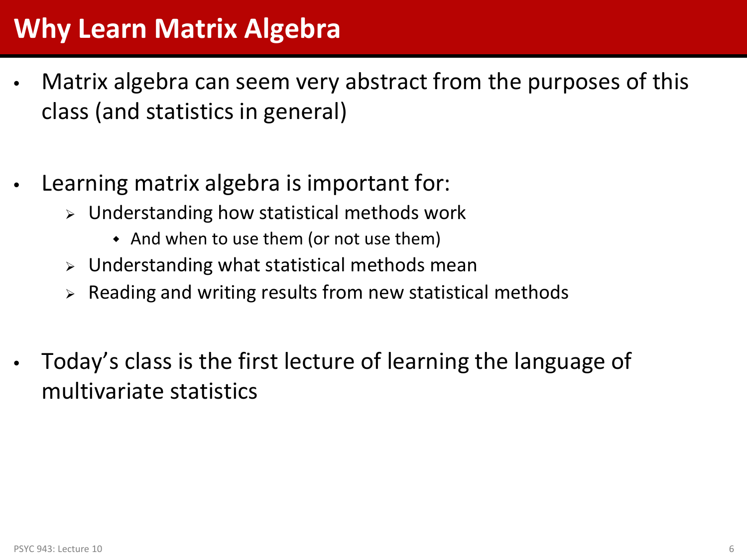# Why Learn Matrix Algebra

- Matrix algebra can seem very abstract from the purposes of this class (and statistics in general)

- Learning matrix algebra is important for:
  - Understanding how statistical methods work
    - And when to use them (or not use them)
  - Understanding what statistical methods mean
  - Reading and writing results from new statistical methods

- Today's class is the first lecture of learning the language of multivariate statistics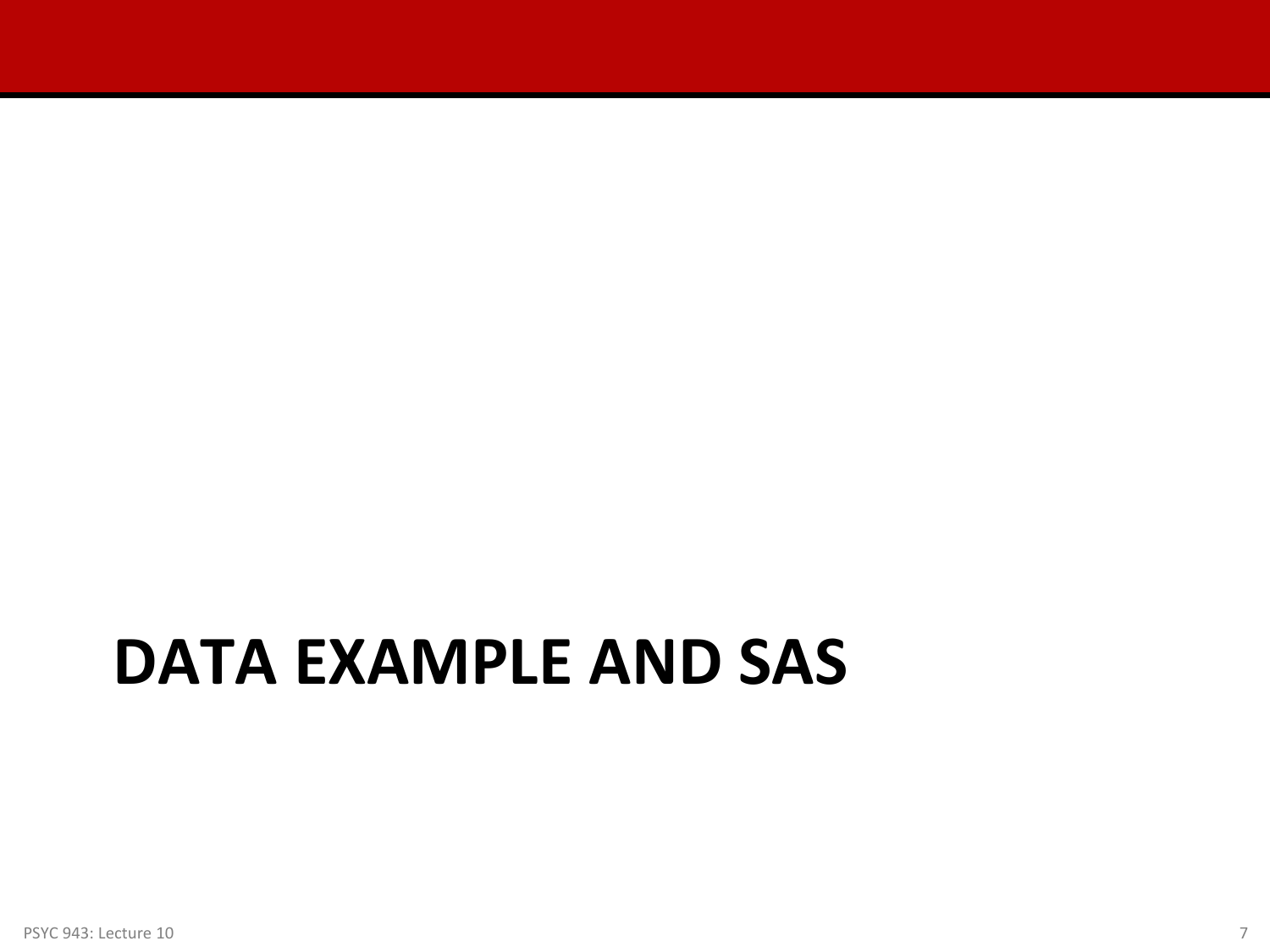# DATA EXAMPLE AND SAS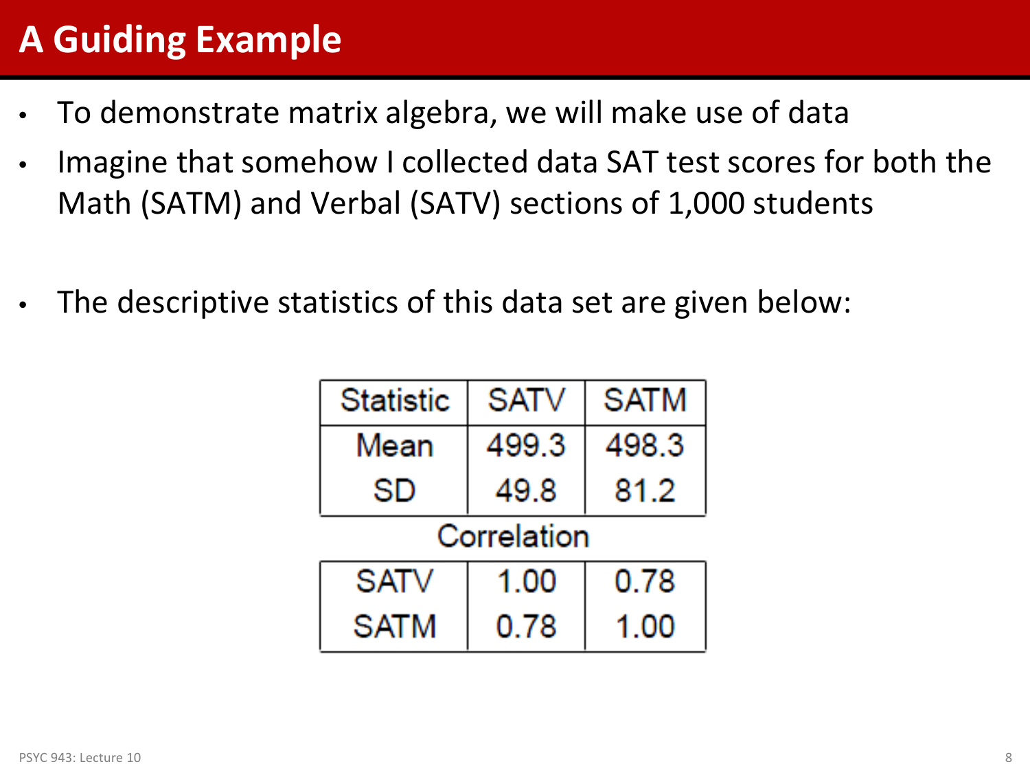# A Guiding Example

- To demonstrate matrix algebra, we will make use of data
- Imagine that somehow I collected data SAT test scores for both the Math (SATM) and Verbal (SATV) sections of 1,000 students
- The descriptive statistics of this data set are given below:

| Statistic | SATV | SATM |
|---|---|---|
| Mean | 499.3 | 498.3 |
| SD | 49.8 | 81.2 |
| **Correlation** | | |
| SATV | 1.00 | 0.78 |
| SATM | 0.78 | 1.00 |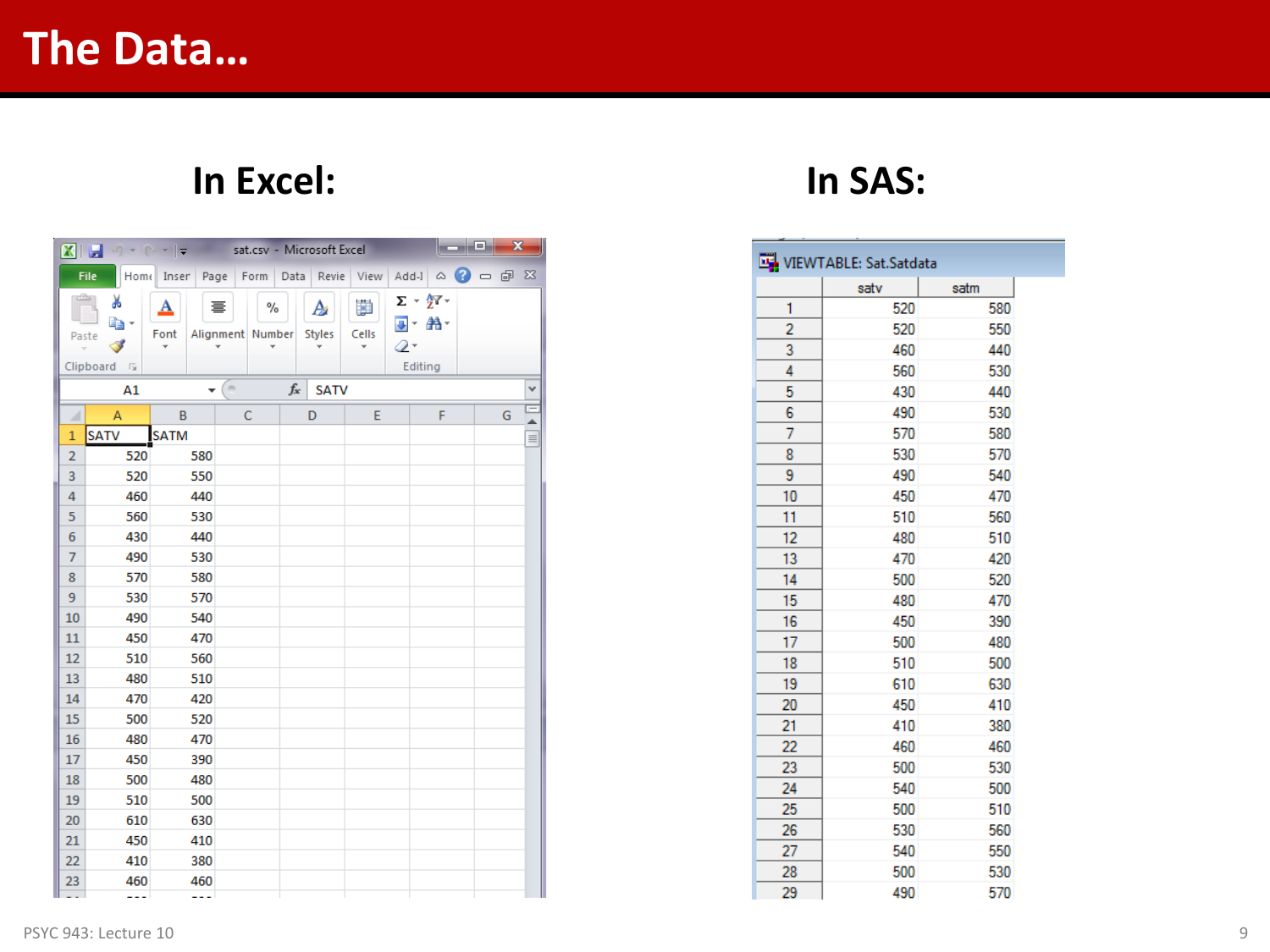# The Data…

## In Excel:

| | A | B |
|---|---|---|
| 1 | SATV | SATM |
| 2 | 520 | 580 |
| 3 | 520 | 550 |
| 4 | 460 | 440 |
| 5 | 560 | 530 |
| 6 | 430 | 440 |
| 7 | 490 | 530 |
| 8 | 570 | 580 |
| 9 | 530 | 570 |
| 10 | 490 | 540 |
| 11 | 450 | 470 |
| 12 | 510 | 560 |
| 13 | 480 | 510 |
| 14 | 470 | 420 |
| 15 | 500 | 520 |
| 16 | 480 | 470 |
| 17 | 450 | 390 |
| 18 | 500 | 480 |
| 19 | 510 | 500 |
| 20 | 610 | 630 |
| 21 | 450 | 410 |
| 22 | 410 | 380 |
| 23 | 460 | 460 |

## In SAS:

VIEWTABLE: Sat.Satdata

| | satv | satm |
|---|---|---|
| 1 | 520 | 580 |
| 2 | 520 | 550 |
| 3 | 460 | 440 |
| 4 | 560 | 530 |
| 5 | 430 | 440 |
| 6 | 490 | 530 |
| 7 | 570 | 580 |
| 8 | 530 | 570 |
| 9 | 490 | 540 |
| 10 | 450 | 470 |
| 11 | 510 | 560 |
| 12 | 480 | 510 |
| 13 | 470 | 420 |
| 14 | 500 | 520 |
| 15 | 480 | 470 |
| 16 | 450 | 390 |
| 17 | 500 | 480 |
| 18 | 510 | 500 |
| 19 | 610 | 630 |
| 20 | 450 | 410 |
| 21 | 410 | 380 |
| 22 | 460 | 460 |
| 23 | 500 | 530 |
| 24 | 540 | 500 |
| 25 | 500 | 510 |
| 26 | 530 | 560 |
| 27 | 540 | 550 |
| 28 | 500 | 530 |
| 29 | 490 | 570 |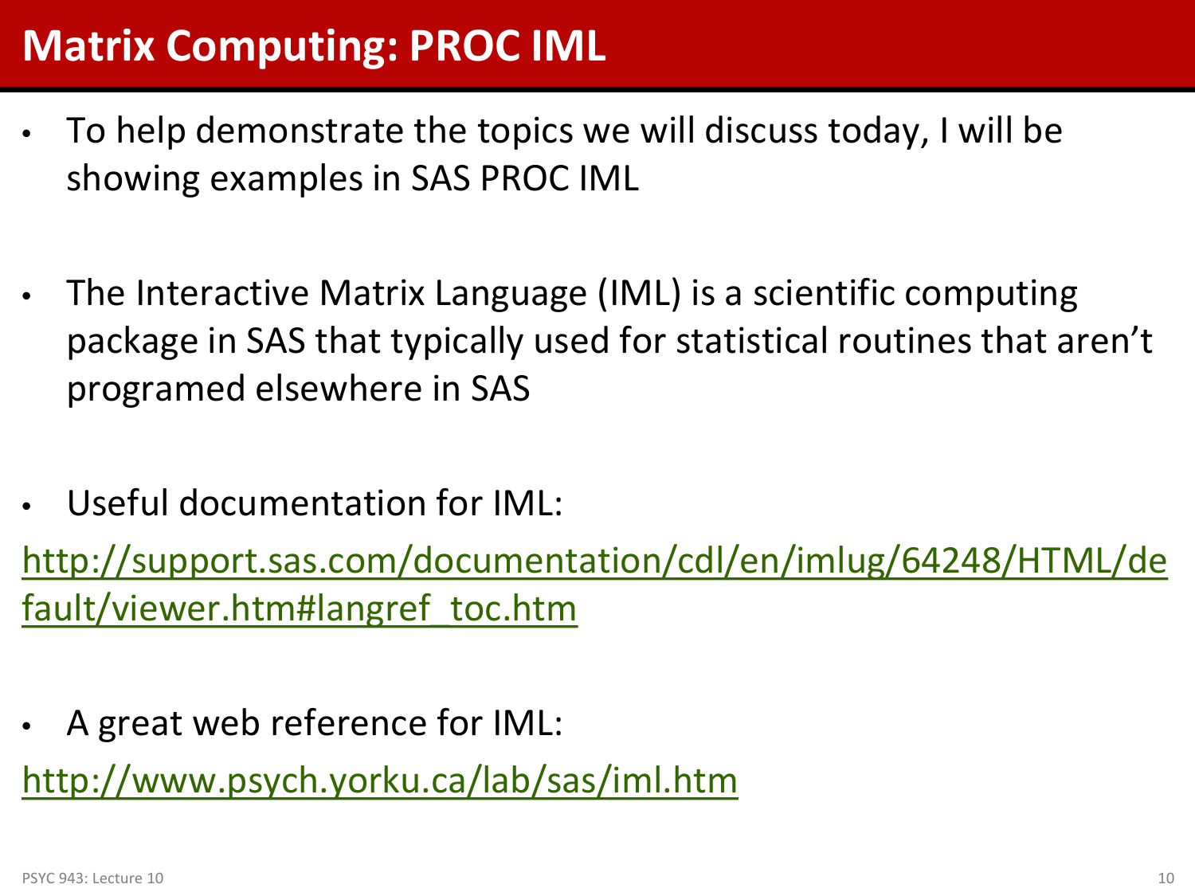# Matrix Computing: PROC IML

- To help demonstrate the topics we will discuss today, I will be showing examples in SAS PROC IML

- The Interactive Matrix Language (IML) is a scientific computing package in SAS that typically used for statistical routines that aren't programed elsewhere in SAS

- Useful documentation for IML:

http://support.sas.com/documentation/cdl/en/imlug/64248/HTML/default/viewer.htm#langref_toc.htm

- A great web reference for IML:

http://www.psych.yorku.ca/lab/sas/iml.htm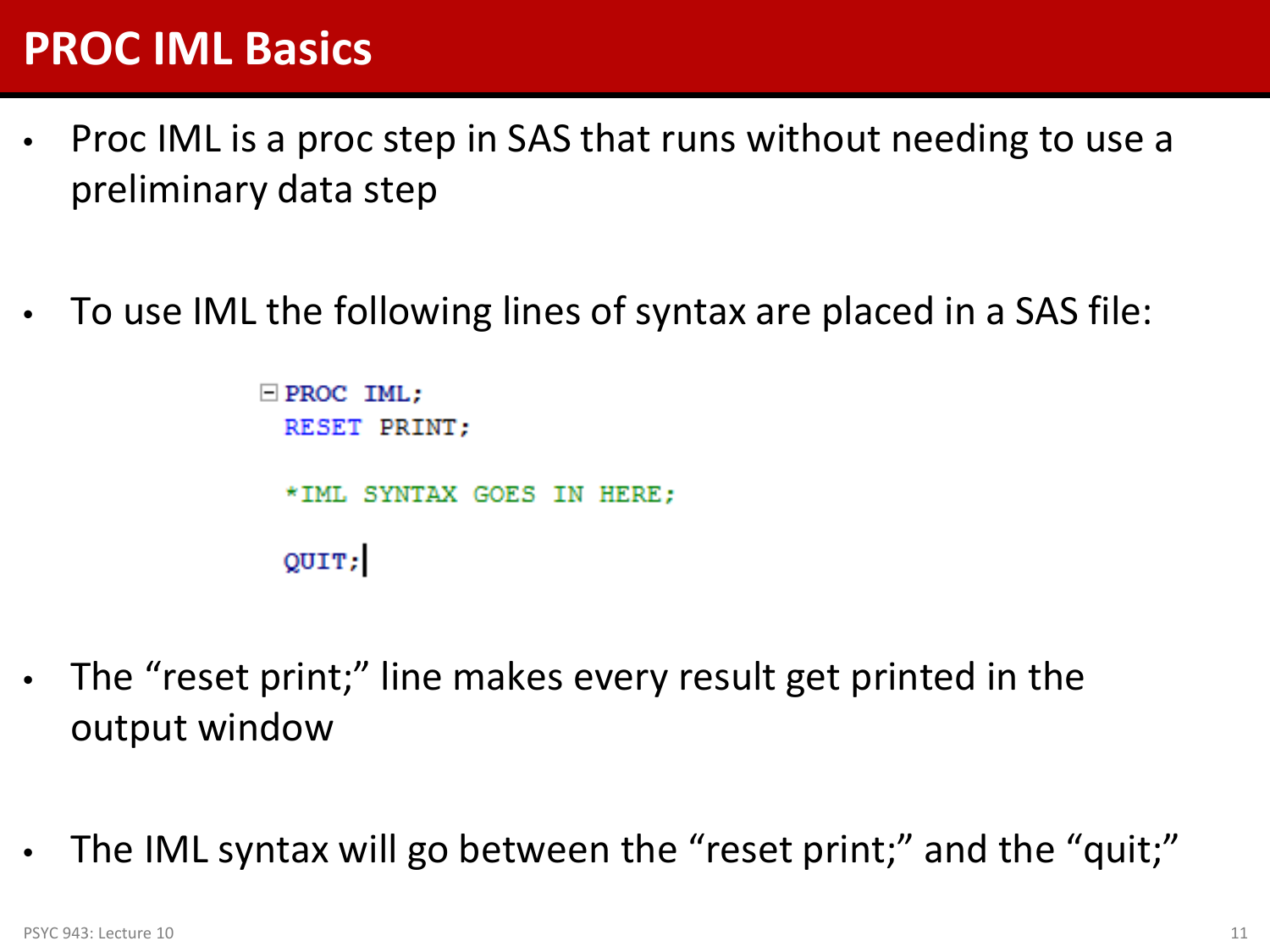# PROC IML Basics

- Proc IML is a proc step in SAS that runs without needing to use a preliminary data step
- To use IML the following lines of syntax are placed in a SAS file:

```
PROC IML;
RESET PRINT;

*IML SYNTAX GOES IN HERE;

QUIT;
```

- The "reset print;" line makes every result get printed in the output window
- The IML syntax will go between the "reset print;" and the "quit;"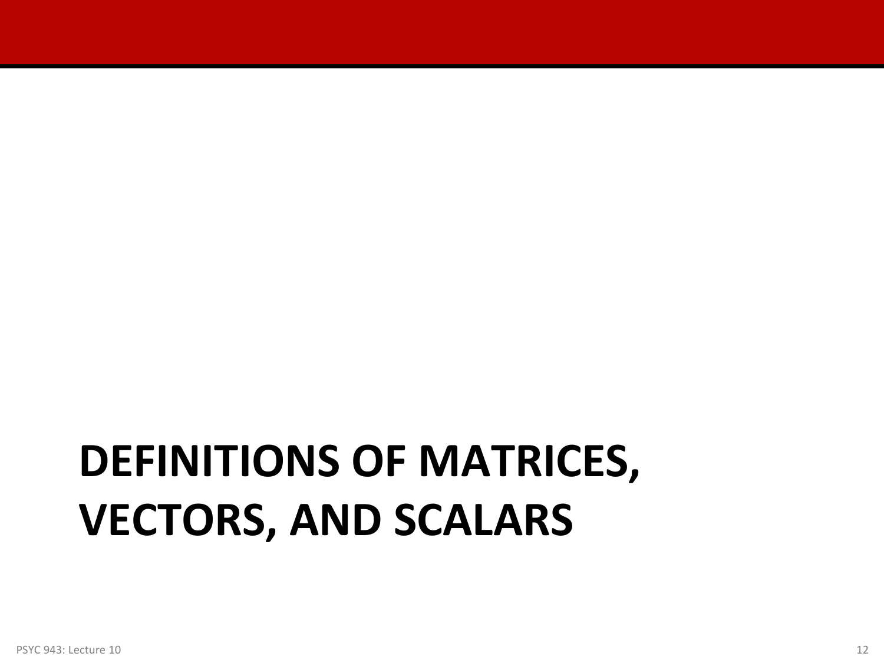# DEFINITIONS OF MATRICES, VECTORS, AND SCALARS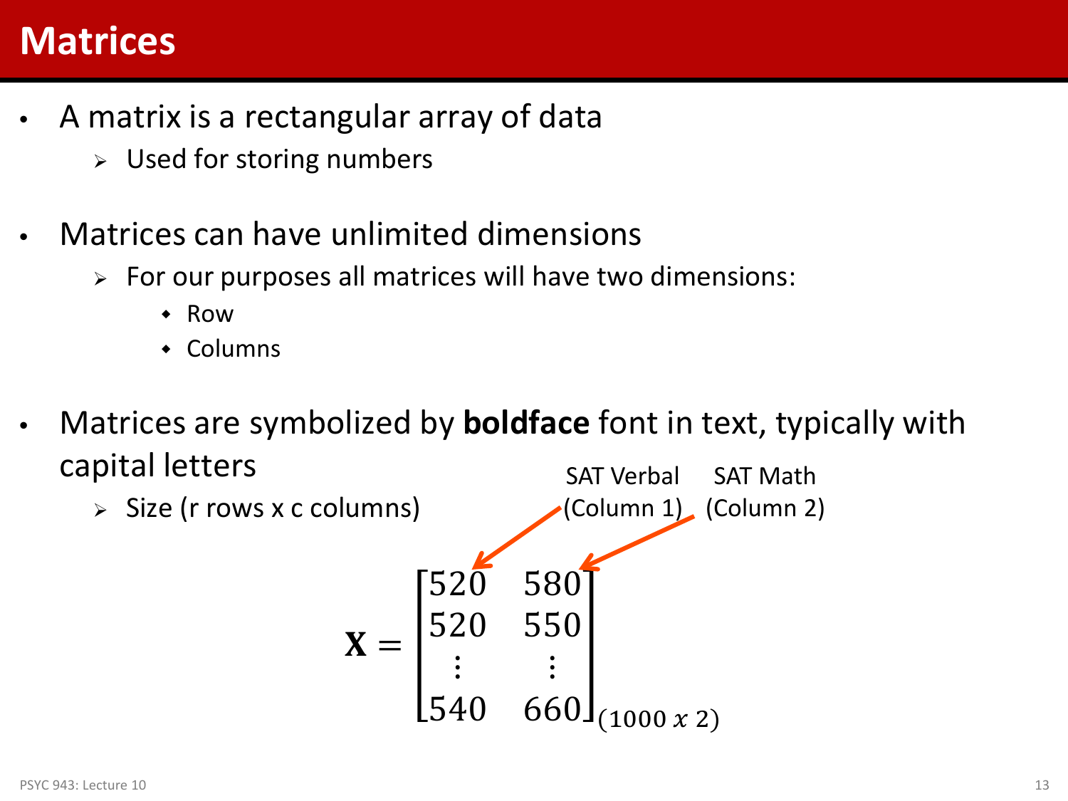# Matrices

- A matrix is a rectangular array of data
  - Used for storing numbers
- Matrices can have unlimited dimensions
  - For our purposes all matrices will have two dimensions:
    - Row
    - Columns
- Matrices are symbolized by **boldface** font in text, typically with capital letters
  - Size (r rows x c columns)

SAT Verbal (Column 1) SAT Math (Column 2)

$$\mathbf{X} = \begin{bmatrix} 520 & 580 \\ 520 & 550 \\ \vdots & \vdots \\ 540 & 660 \end{bmatrix}_{(1000 \ x \ 2)}$$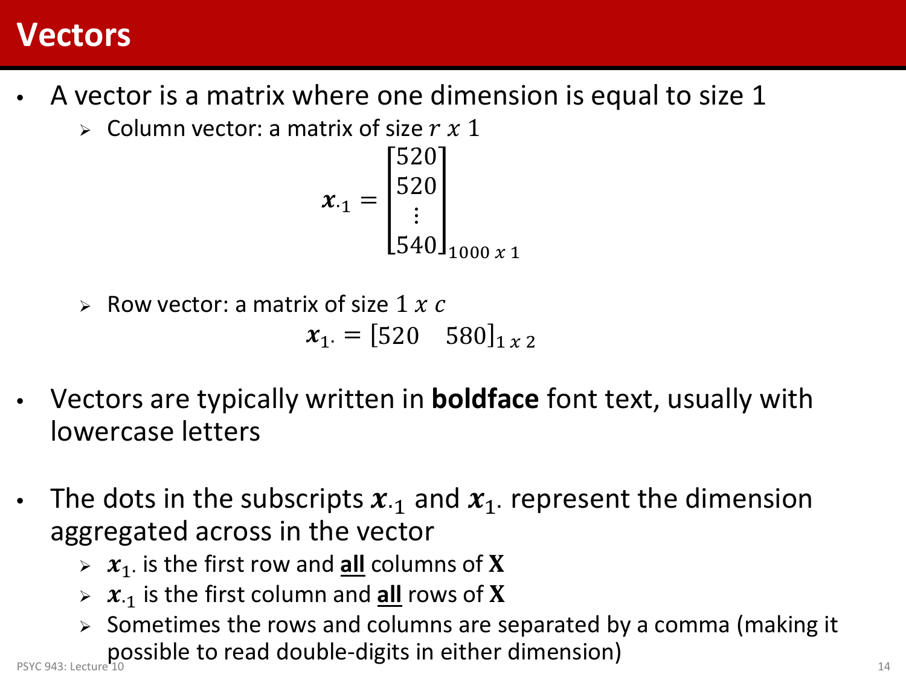# Vectors

- A vector is a matrix where one dimension is equal to size 1
  - Column vector: a matrix of size $r \ x \ 1$

$$\boldsymbol{x}_{\cdot 1} = \begin{bmatrix} 520 \\ 520 \\ \vdots \\ 540 \end{bmatrix}_{1000 \ x \ 1}$$

  - Row vector: a matrix of size $1 \ x \ c$

$$\boldsymbol{x}_{1 \cdot} = \begin{bmatrix} 520 & 580 \end{bmatrix}_{1 \ x \ 2}$$

- Vectors are typically written in **boldface** font text, usually with lowercase letters

- The dots in the subscripts $\boldsymbol{x}_{\cdot 1}$ and $\boldsymbol{x}_{1 \cdot}$ represent the dimension aggregated across in the vector
  - $\boldsymbol{x}_{1 \cdot}$ is the first row and **<u>all</u>** columns of $\mathbf{X}$
  - $\boldsymbol{x}_{\cdot 1}$ is the first column and **<u>all</u>** rows of $\mathbf{X}$
  - Sometimes the rows and columns are separated by a comma (making it possible to read double-digits in either dimension)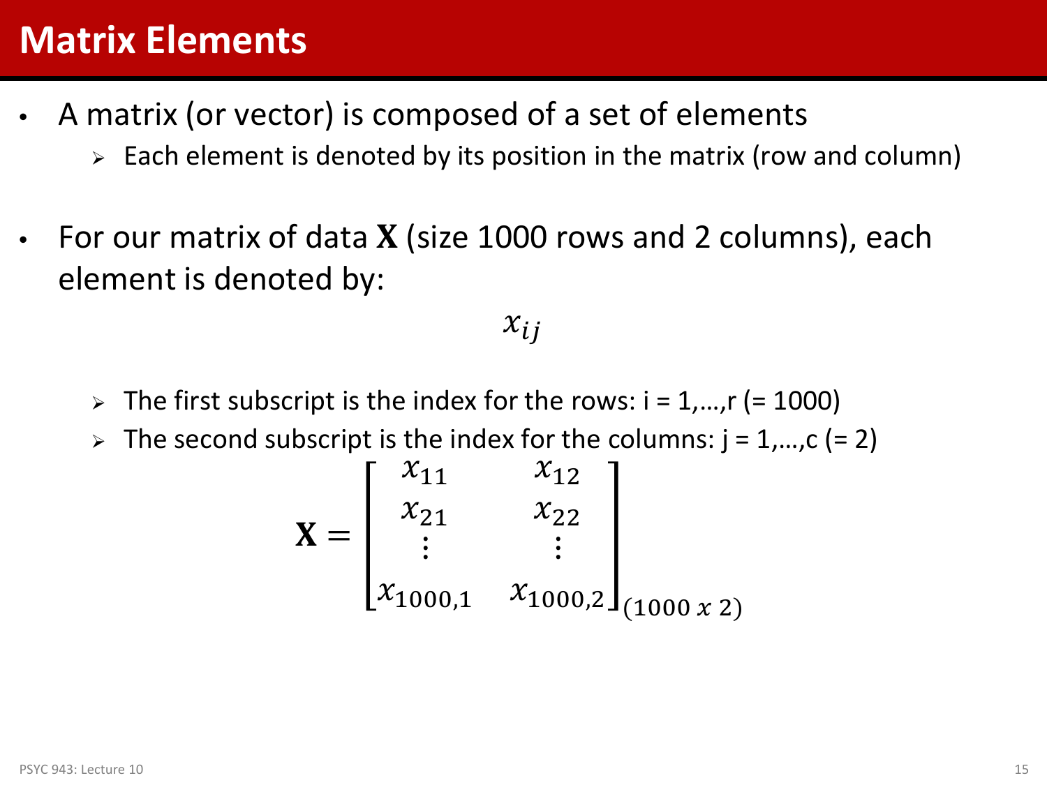# Matrix Elements

- A matrix (or vector) is composed of a set of elements
  - Each element is denoted by its position in the matrix (row and column)

- For our matrix of data $\mathbf{X}$ (size 1000 rows and 2 columns), each element is denoted by:

$$x_{ij}$$

  - The first subscript is the index for the rows: i = 1,…,r (= 1000)
  - The second subscript is the index for the columns: j = 1,…,c (= 2)

$$\mathbf{X} = \begin{bmatrix} x_{11} & x_{12} \\ x_{21} & x_{22} \\ \vdots & \vdots \\ x_{1000,1} & x_{1000,2} \end{bmatrix}_{(1000\ x\ 2)}$$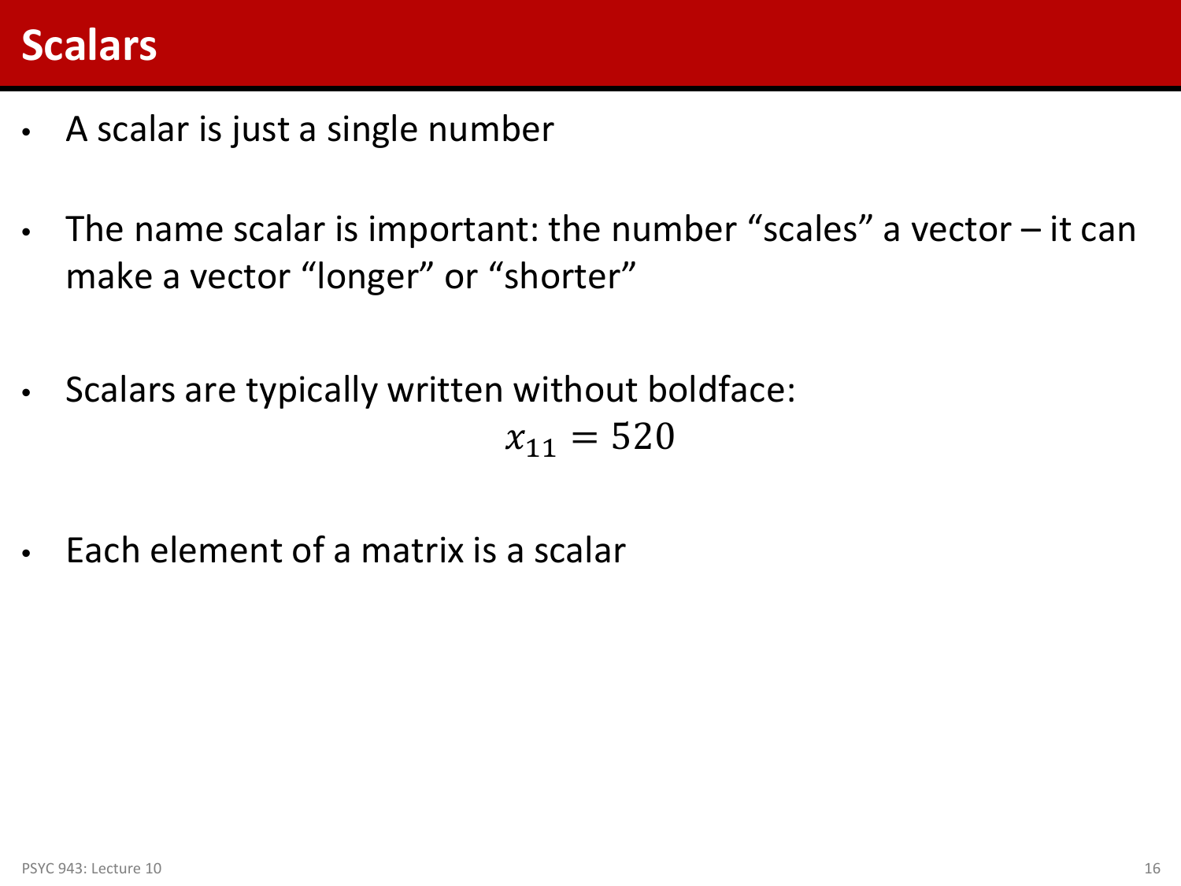# Scalars

- A scalar is just a single number
- The name scalar is important: the number "scales" a vector – it can make a vector "longer" or "shorter"
- Scalars are typically written without boldface:

$$x_{11} = 520$$

- Each element of a matrix is a scalar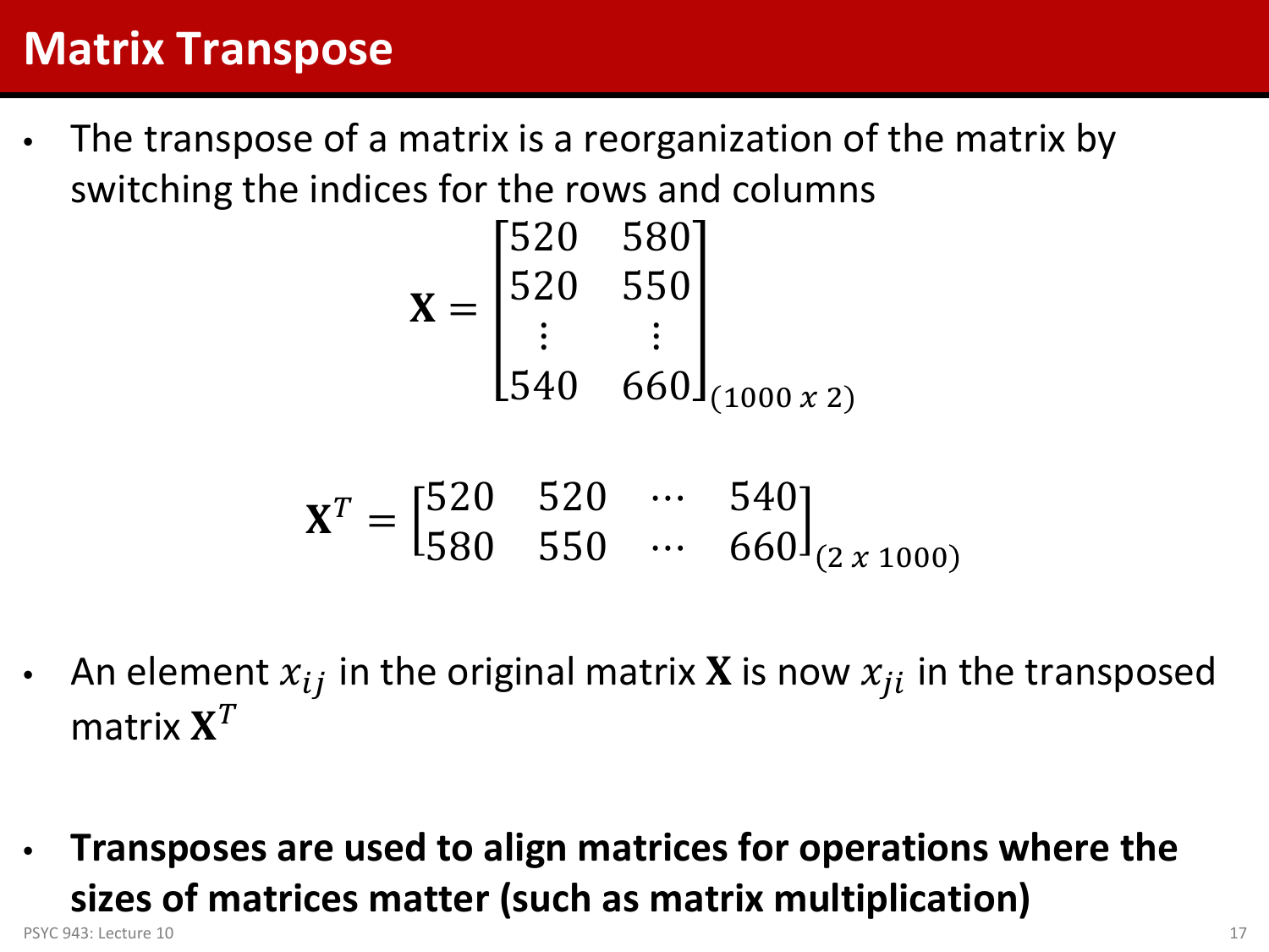# Matrix Transpose

- The transpose of a matrix is a reorganization of the matrix by switching the indices for the rows and columns

$$\mathbf{X} = \begin{bmatrix} 520 & 580 \\ 520 & 550 \\ \vdots & \vdots \\ 540 & 660 \end{bmatrix}_{(1000\ x\ 2)}$$

$$\mathbf{X}^T = \begin{bmatrix} 520 & 520 & \cdots & 540 \\ 580 & 550 & \cdots & 660 \end{bmatrix}_{(2\ x\ 1000)}$$

- An element $x_{ij}$ in the original matrix $\mathbf{X}$ is now $x_{ji}$ in the transposed matrix $\mathbf{X}^T$

- **Transposes are used to align matrices for operations where the sizes of matrices matter (such as matrix multiplication)**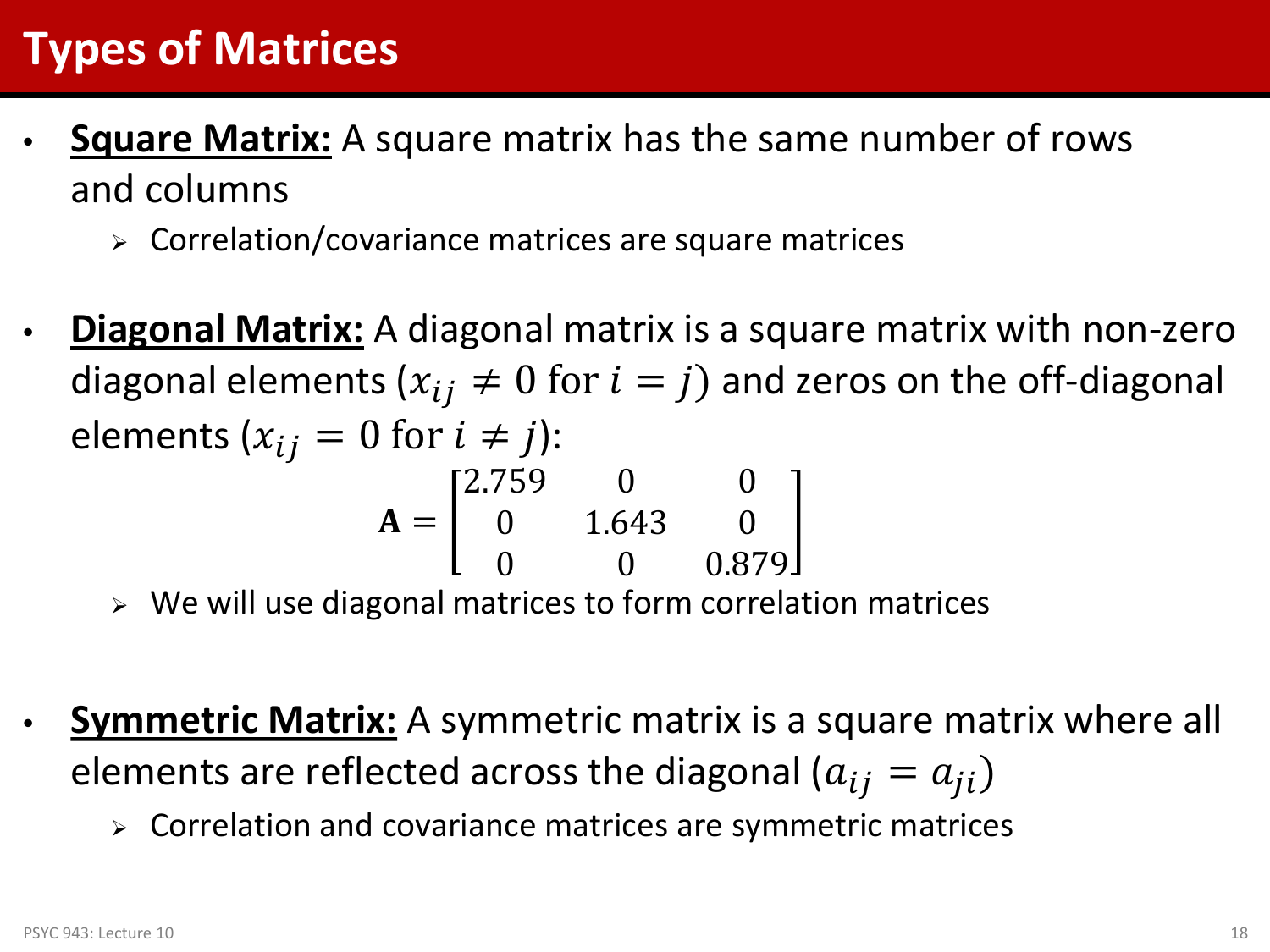# Types of Matrices

- **Square Matrix:** A square matrix has the same number of rows and columns
  - Correlation/covariance matrices are square matrices

- **Diagonal Matrix:** A diagonal matrix is a square matrix with non-zero diagonal elements ($x_{ij} \neq 0 \text{ for } i = j$) and zeros on the off-diagonal elements ($x_{ij} = 0 \text{ for } i \neq j$):

$$\mathbf{A} = \begin{bmatrix} 2.759 & 0 & 0 \\ 0 & 1.643 & 0 \\ 0 & 0 & 0.879 \end{bmatrix}$$

  - We will use diagonal matrices to form correlation matrices

- **Symmetric Matrix:** A symmetric matrix is a square matrix where all elements are reflected across the diagonal ($a_{ij} = a_{ji}$)
  - Correlation and covariance matrices are symmetric matrices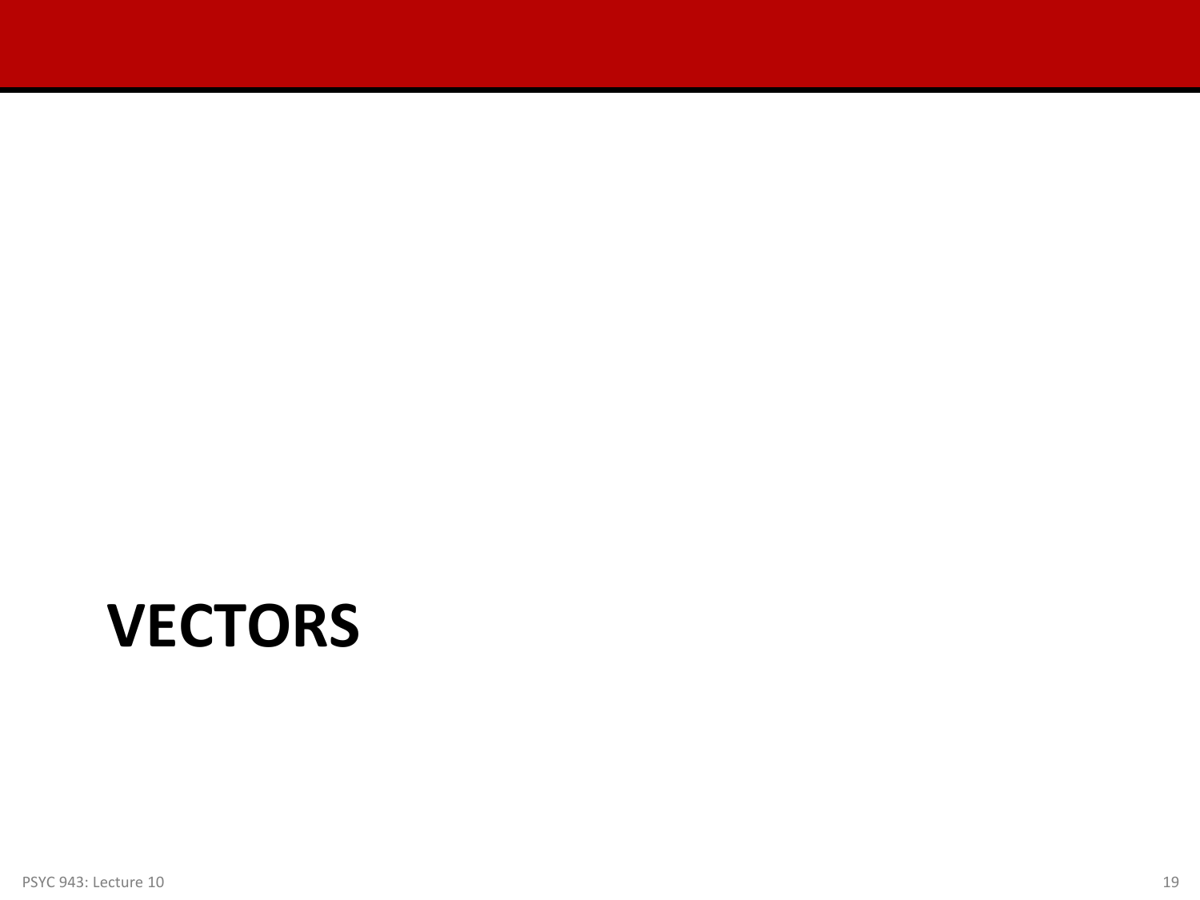# VECTORS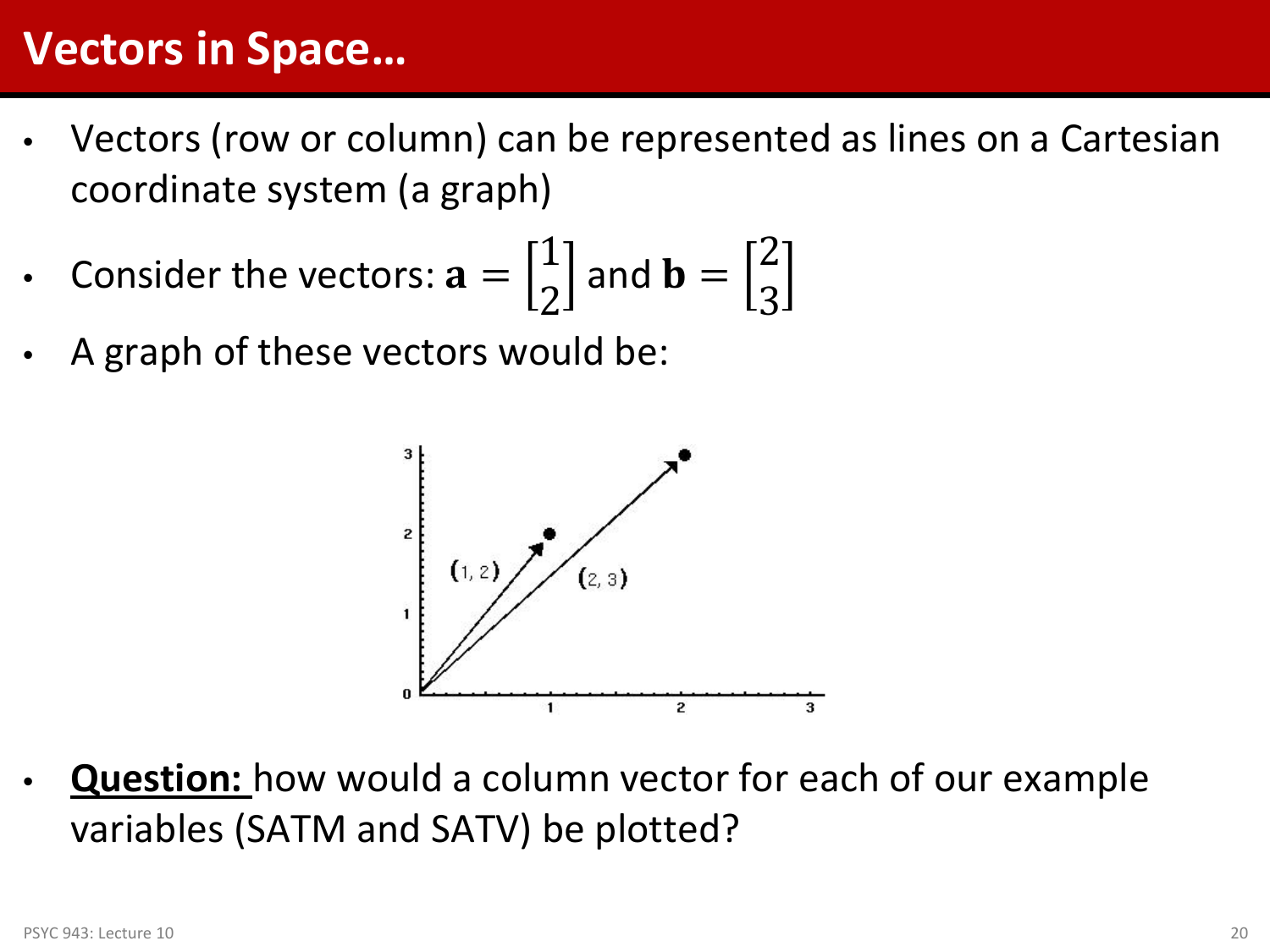# Vectors in Space…

- Vectors (row or column) can be represented as lines on a Cartesian coordinate system (a graph)
- Consider the vectors: $\mathbf{a} = \begin{bmatrix} 1 \\ 2 \end{bmatrix}$ and $\mathbf{b} = \begin{bmatrix} 2 \\ 3 \end{bmatrix}$
- A graph of these vectors would be:

- **Question:** how would a column vector for each of our example variables (SATM and SATV) be plotted?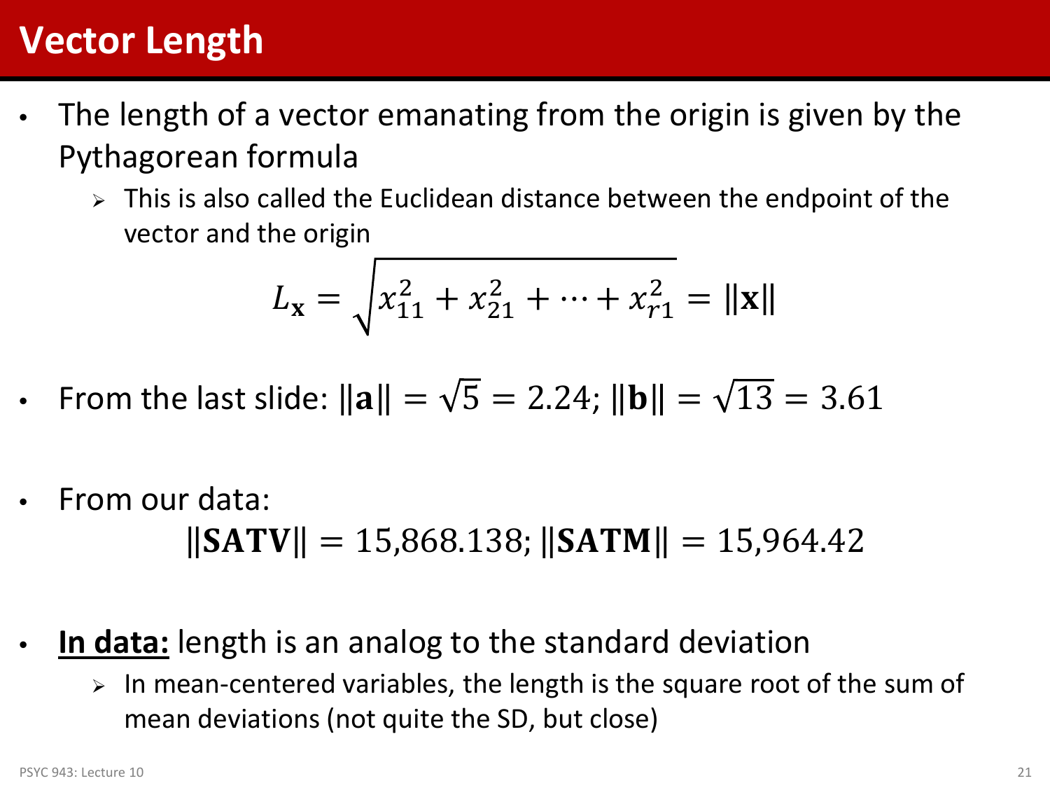# Vector Length

- The length of a vector emanating from the origin is given by the Pythagorean formula
  - This is also called the Euclidean distance between the endpoint of the vector and the origin

$$L_{\mathbf{x}} = \sqrt{x_{11}^2 + x_{21}^2 + \cdots + x_{r1}^2} = \|\mathbf{x}\|$$

- From the last slide: $\|\mathbf{a}\| = \sqrt{5} = 2.24$; $\|\mathbf{b}\| = \sqrt{13} = 3.61$

- From our data:

$$\|\mathbf{SATV}\| = 15{,}868.138; \|\mathbf{SATM}\| = 15{,}964.42$$

- **In data:** length is an analog to the standard deviation
  - In mean-centered variables, the length is the square root of the sum of mean deviations (not quite the SD, but close)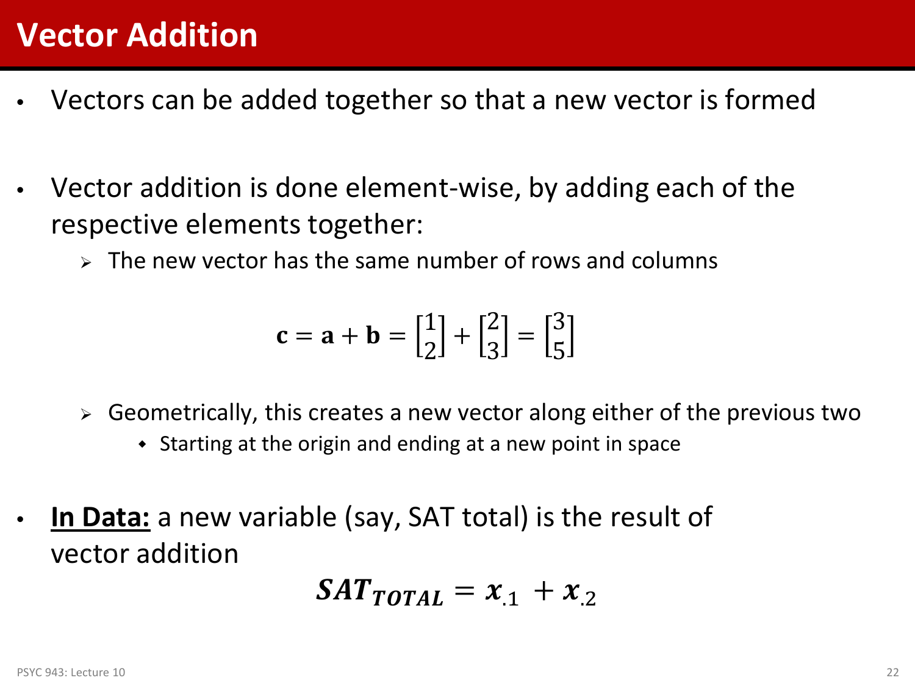# Vector Addition

- Vectors can be added together so that a new vector is formed
- Vector addition is done element-wise, by adding each of the respective elements together:
  - The new vector has the same number of rows and columns

$$\mathbf{c} = \mathbf{a} + \mathbf{b} = \begin{bmatrix} 1 \\ 2 \end{bmatrix} + \begin{bmatrix} 2 \\ 3 \end{bmatrix} = \begin{bmatrix} 3 \\ 5 \end{bmatrix}$$

  - Geometrically, this creates a new vector along either of the previous two
    - Starting at the origin and ending at a new point in space
- **In Data:** a new variable (say, SAT total) is the result of vector addition

$$\boldsymbol{SAT_{TOTAL}} = \boldsymbol{x}_{.1} + \boldsymbol{x}_{.2}$$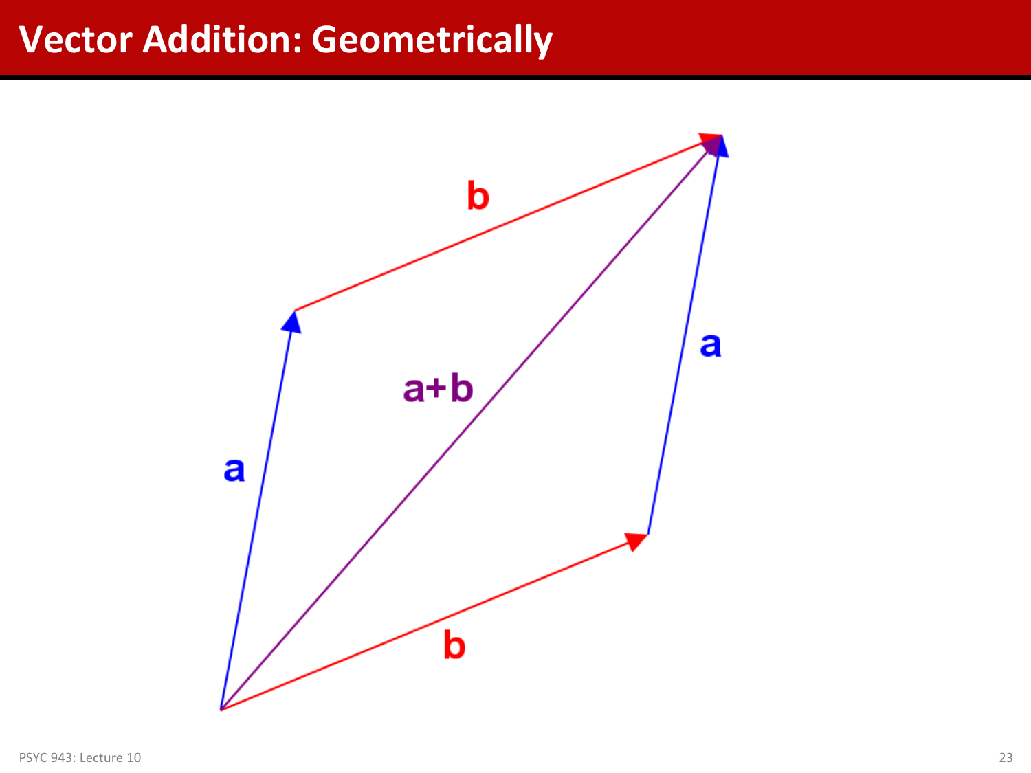# Vector Addition: Geometrically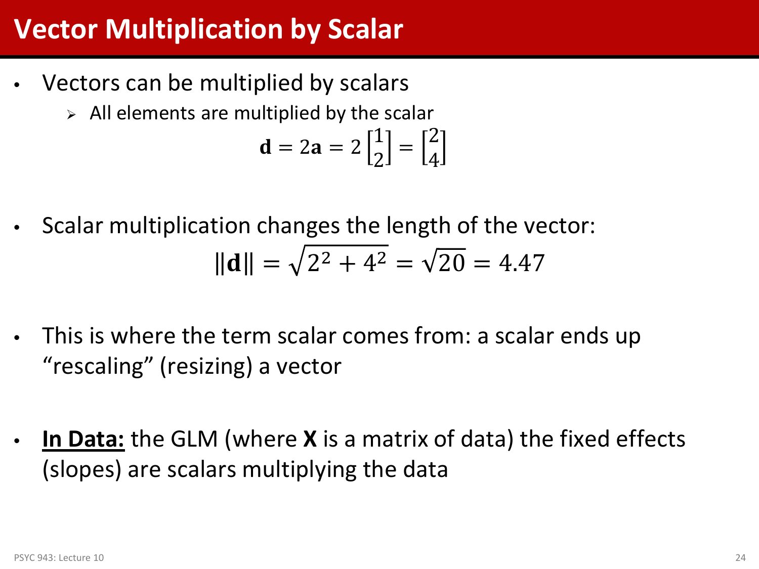# Vector Multiplication by Scalar

- Vectors can be multiplied by scalars
  - All elements are multiplied by the scalar

$$\mathbf{d} = 2\mathbf{a} = 2\begin{bmatrix}1\\2\end{bmatrix} = \begin{bmatrix}2\\4\end{bmatrix}$$

- Scalar multiplication changes the length of the vector:

$$\|\mathbf{d}\| = \sqrt{2^2 + 4^2} = \sqrt{20} = 4.47$$

- This is where the term scalar comes from: a scalar ends up "rescaling" (resizing) a vector

- **In Data:** the GLM (where **X** is a matrix of data) the fixed effects (slopes) are scalars multiplying the data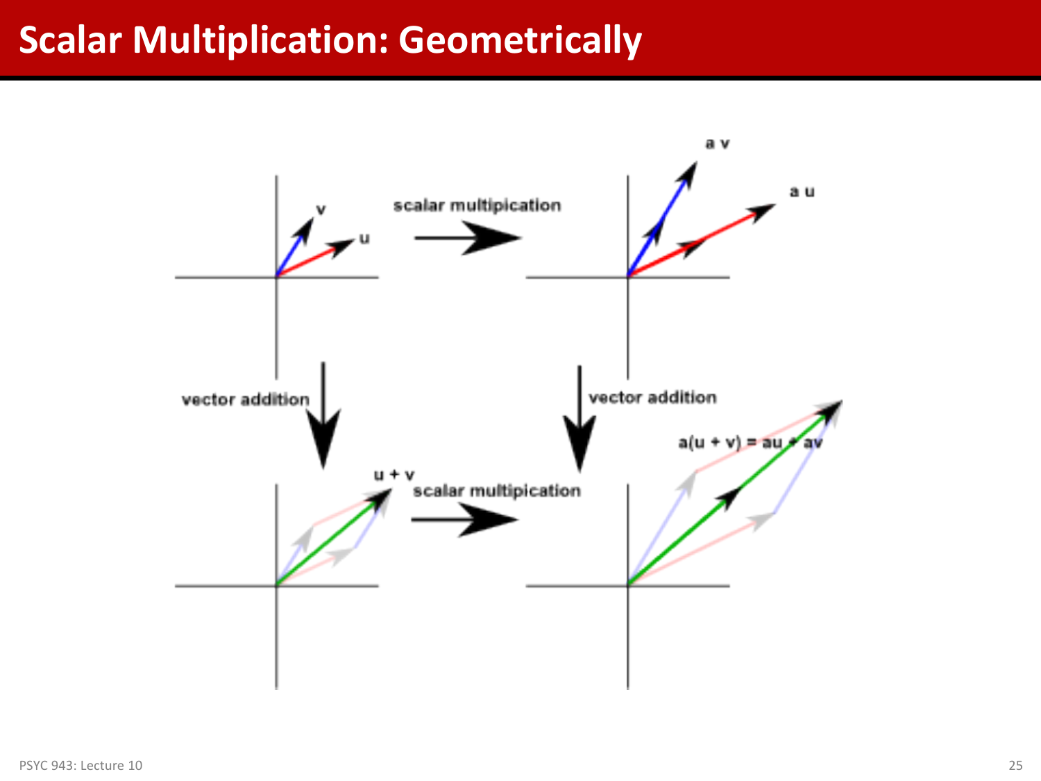# Scalar Multiplication: Geometrically

scalar multipication

vector addition

vector addition

scalar multipication

$v$

$u$

$a\,v$

$a\,u$

$u + v$

$a(u + v) = au + av$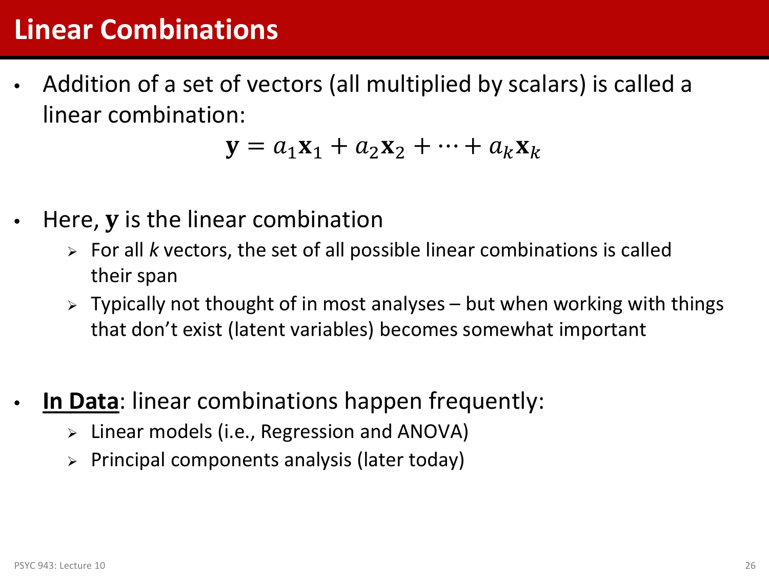# Linear Combinations

- Addition of a set of vectors (all multiplied by scalars) is called a linear combination:

$$\mathbf{y} = a_1\mathbf{x}_1 + a_2\mathbf{x}_2 + \cdots + a_k\mathbf{x}_k$$

- Here, $\mathbf{y}$ is the linear combination
  - For all *k* vectors, the set of all possible linear combinations is called their span
  - Typically not thought of in most analyses – but when working with things that don't exist (latent variables) becomes somewhat important

- **<u>In Data</u>**: linear combinations happen frequently:
  - Linear models (i.e., Regression and ANOVA)
  - Principal components analysis (later today)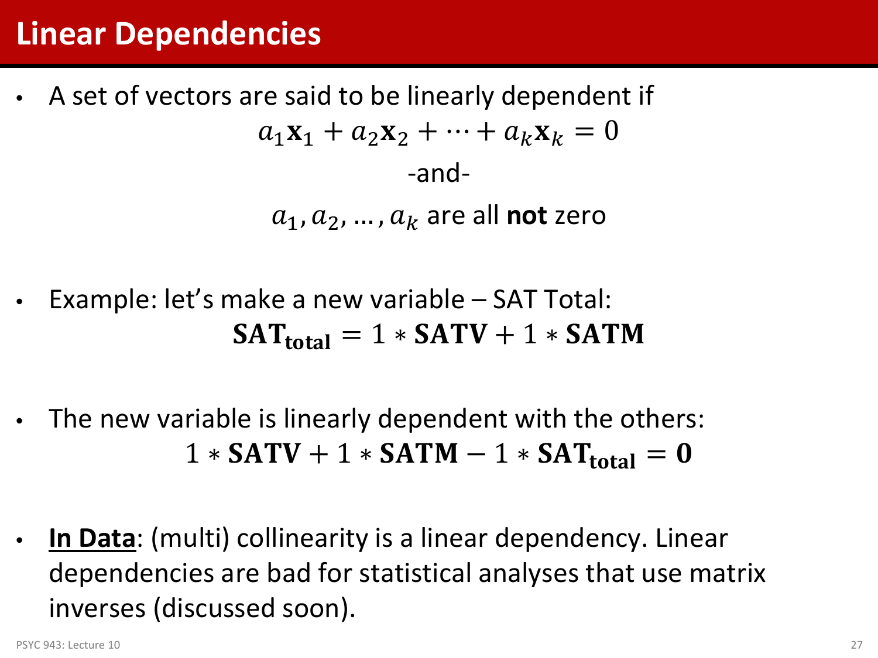# Linear Dependencies

- A set of vectors are said to be linearly dependent if

$$a_1\mathbf{x}_1 + a_2\mathbf{x}_2 + \cdots + a_k\mathbf{x}_k = 0$$

-and-

$a_1, a_2, \ldots, a_k$ are all **not** zero

- Example: let's make a new variable – SAT Total:

$$\mathbf{SAT_{total}} = 1 * \mathbf{SATV} + 1 * \mathbf{SATM}$$

- The new variable is linearly dependent with the others:

$$1 * \mathbf{SATV} + 1 * \mathbf{SATM} - 1 * \mathbf{SAT_{total}} = \mathbf{0}$$

- **<u>In Data</u>**: (multi) collinearity is a linear dependency. Linear dependencies are bad for statistical analyses that use matrix inverses (discussed soon).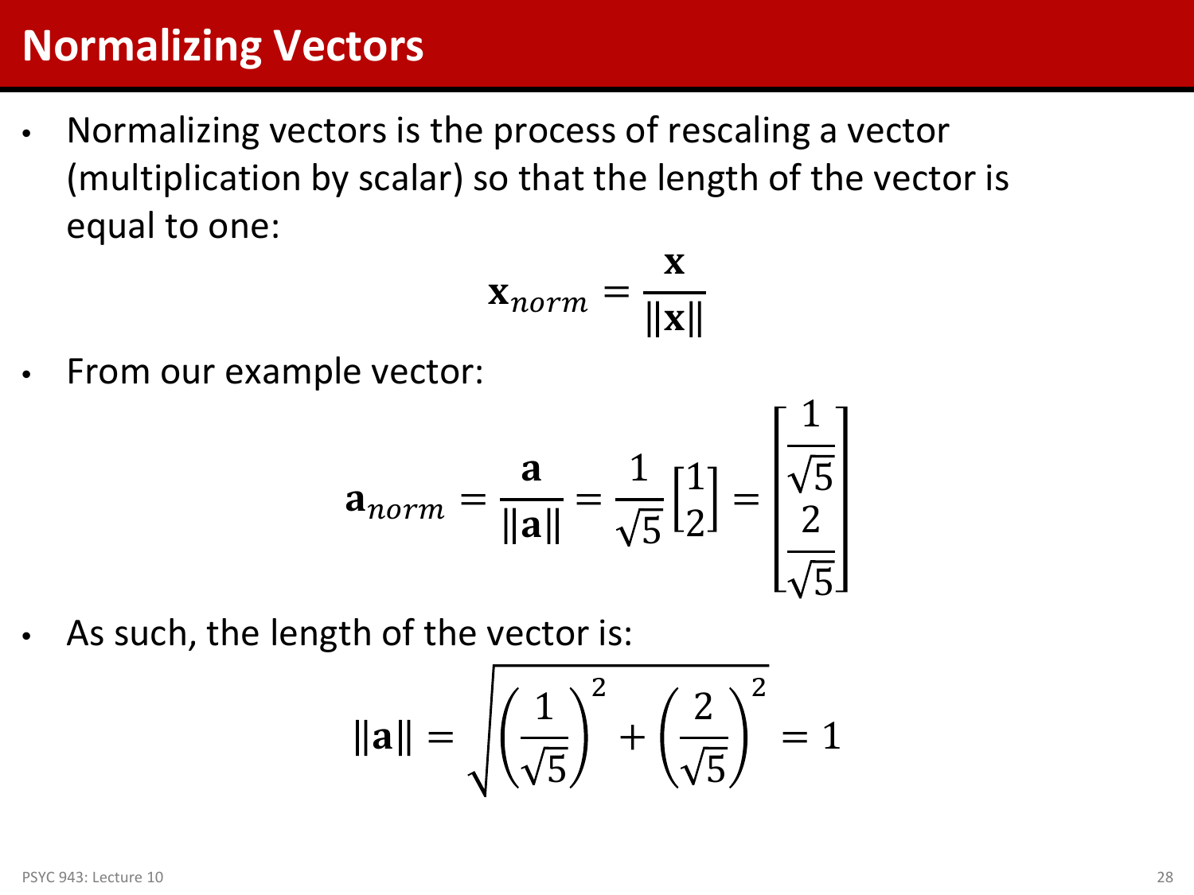# Normalizing Vectors

- Normalizing vectors is the process of rescaling a vector (multiplication by scalar) so that the length of the vector is equal to one:

$$\mathbf{x}_{norm} = \frac{\mathbf{x}}{\|\mathbf{x}\|}$$

- From our example vector:

$$\mathbf{a}_{norm} = \frac{\mathbf{a}}{\|\mathbf{a}\|} = \frac{1}{\sqrt{5}}\begin{bmatrix}1\\2\end{bmatrix} = \begin{bmatrix}\frac{1}{\sqrt{5}}\\ \frac{2}{\sqrt{5}}\end{bmatrix}$$

- As such, the length of the vector is:

$$\|\mathbf{a}\| = \sqrt{\left(\frac{1}{\sqrt{5}}\right)^2 + \left(\frac{2}{\sqrt{5}}\right)^2} = 1$$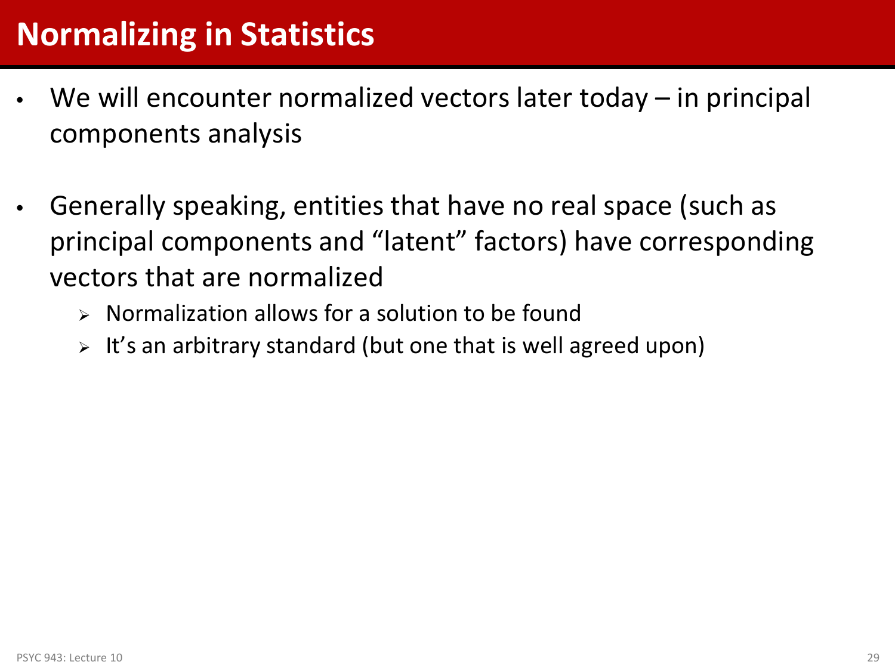# Normalizing in Statistics

- We will encounter normalized vectors later today – in principal components analysis
- Generally speaking, entities that have no real space (such as principal components and "latent" factors) have corresponding vectors that are normalized
  - Normalization allows for a solution to be found
  - It's an arbitrary standard (but one that is well agreed upon)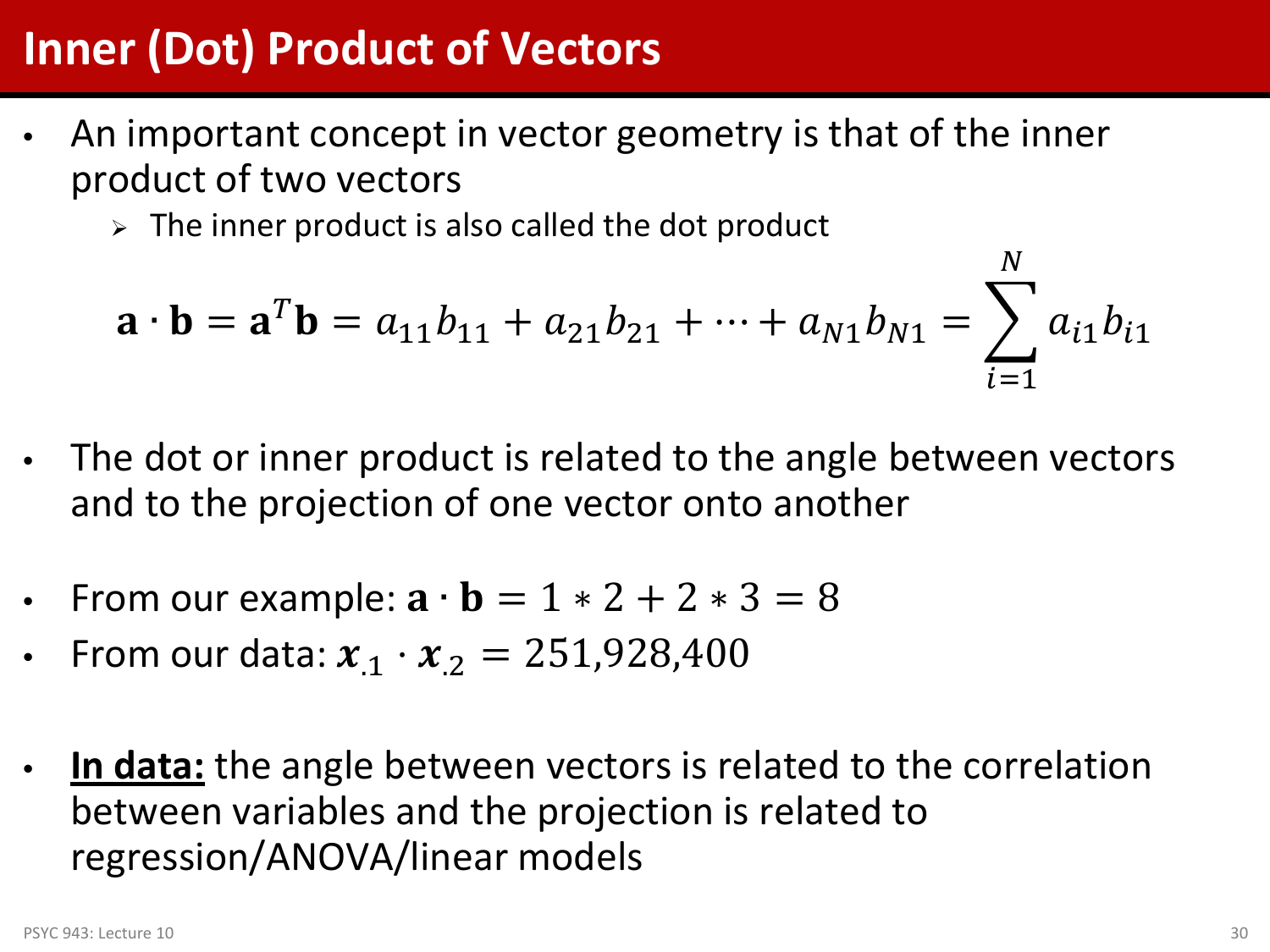# Inner (Dot) Product of Vectors

- An important concept in vector geometry is that of the inner product of two vectors
  - The inner product is also called the dot product

$$\mathbf{a} \cdot \mathbf{b} = \mathbf{a}^T \mathbf{b} = a_{11}b_{11} + a_{21}b_{21} + \cdots + a_{N1}b_{N1} = \sum_{i=1}^{N} a_{i1}b_{i1}$$

- The dot or inner product is related to the angle between vectors and to the projection of one vector onto another

- From our example: $\mathbf{a} \cdot \mathbf{b} = 1 * 2 + 2 * 3 = 8$
- From our data: $\boldsymbol{x}_{.1} \cdot \boldsymbol{x}_{.2} = 251{,}928{,}400$

- **<u>In data:</u>** the angle between vectors is related to the correlation between variables and the projection is related to regression/ANOVA/linear models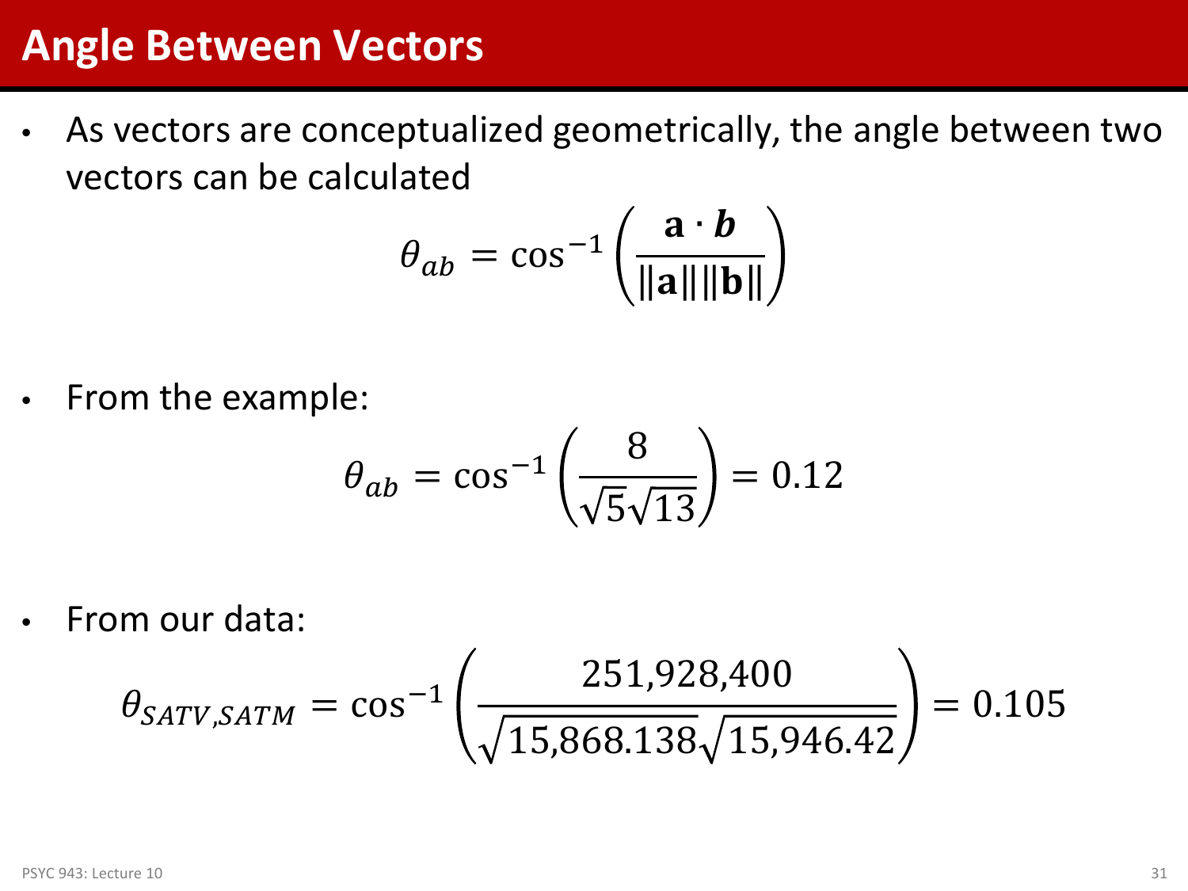# Angle Between Vectors

- As vectors are conceptualized geometrically, the angle between two vectors can be calculated

$$\theta_{ab} = \cos^{-1}\left(\frac{\mathbf{a} \cdot \boldsymbol{b}}{\|\mathbf{a}\|\|\mathbf{b}\|}\right)$$

- From the example:

$$\theta_{ab} = \cos^{-1}\left(\frac{8}{\sqrt{5}\sqrt{13}}\right) = 0.12$$

- From our data:

$$\theta_{SATV,SATM} = \cos^{-1}\left(\frac{251{,}928{,}400}{\sqrt{15{,}868.138}\sqrt{15{,}946.42}}\right) = 0.105$$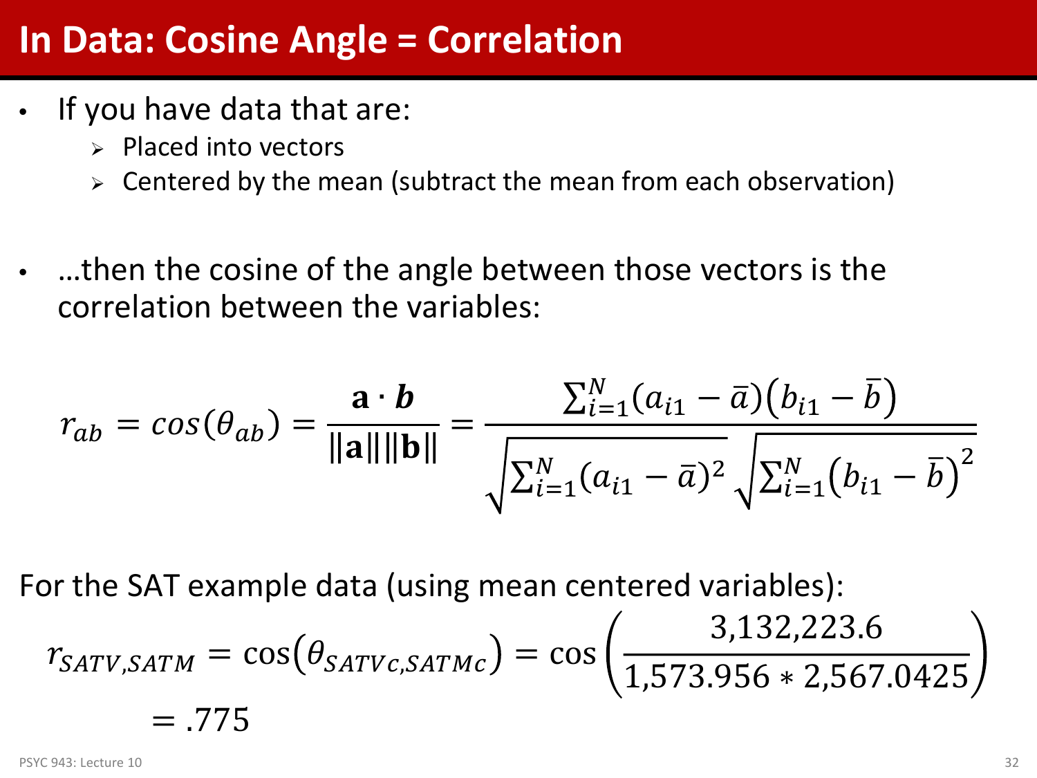# In Data: Cosine Angle = Correlation

- If you have data that are:
  - Placed into vectors
  - Centered by the mean (subtract the mean from each observation)
- …then the cosine of the angle between those vectors is the correlation between the variables:

$$r_{ab} = cos(\theta_{ab}) = \frac{\mathbf{a} \cdot \boldsymbol{b}}{\|\mathbf{a}\|\|\mathbf{b}\|} = \frac{\sum_{i=1}^{N}(a_{i1} - \bar{a})(b_{i1} - \bar{b})}{\sqrt{\sum_{i=1}^{N}(a_{i1} - \bar{a})^2}\sqrt{\sum_{i=1}^{N}(b_{i1} - \bar{b})^2}}$$

For the SAT example data (using mean centered variables):

$$r_{SATV,SATM} = \cos(\theta_{SATVc,SATMc}) = \cos\left(\frac{3{,}132{,}223.6}{1{,}573.956 * 2{,}567.0425}\right)$$
$$= .775$$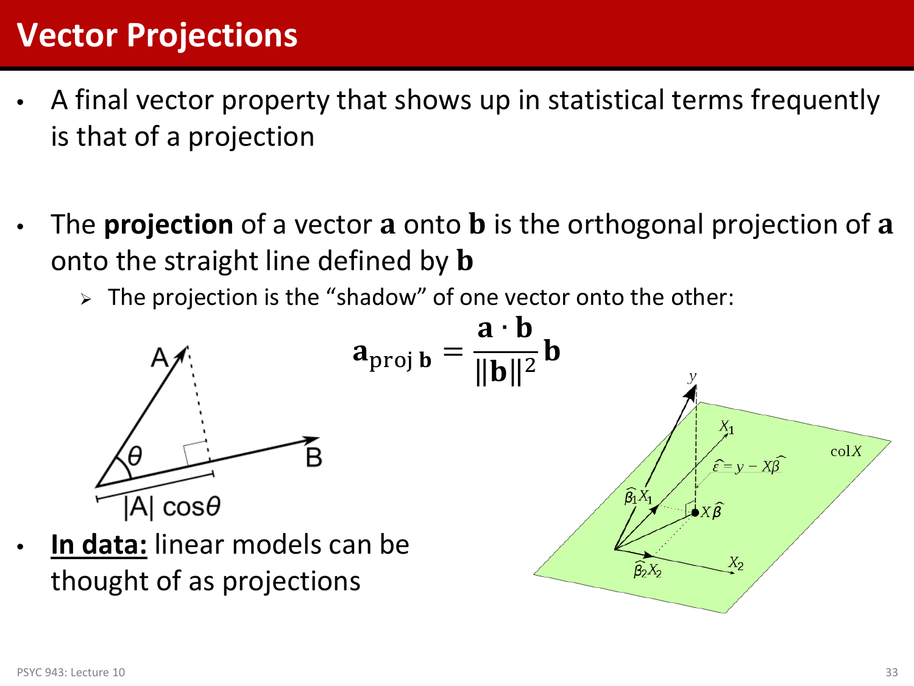# Vector Projections

- A final vector property that shows up in statistical terms frequently is that of a projection

- The **projection** of a vector $\mathbf{a}$ onto $\mathbf{b}$ is the orthogonal projection of $\mathbf{a}$ onto the straight line defined by $\mathbf{b}$
  - The projection is the "shadow" of one vector onto the other:

$$\mathbf{a}_{\text{proj } \mathbf{b}} = \frac{\mathbf{a} \cdot \mathbf{b}}{\|\mathbf{b}\|^2}\mathbf{b}$$

- **In data:** linear models can be thought of as projections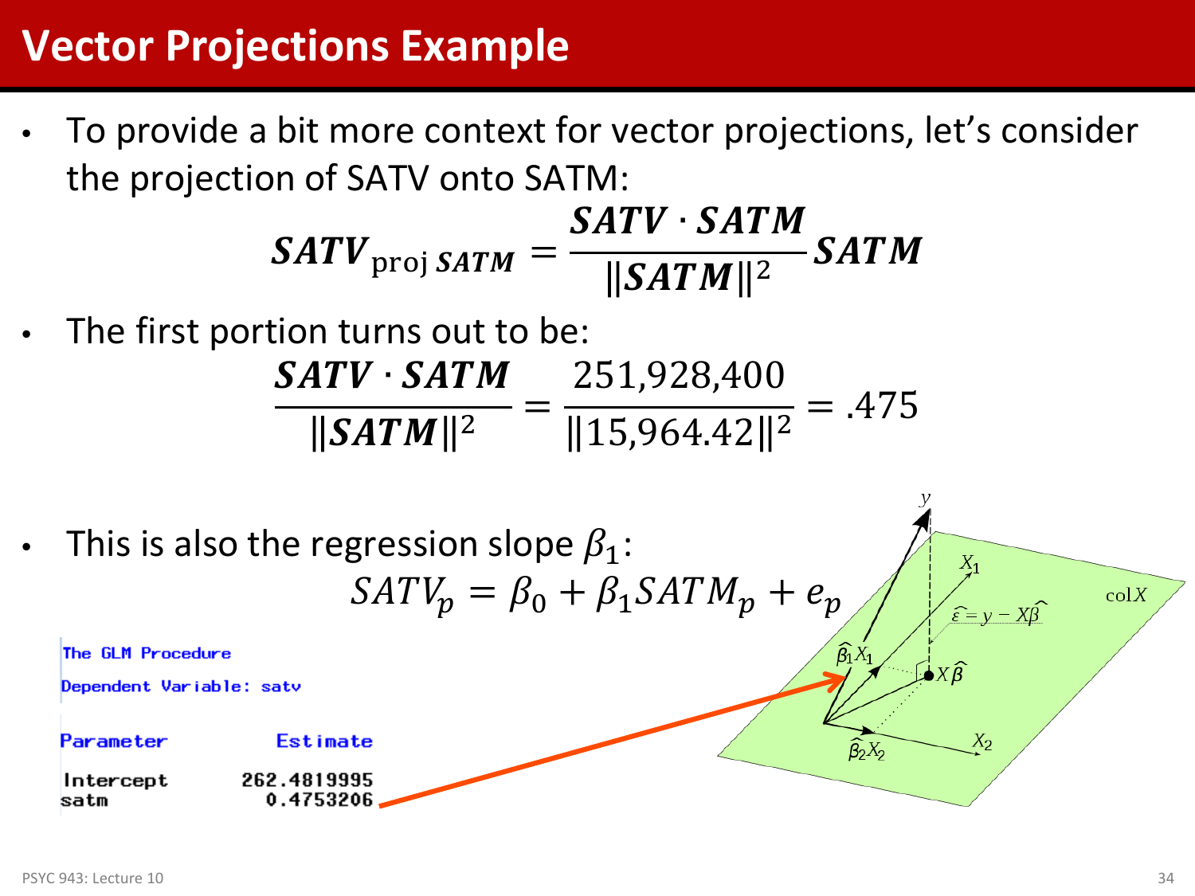# Vector Projections Example

- To provide a bit more context for vector projections, let's consider the projection of SATV onto SATM:

$$\boldsymbol{SATV}_{\text{proj } \boldsymbol{SATM}} = \frac{\boldsymbol{SATV} \cdot \boldsymbol{SATM}}{\|\boldsymbol{SATM}\|^2} \boldsymbol{SATM}$$

- The first portion turns out to be:

$$\frac{\boldsymbol{SATV} \cdot \boldsymbol{SATM}}{\|\boldsymbol{SATM}\|^2} = \frac{251{,}928{,}400}{\|15{,}964.42\|^2} = .475$$

- This is also the regression slope $\beta_1$:

$$SATV_p = \beta_0 + \beta_1 SATM_p + e_p$$

```
The GLM Procedure
Dependent Variable: satv

Parameter          Estimate
Intercept       262.4819995
satm              0.4753206
```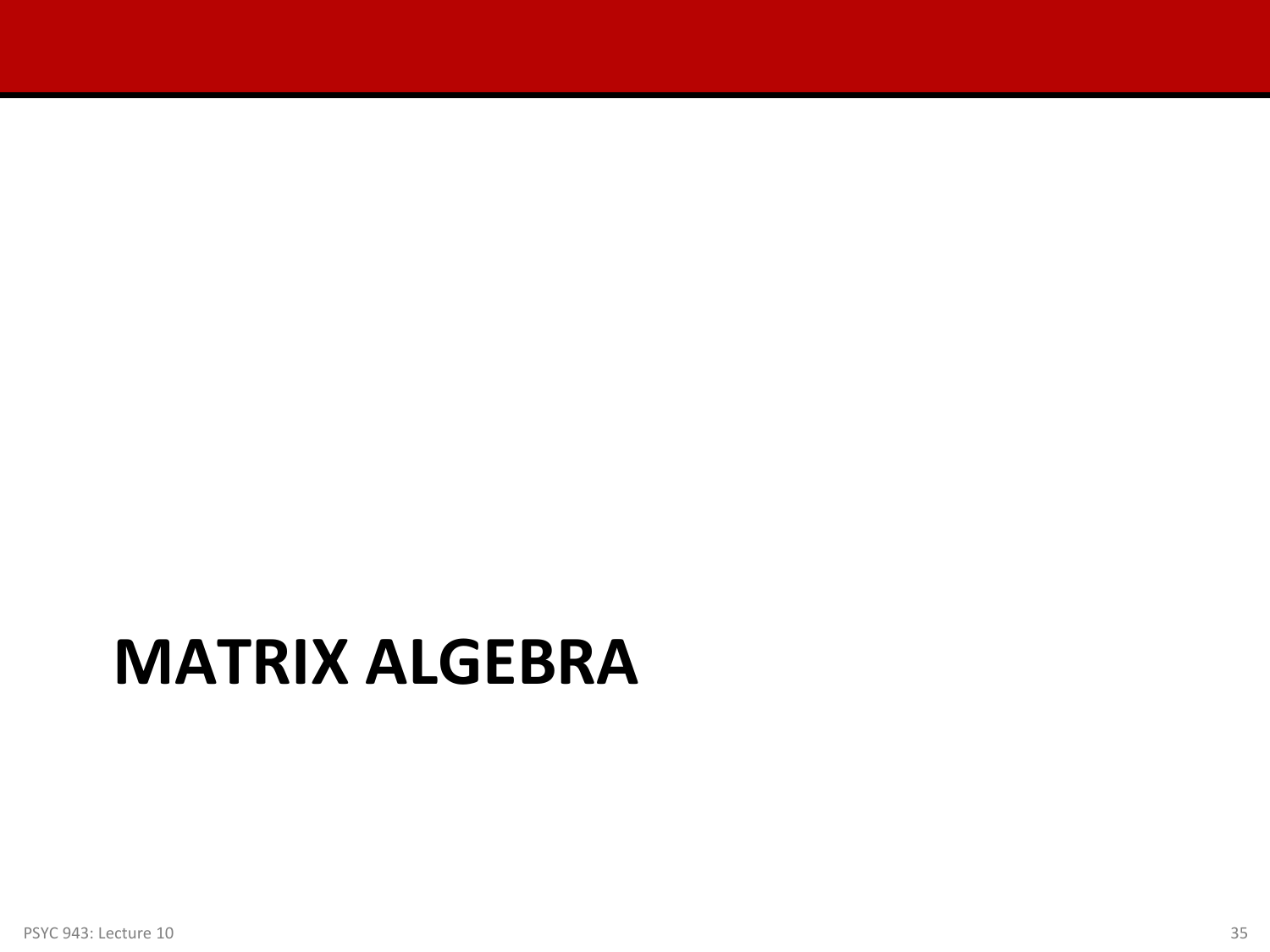# MATRIX ALGEBRA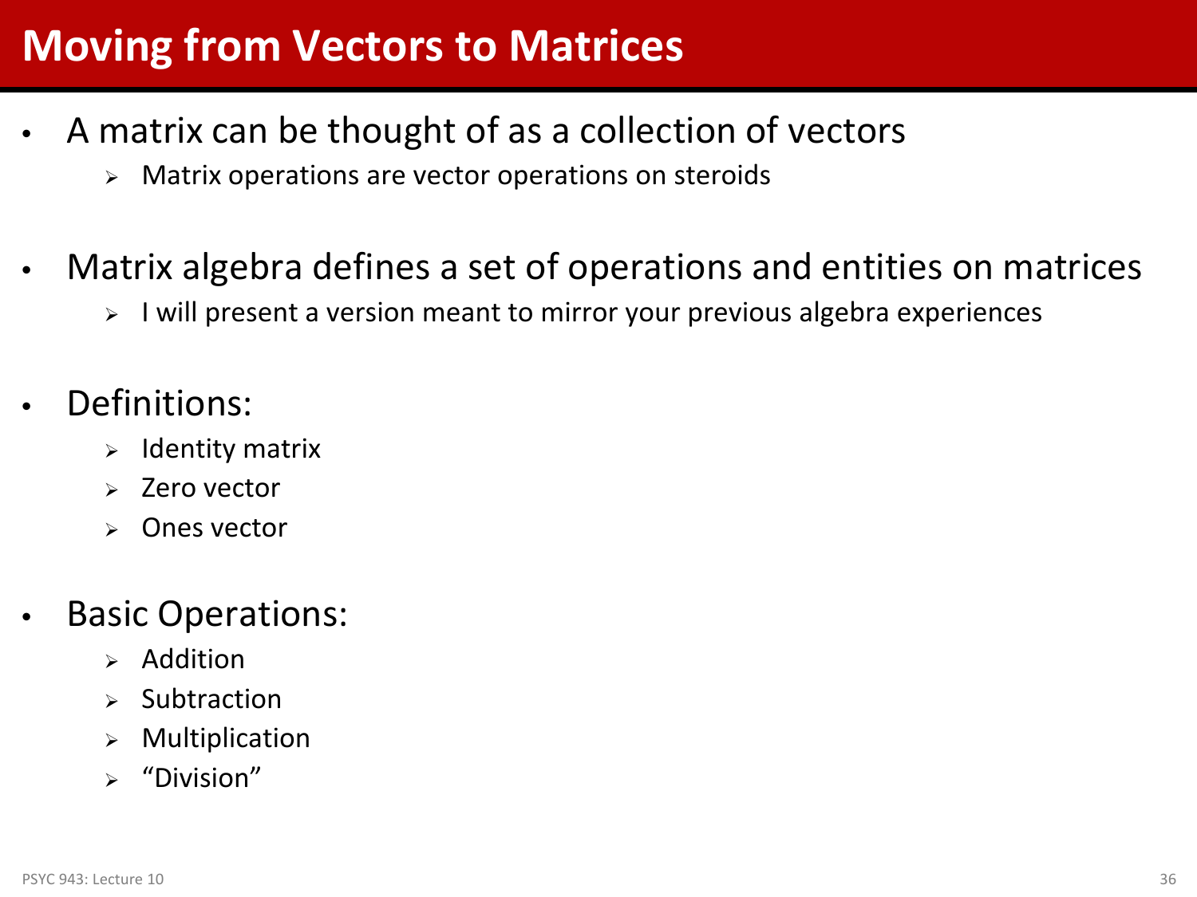# Moving from Vectors to Matrices

- A matrix can be thought of as a collection of vectors
  - Matrix operations are vector operations on steroids

- Matrix algebra defines a set of operations and entities on matrices
  - I will present a version meant to mirror your previous algebra experiences

- Definitions:
  - Identity matrix
  - Zero vector
  - Ones vector

- Basic Operations:
  - Addition
  - Subtraction
  - Multiplication
  - "Division"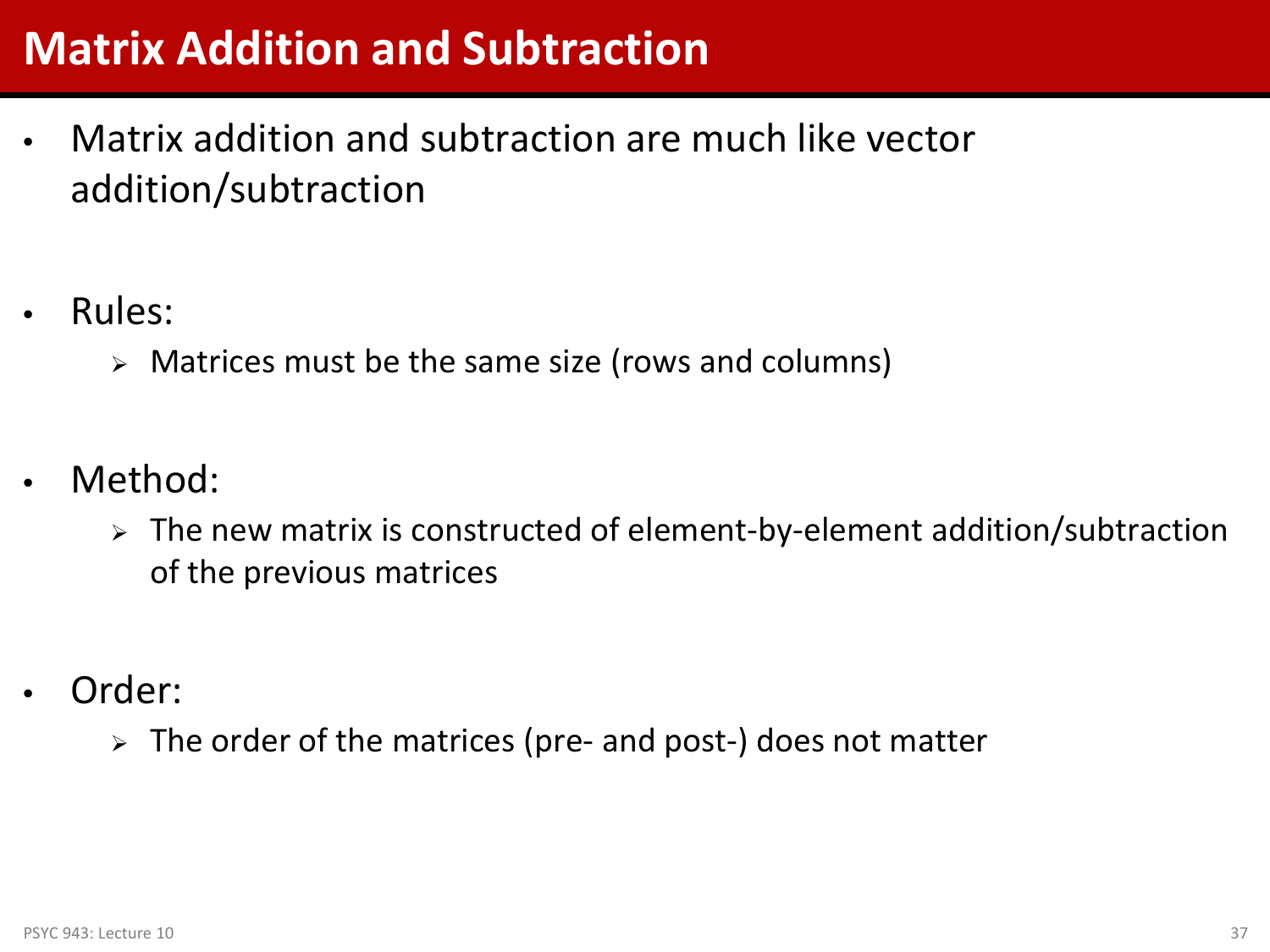# Matrix Addition and Subtraction

- Matrix addition and subtraction are much like vector addition/subtraction

- Rules:
  - Matrices must be the same size (rows and columns)

- Method:
  - The new matrix is constructed of element-by-element addition/subtraction of the previous matrices

- Order:
  - The order of the matrices (pre- and post-) does not matter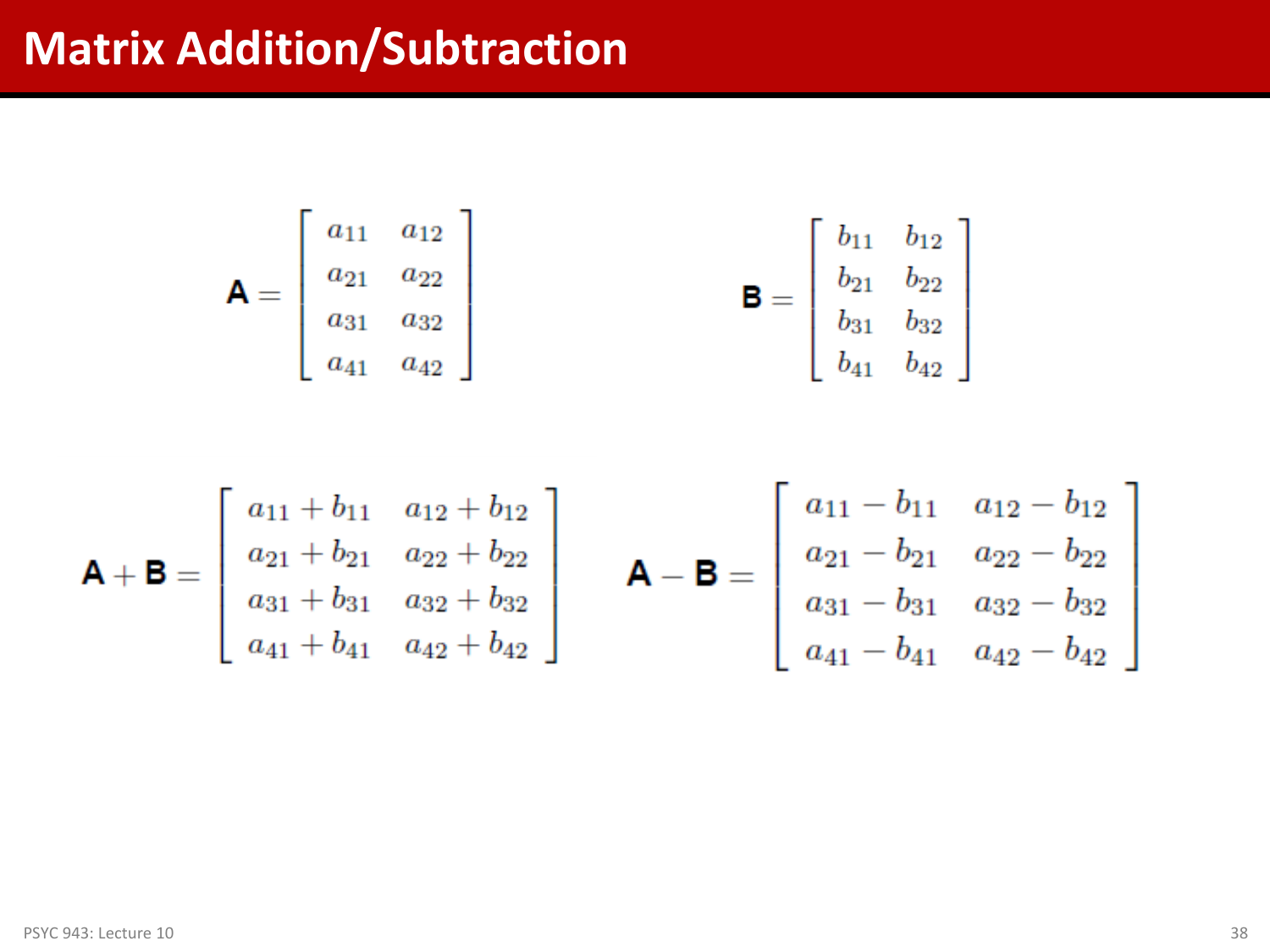# Matrix Addition/Subtraction

$$\mathbf{A} = \begin{bmatrix} a_{11} & a_{12} \\ a_{21} & a_{22} \\ a_{31} & a_{32} \\ a_{41} & a_{42} \end{bmatrix} \qquad \mathbf{B} = \begin{bmatrix} b_{11} & b_{12} \\ b_{21} & b_{22} \\ b_{31} & b_{32} \\ b_{41} & b_{42} \end{bmatrix}$$

$$\mathbf{A} + \mathbf{B} = \begin{bmatrix} a_{11} + b_{11} & a_{12} + b_{12} \\ a_{21} + b_{21} & a_{22} + b_{22} \\ a_{31} + b_{31} & a_{32} + b_{32} \\ a_{41} + b_{41} & a_{42} + b_{42} \end{bmatrix} \qquad \mathbf{A} - \mathbf{B} = \begin{bmatrix} a_{11} - b_{11} & a_{12} - b_{12} \\ a_{21} - b_{21} & a_{22} - b_{22} \\ a_{31} - b_{31} & a_{32} - b_{32} \\ a_{41} - b_{41} & a_{42} - b_{42} \end{bmatrix}$$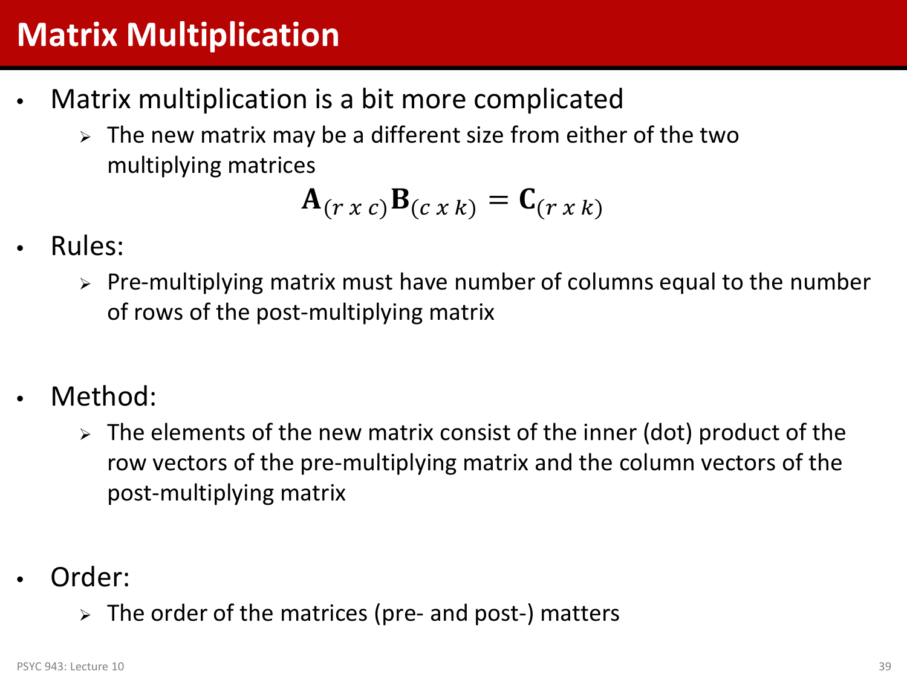# Matrix Multiplication

- Matrix multiplication is a bit more complicated
  - The new matrix may be a different size from either of the two multiplying matrices

$$\mathbf{A}_{(r\ x\ c)}\mathbf{B}_{(c\ x\ k)} = \mathbf{C}_{(r\ x\ k)}$$

- Rules:
  - Pre-multiplying matrix must have number of columns equal to the number of rows of the post-multiplying matrix

- Method:
  - The elements of the new matrix consist of the inner (dot) product of the row vectors of the pre-multiplying matrix and the column vectors of the post-multiplying matrix

- Order:
  - The order of the matrices (pre- and post-) matters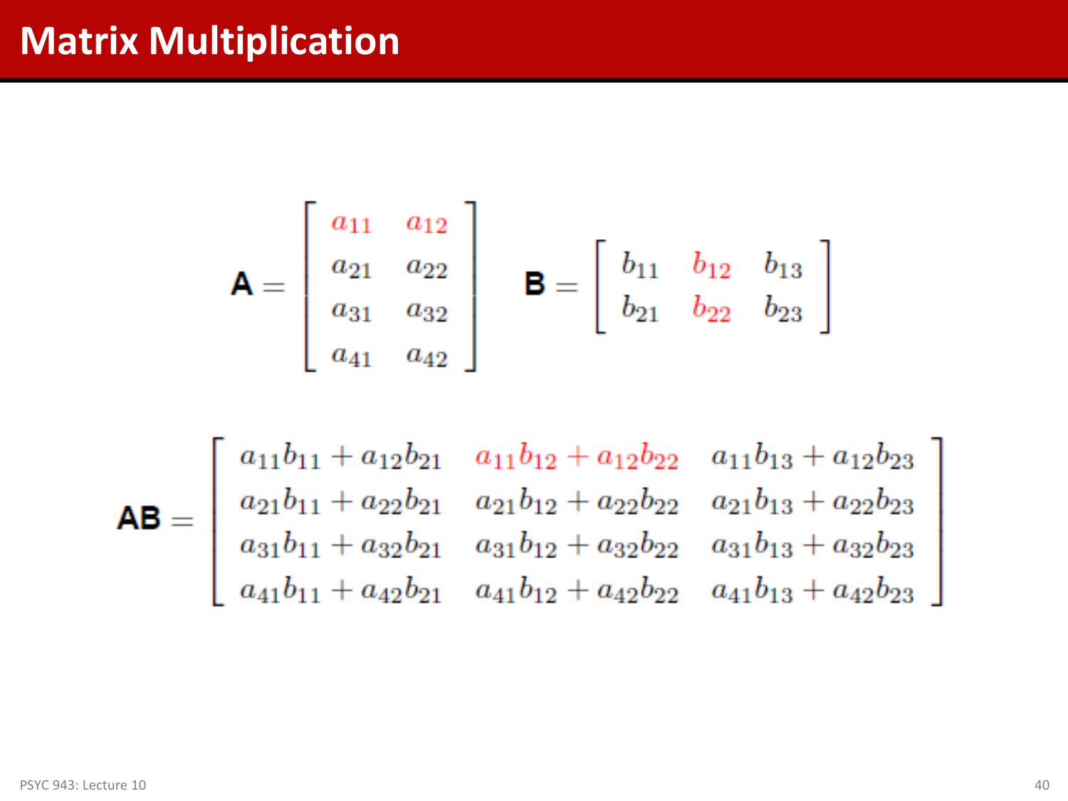# Matrix Multiplication

$$\mathbf{A} = \begin{bmatrix} a_{11} & a_{12} \\ a_{21} & a_{22} \\ a_{31} & a_{32} \\ a_{41} & a_{42} \end{bmatrix} \quad \mathbf{B} = \begin{bmatrix} b_{11} & b_{12} & b_{13} \\ b_{21} & b_{22} & b_{23} \end{bmatrix}$$

$$\mathbf{AB} = \begin{bmatrix} a_{11}b_{11} + a_{12}b_{21} & a_{11}b_{12} + a_{12}b_{22} & a_{11}b_{13} + a_{12}b_{23} \\ a_{21}b_{11} + a_{22}b_{21} & a_{21}b_{12} + a_{22}b_{22} & a_{21}b_{13} + a_{22}b_{23} \\ a_{31}b_{11} + a_{32}b_{21} & a_{31}b_{12} + a_{32}b_{22} & a_{31}b_{13} + a_{32}b_{23} \\ a_{41}b_{11} + a_{42}b_{21} & a_{41}b_{12} + a_{42}b_{22} & a_{41}b_{13} + a_{42}b_{23} \end{bmatrix}$$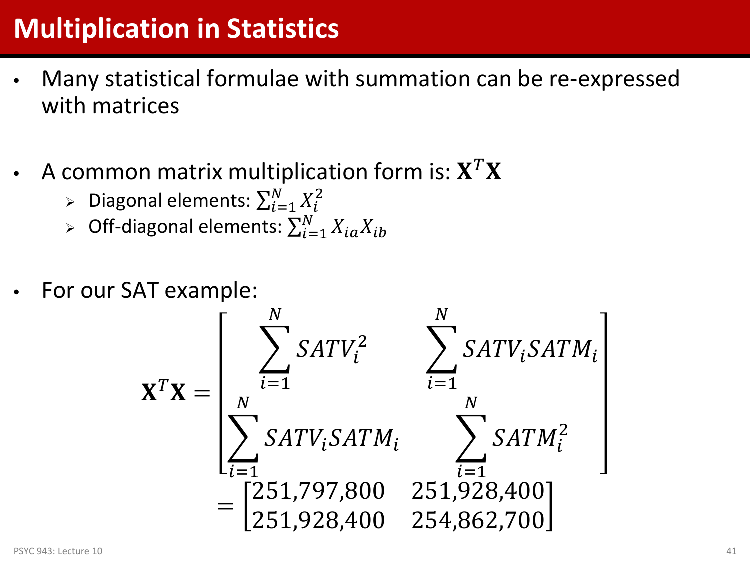# Multiplication in Statistics

- Many statistical formulae with summation can be re-expressed with matrices

- A common matrix multiplication form is: $\mathbf{X}^T\mathbf{X}$
  - Diagonal elements: $\sum_{i=1}^{N} X_i^2$
  - Off-diagonal elements: $\sum_{i=1}^{N} X_{ia}X_{ib}$

- For our SAT example:

$$\mathbf{X}^T\mathbf{X} = \begin{bmatrix} \sum_{i=1}^{N} SATV_i^2 & \sum_{i=1}^{N} SATV_i SATM_i \\ \sum_{i=1}^{N} SATV_i SATM_i & \sum_{i=1}^{N} SATM_i^2 \end{bmatrix}$$

$$= \begin{bmatrix} 251{,}797{,}800 & 251{,}928{,}400 \\ 251{,}928{,}400 & 254{,}862{,}700 \end{bmatrix}$$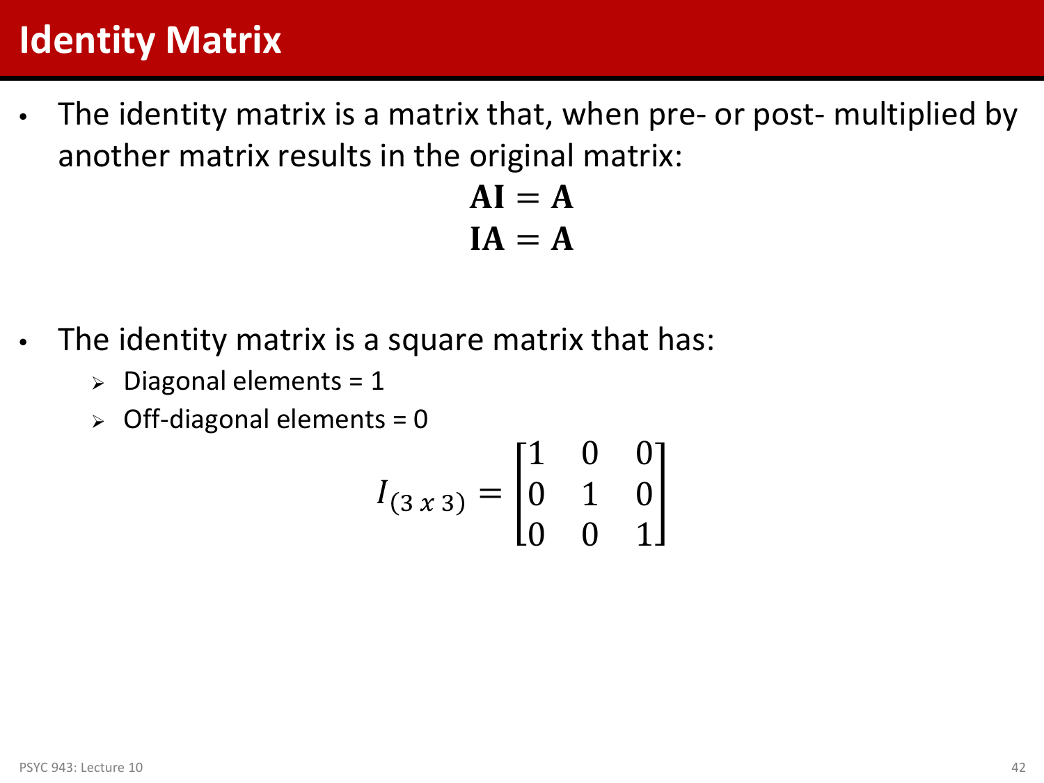# Identity Matrix

- The identity matrix is a matrix that, when pre- or post- multiplied by another matrix results in the original matrix:

$$\mathbf{AI} = \mathbf{A}$$
$$\mathbf{IA} = \mathbf{A}$$

- The identity matrix is a square matrix that has:
  - Diagonal elements = 1
  - Off-diagonal elements = 0

$$I_{(3\ x\ 3)} = \begin{bmatrix} 1 & 0 & 0 \\ 0 & 1 & 0 \\ 0 & 0 & 1 \end{bmatrix}$$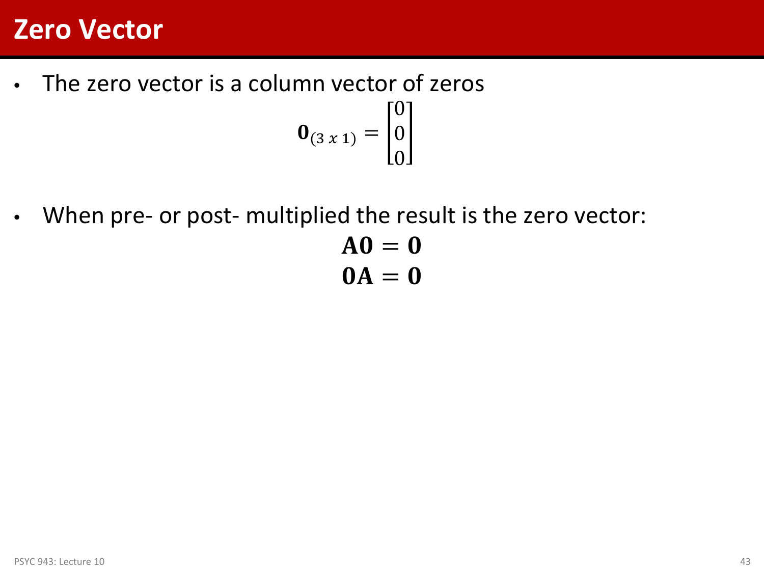# Zero Vector

- The zero vector is a column vector of zeros

$$\mathbf{0}_{(3\ x\ 1)} = \begin{bmatrix} 0 \\ 0 \\ 0 \end{bmatrix}$$

- When pre- or post- multiplied the result is the zero vector:

$$\mathbf{A0} = \mathbf{0}$$
$$\mathbf{0A} = \mathbf{0}$$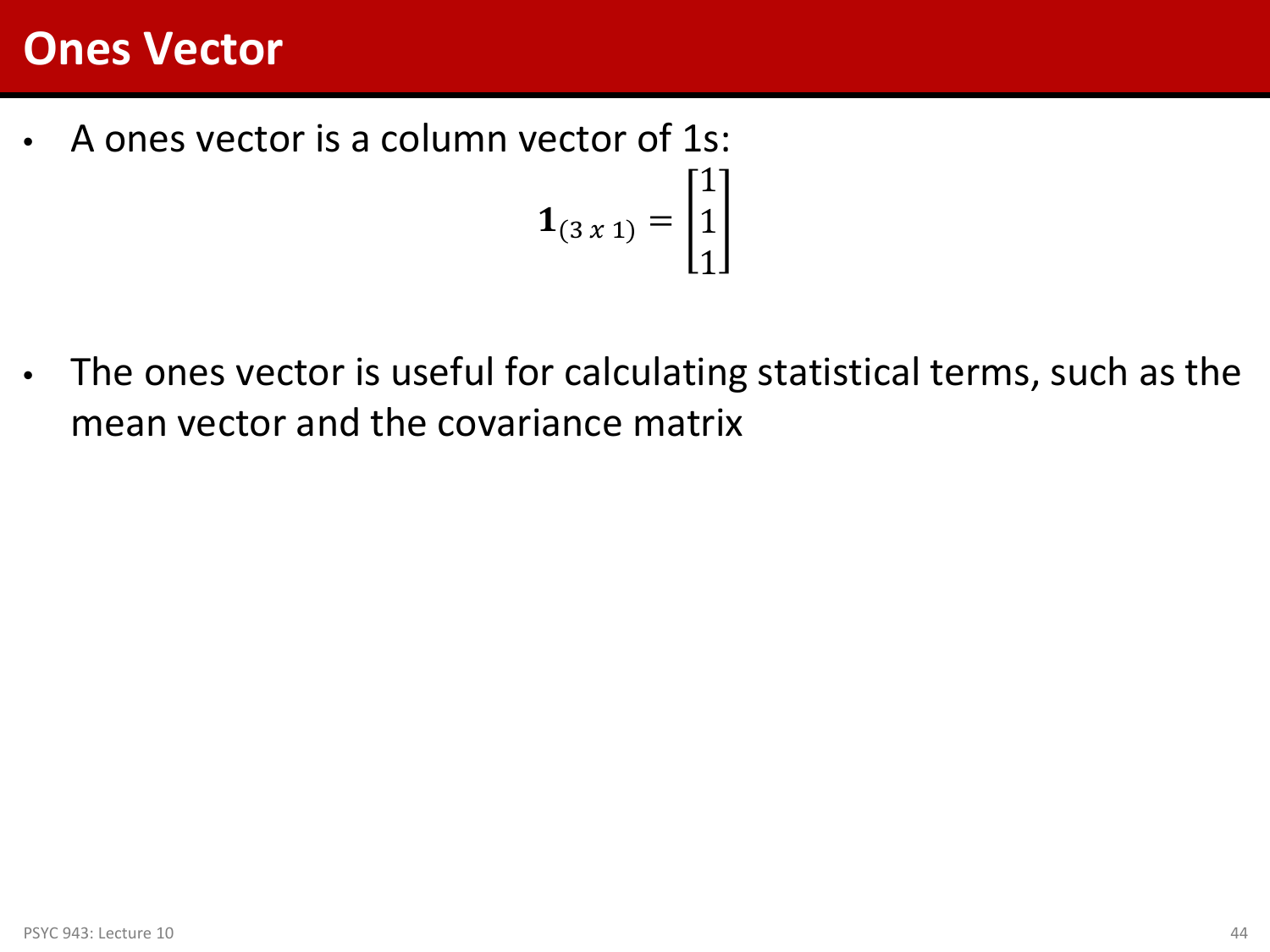# Ones Vector

- A ones vector is a column vector of 1s:

$$\mathbf{1}_{(3\ x\ 1)} = \begin{bmatrix} 1 \\ 1 \\ 1 \end{bmatrix}$$

- The ones vector is useful for calculating statistical terms, such as the mean vector and the covariance matrix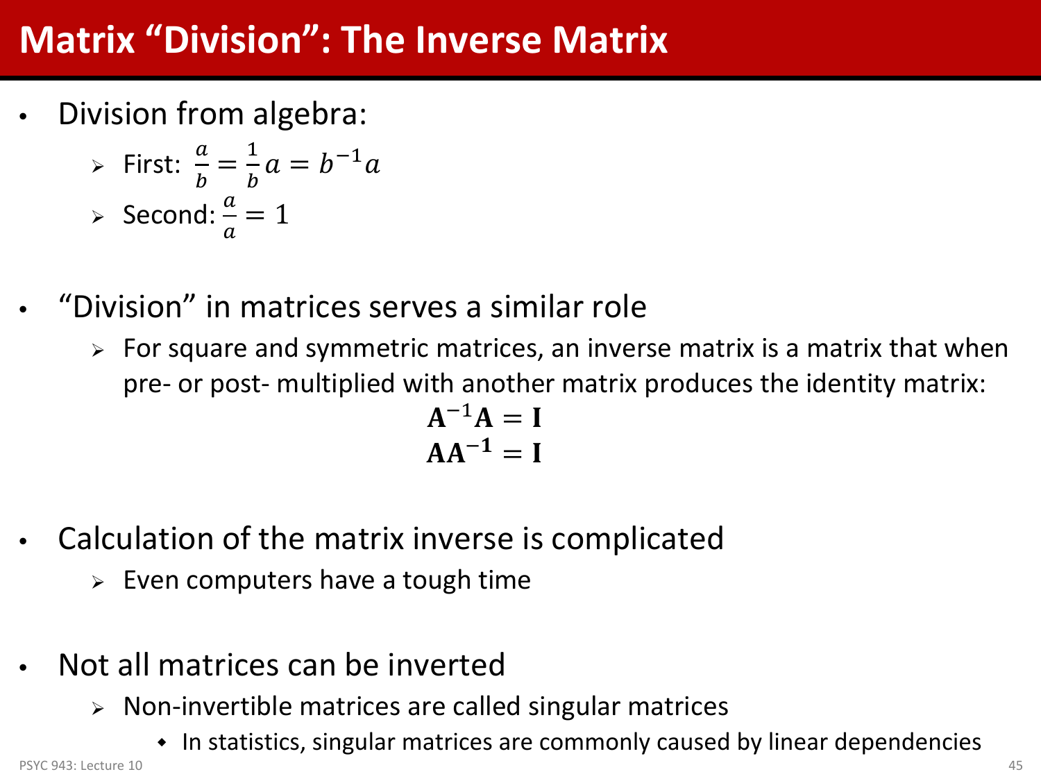# Matrix "Division": The Inverse Matrix

- Division from algebra:
  - First: $\frac{a}{b} = \frac{1}{b}a = b^{-1}a$
  - Second: $\frac{a}{a} = 1$

- "Division" in matrices serves a similar role
  - For square and symmetric matrices, an inverse matrix is a matrix that when pre- or post- multiplied with another matrix produces the identity matrix:

$$\mathbf{A}^{-1}\mathbf{A} = \mathbf{I}$$
$$\mathbf{A}\mathbf{A}^{-1} = \mathbf{I}$$

- Calculation of the matrix inverse is complicated
  - Even computers have a tough time

- Not all matrices can be inverted
  - Non-invertible matrices are called singular matrices
    - In statistics, singular matrices are commonly caused by linear dependencies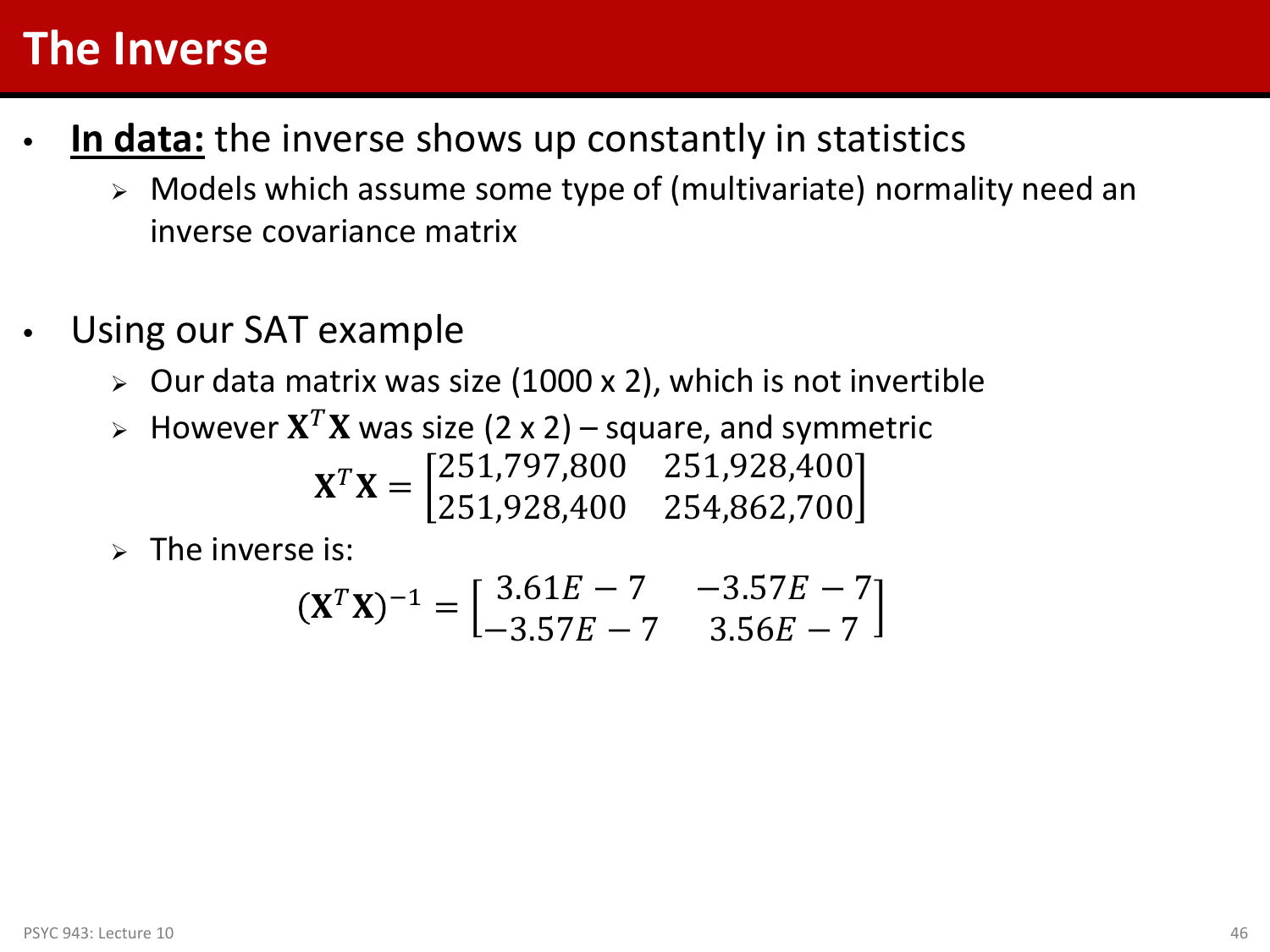# The Inverse

- **In data:** the inverse shows up constantly in statistics
  - Models which assume some type of (multivariate) normality need an inverse covariance matrix

- Using our SAT example
  - Our data matrix was size (1000 x 2), which is not invertible
  - However $\mathbf{X}^T\mathbf{X}$ was size (2 x 2) – square, and symmetric

$$\mathbf{X}^T\mathbf{X} = \begin{bmatrix} 251{,}797{,}800 & 251{,}928{,}400 \\ 251{,}928{,}400 & 254{,}862{,}700 \end{bmatrix}$$

  - The inverse is:

$$(\mathbf{X}^T\mathbf{X})^{-1} = \begin{bmatrix} 3.61E-7 & -3.57E-7 \\ -3.57E-7 & 3.56E-7 \end{bmatrix}$$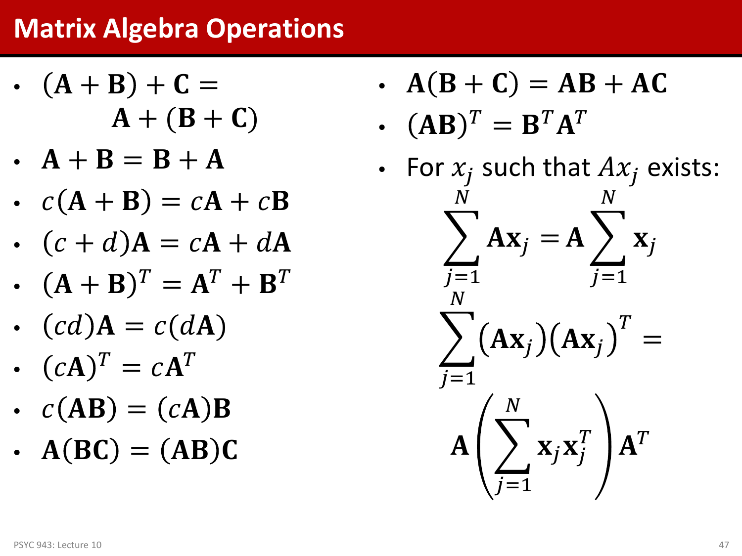# Matrix Algebra Operations

- $(\mathbf{A} + \mathbf{B}) + \mathbf{C} = \mathbf{A} + (\mathbf{B} + \mathbf{C})$
- $\mathbf{A} + \mathbf{B} = \mathbf{B} + \mathbf{A}$
- $c(\mathbf{A} + \mathbf{B}) = c\mathbf{A} + c\mathbf{B}$
- $(c + d)\mathbf{A} = c\mathbf{A} + d\mathbf{A}$
- $(\mathbf{A} + \mathbf{B})^T = \mathbf{A}^T + \mathbf{B}^T$
- $(cd)\mathbf{A} = c(d\mathbf{A})$
- $(c\mathbf{A})^T = c\mathbf{A}^T$
- $c(\mathbf{AB}) = (c\mathbf{A})\mathbf{B}$
- $\mathbf{A}(\mathbf{BC}) = (\mathbf{AB})\mathbf{C}$
- $\mathbf{A}(\mathbf{B} + \mathbf{C}) = \mathbf{AB} + \mathbf{AC}$
- $(\mathbf{AB})^T = \mathbf{B}^T\mathbf{A}^T$
- For $x_j$ such that $Ax_j$ exists:

$$\sum_{j=1}^{N} \mathbf{A}\mathbf{x}_j = \mathbf{A}\sum_{j=1}^{N} \mathbf{x}_j$$

$$\sum_{j=1}^{N} (\mathbf{A}\mathbf{x}_j)(\mathbf{A}\mathbf{x}_j)^T = \mathbf{A}\left(\sum_{j=1}^{N} \mathbf{x}_j\mathbf{x}_j^T\right)\mathbf{A}^T$$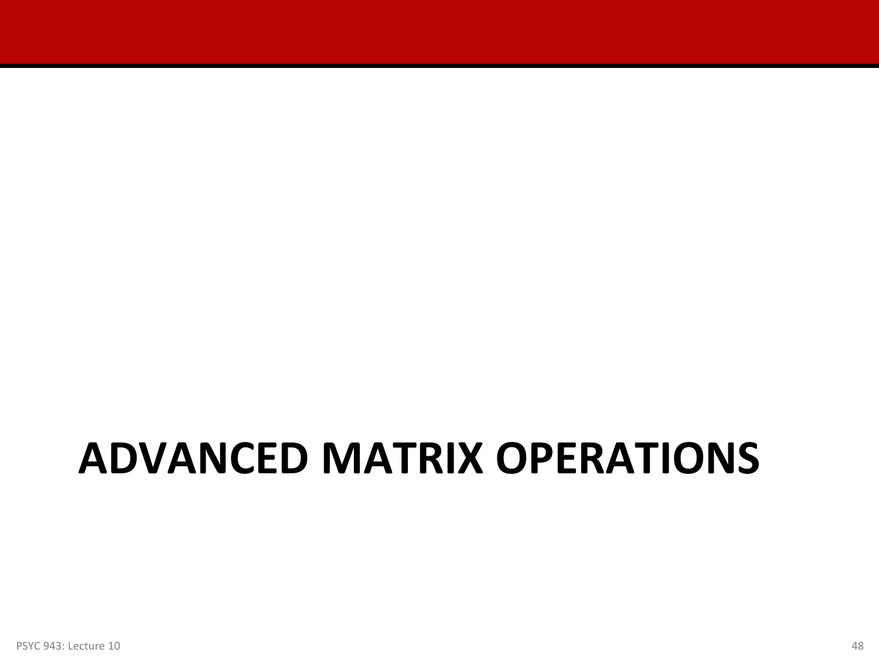# ADVANCED MATRIX OPERATIONS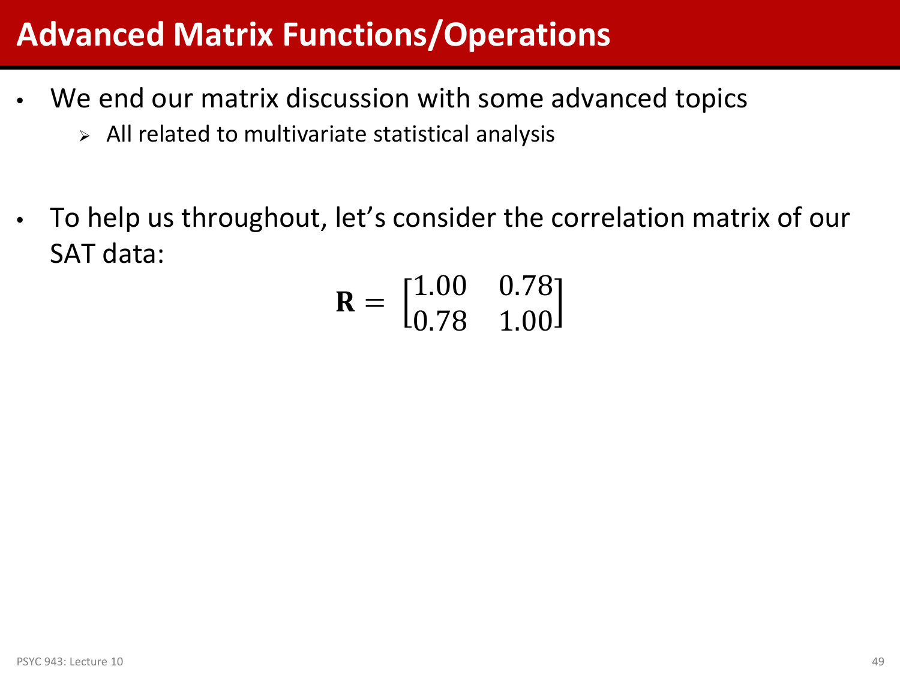# Advanced Matrix Functions/Operations

- We end our matrix discussion with some advanced topics
  - All related to multivariate statistical analysis

- To help us throughout, let's consider the correlation matrix of our SAT data:

$$\mathbf{R} = \begin{bmatrix} 1.00 & 0.78 \\ 0.78 & 1.00 \end{bmatrix}$$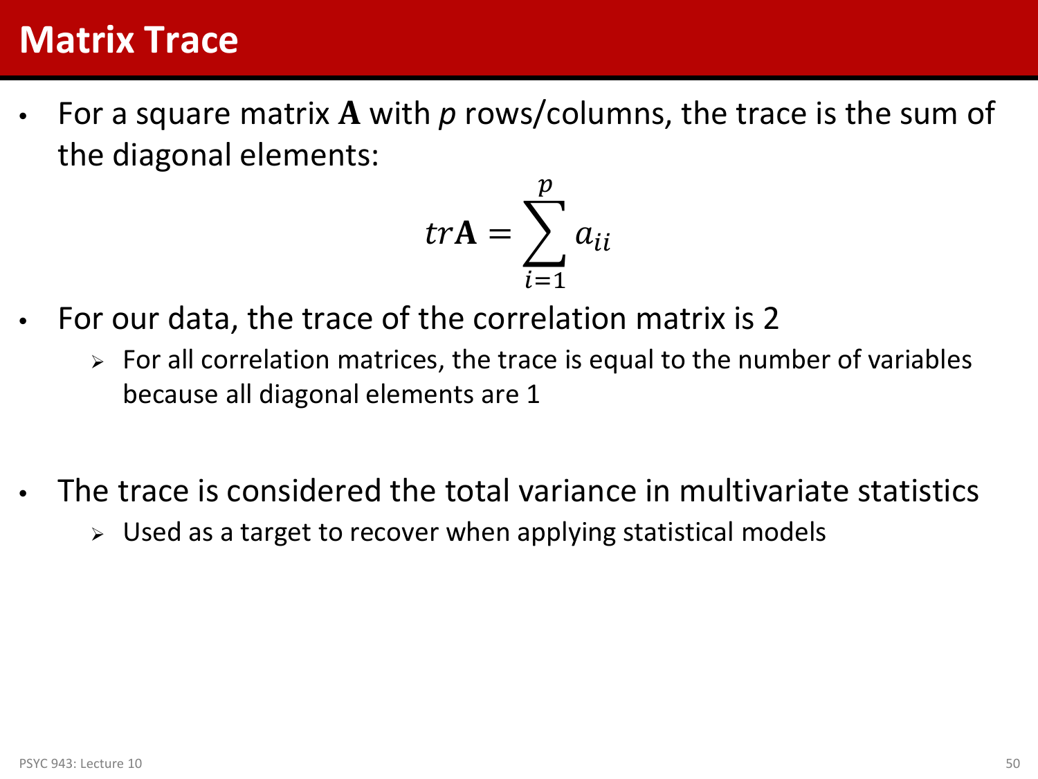# Matrix Trace

- For a square matrix $\mathbf{A}$ with $p$ rows/columns, the trace is the sum of the diagonal elements:

$$tr\mathbf{A} = \sum_{i=1}^{p} a_{ii}$$

- For our data, the trace of the correlation matrix is 2
  - For all correlation matrices, the trace is equal to the number of variables because all diagonal elements are 1

- The trace is considered the total variance in multivariate statistics
  - Used as a target to recover when applying statistical models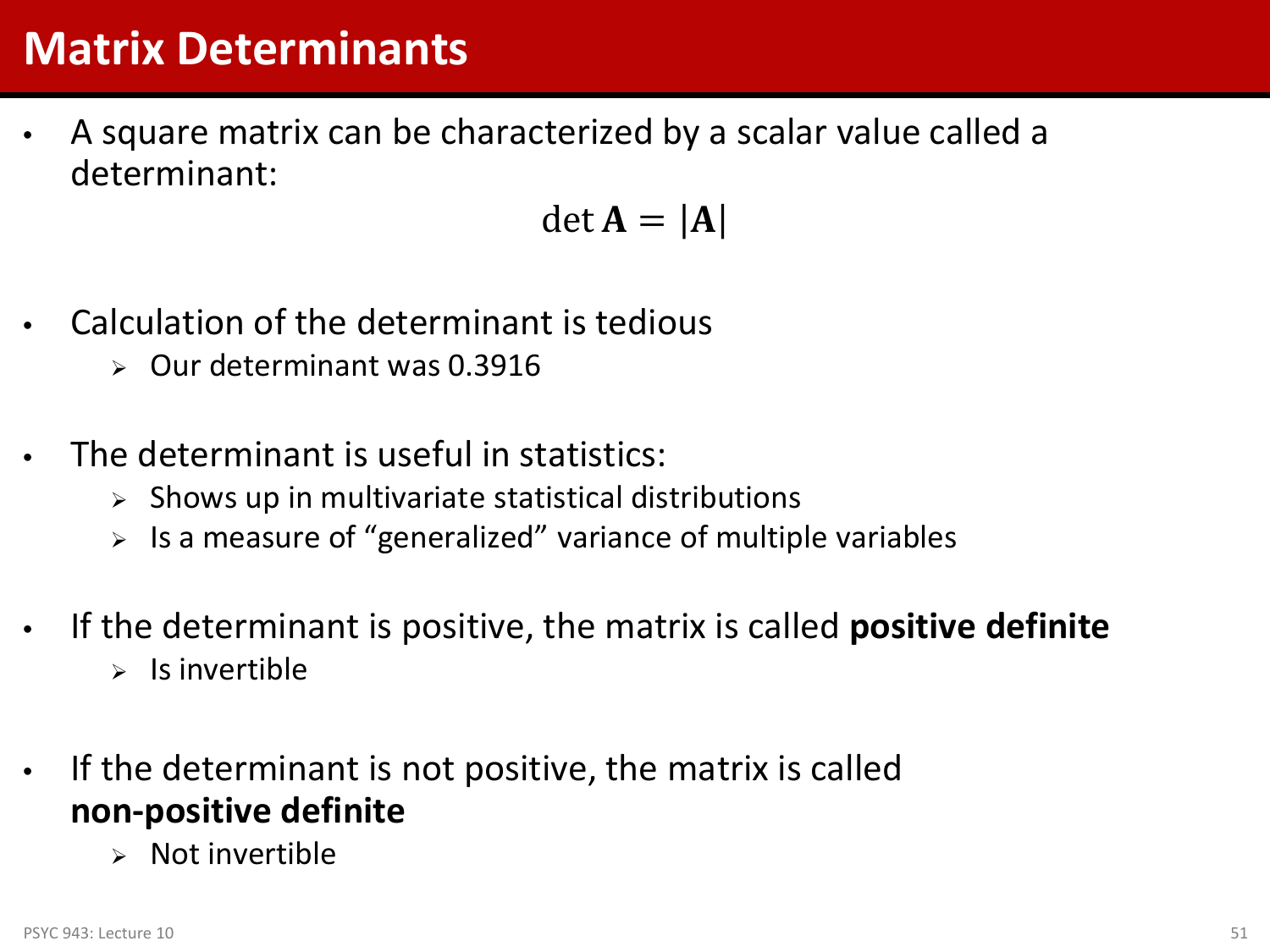# Matrix Determinants

- A square matrix can be characterized by a scalar value called a determinant:

$$\det \mathbf{A} = |\mathbf{A}|$$

- Calculation of the determinant is tedious
  - Our determinant was 0.3916
- The determinant is useful in statistics:
  - Shows up in multivariate statistical distributions
  - Is a measure of "generalized" variance of multiple variables
- If the determinant is positive, the matrix is called **positive definite**
  - Is invertible
- If the determinant is not positive, the matrix is called **non-positive definite**
  - Not invertible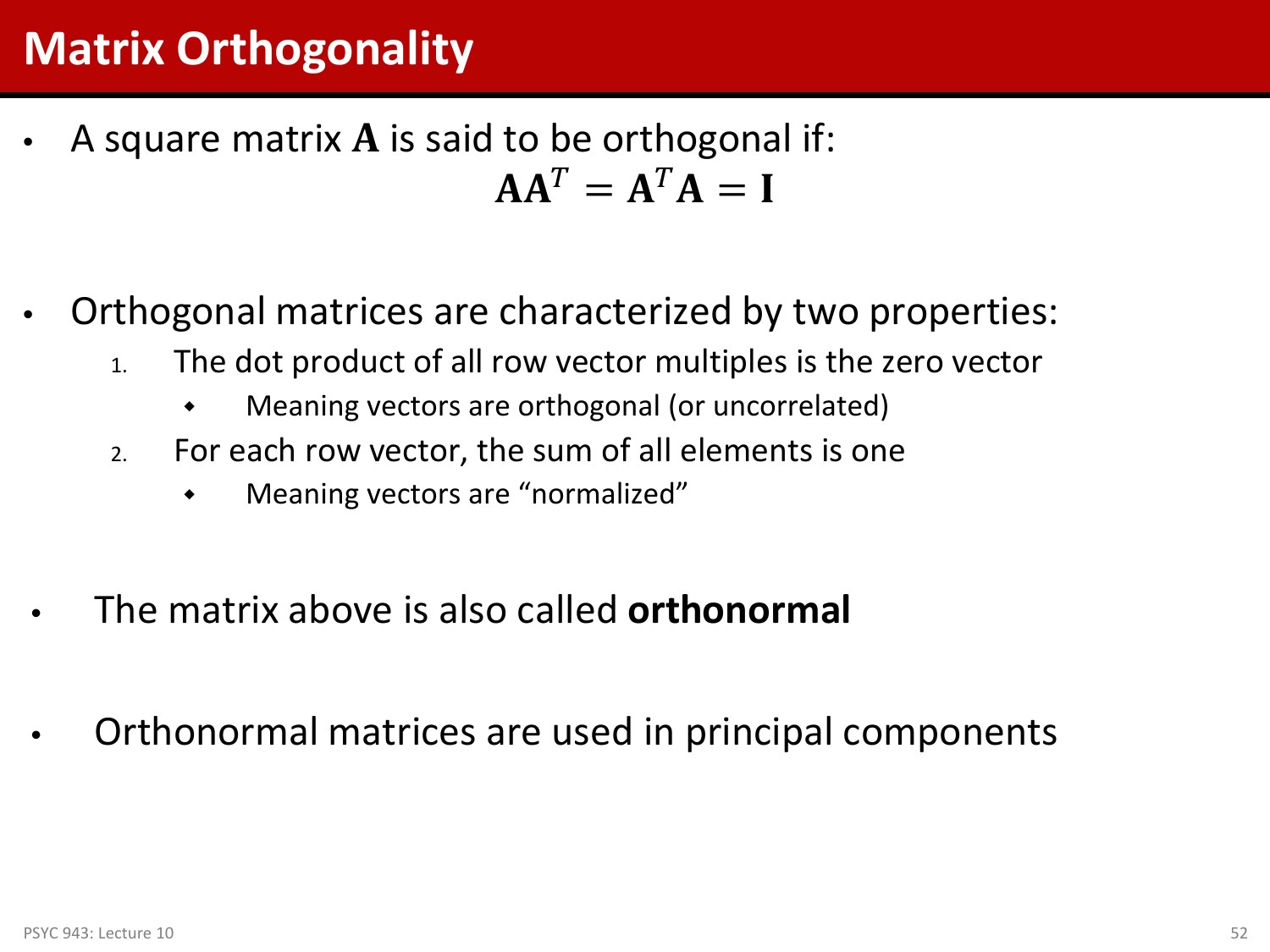# Matrix Orthogonality

- A square matrix $\mathbf{A}$ is said to be orthogonal if:

$$\mathbf{A}\mathbf{A}^T = \mathbf{A}^T\mathbf{A} = \mathbf{I}$$

- Orthogonal matrices are characterized by two properties:
  1. The dot product of all row vector multiples is the zero vector
     - Meaning vectors are orthogonal (or uncorrelated)
  2. For each row vector, the sum of all elements is one
     - Meaning vectors are "normalized"

- The matrix above is also called **orthonormal**

- Orthonormal matrices are used in principal components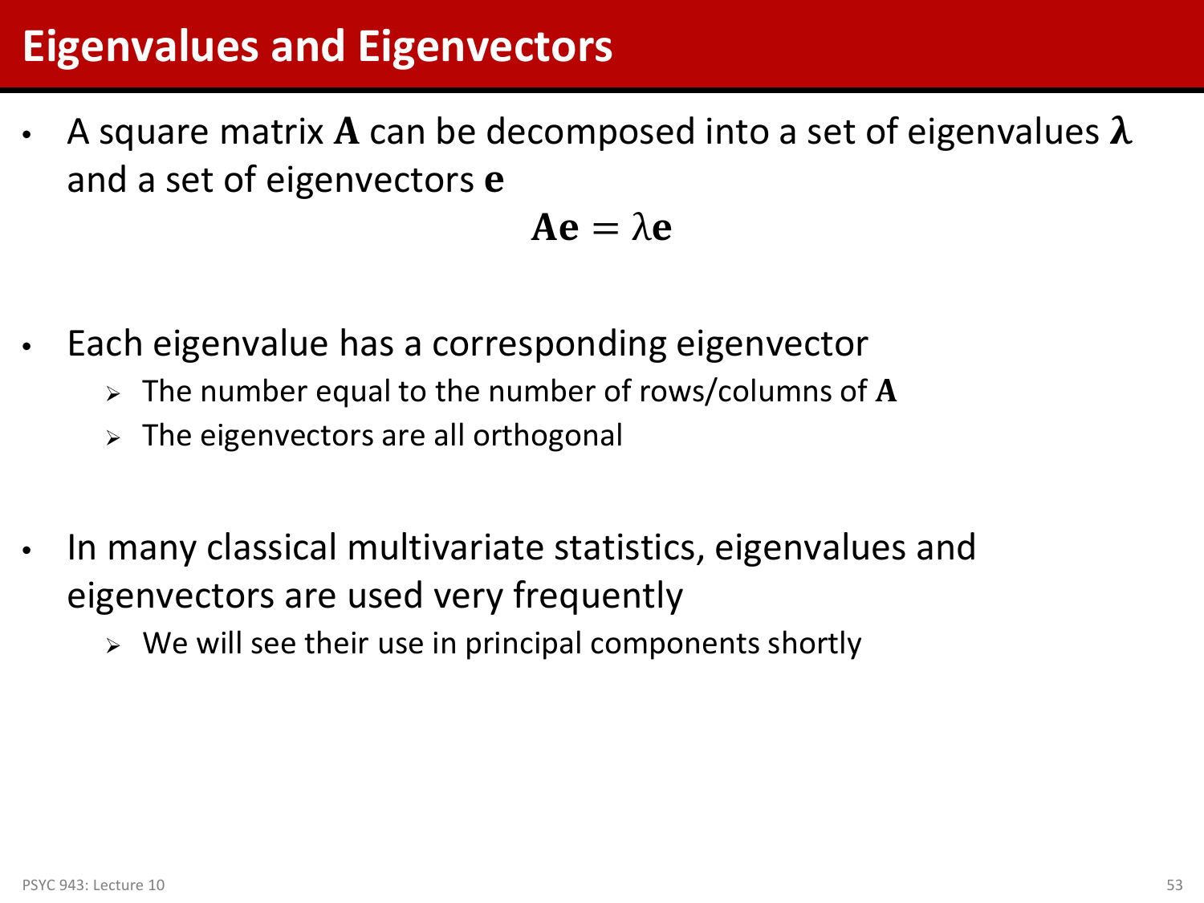# Eigenvalues and Eigenvectors

- A square matrix $\mathbf{A}$ can be decomposed into a set of eigenvalues $\boldsymbol{\lambda}$ and a set of eigenvectors $\mathbf{e}$

$$\mathbf{Ae} = \lambda\mathbf{e}$$

- Each eigenvalue has a corresponding eigenvector
  - The number equal to the number of rows/columns of $\mathbf{A}$
  - The eigenvectors are all orthogonal

- In many classical multivariate statistics, eigenvalues and eigenvectors are used very frequently
  - We will see their use in principal components shortly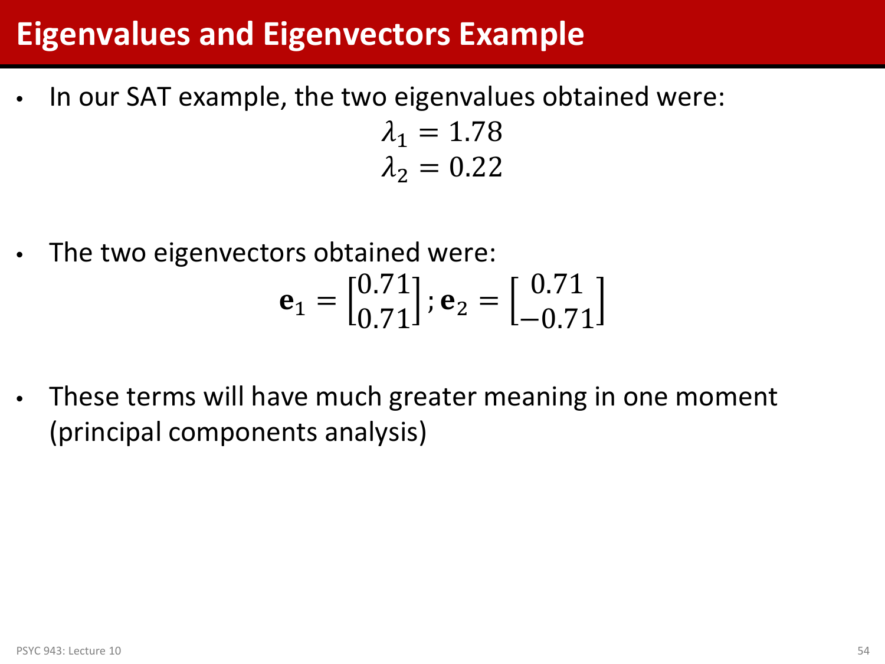# Eigenvalues and Eigenvectors Example

- In our SAT example, the two eigenvalues obtained were:

$$\lambda_1 = 1.78$$
$$\lambda_2 = 0.22$$

- The two eigenvectors obtained were:

$$\mathbf{e}_1 = \begin{bmatrix} 0.71 \\ 0.71 \end{bmatrix}; \mathbf{e}_2 = \begin{bmatrix} 0.71 \\ -0.71 \end{bmatrix}$$

- These terms will have much greater meaning in one moment (principal components analysis)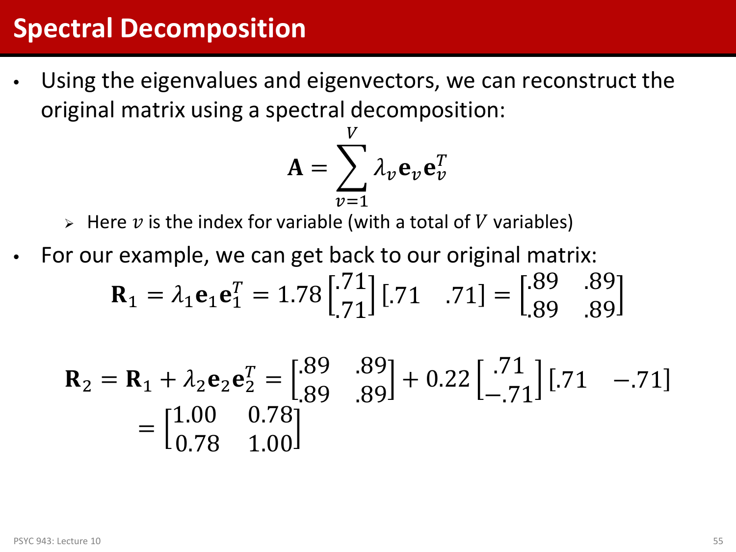## Spectral Decomposition

- Using the eigenvalues and eigenvectors, we can reconstruct the original matrix using a spectral decomposition:

$$\mathbf{A} = \sum_{v=1}^{V} \lambda_v \mathbf{e}_v \mathbf{e}_v^T$$

  - Here $v$ is the index for variable (with a total of $V$ variables)

- For our example, we can get back to our original matrix:

$$\mathbf{R}_1 = \lambda_1 \mathbf{e}_1 \mathbf{e}_1^T = 1.78 \begin{bmatrix} .71 \\ .71 \end{bmatrix} \begin{bmatrix} .71 & .71 \end{bmatrix} = \begin{bmatrix} .89 & .89 \\ .89 & .89 \end{bmatrix}$$

$$\mathbf{R}_2 = \mathbf{R}_1 + \lambda_2 \mathbf{e}_2 \mathbf{e}_2^T = \begin{bmatrix} .89 & .89 \\ .89 & .89 \end{bmatrix} + 0.22 \begin{bmatrix} .71 \\ -.71 \end{bmatrix} \begin{bmatrix} .71 & -.71 \end{bmatrix}$$
$$= \begin{bmatrix} 1.00 & 0.78 \\ 0.78 & 1.00 \end{bmatrix}$$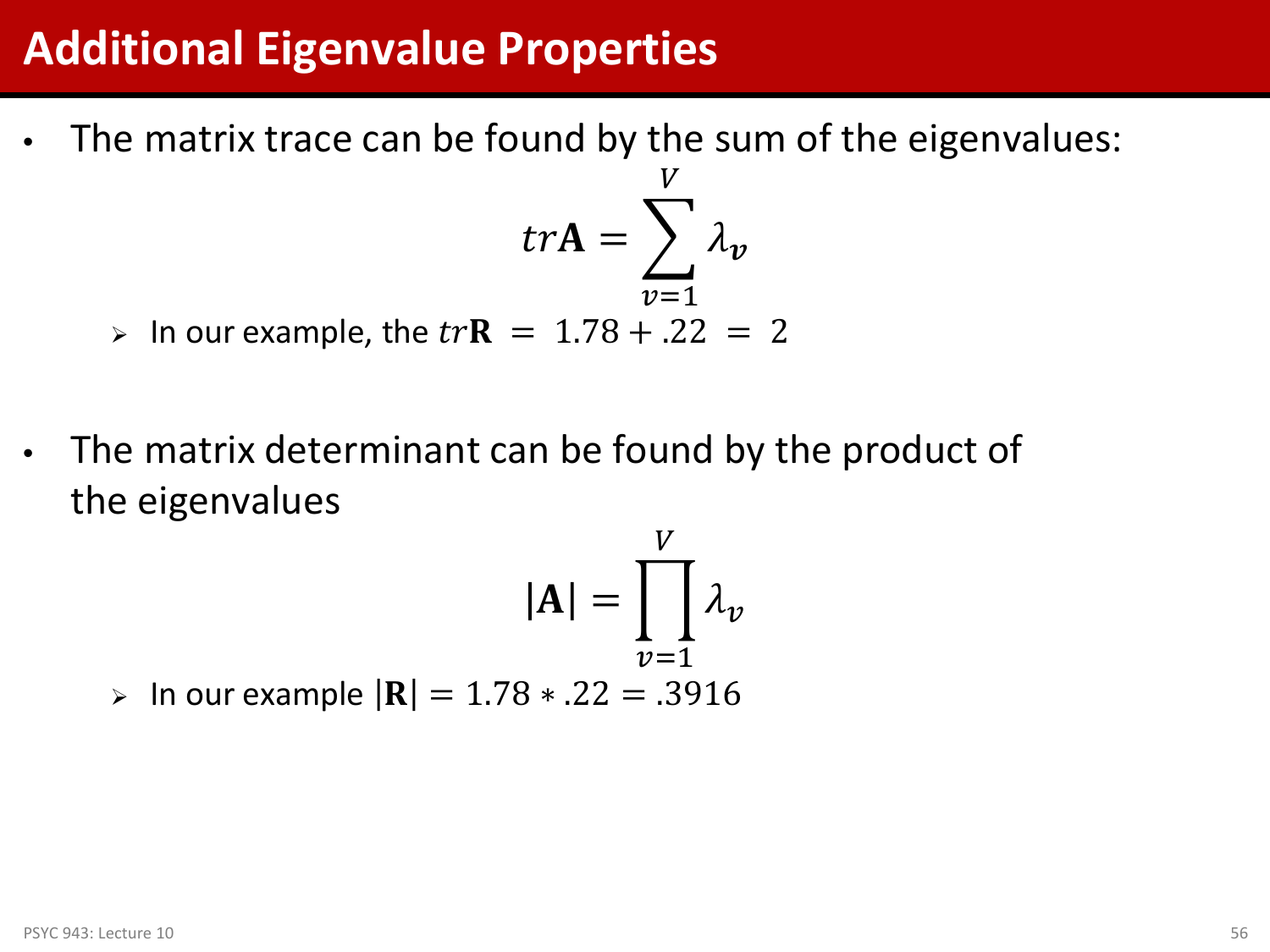# Additional Eigenvalue Properties

- The matrix trace can be found by the sum of the eigenvalues:

$$tr\mathbf{A} = \sum_{v=1}^{V} \lambda_{v}$$

  - In our example, the $tr\mathbf{R} = 1.78 + .22 = 2$

- The matrix determinant can be found by the product of the eigenvalues

$$|\mathbf{A}| = \prod_{v=1}^{V} \lambda_v$$

  - In our example $|\mathbf{R}| = 1.78 * .22 = .3916$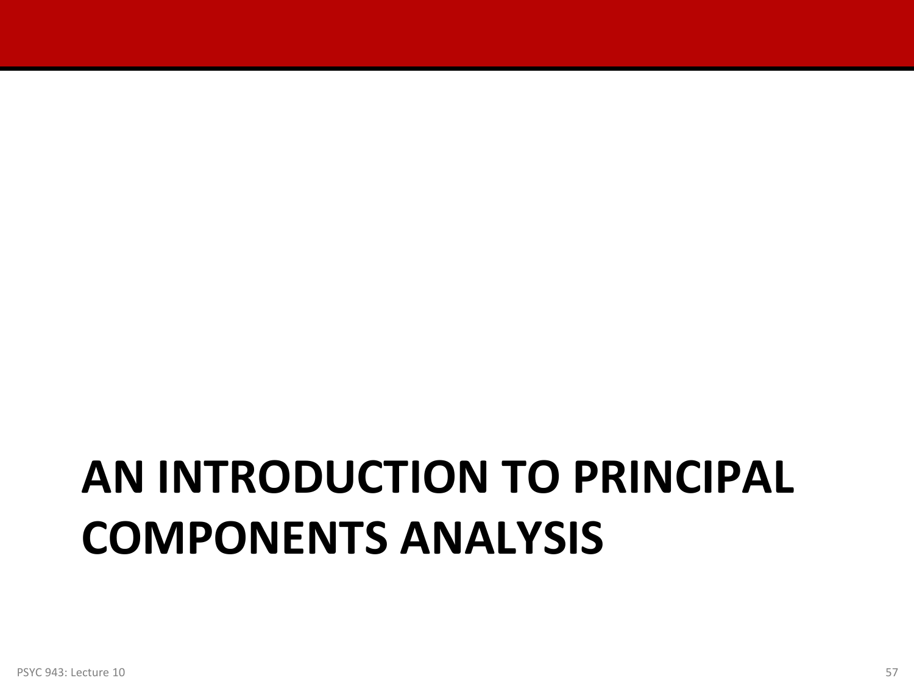# AN INTRODUCTION TO PRINCIPAL COMPONENTS ANALYSIS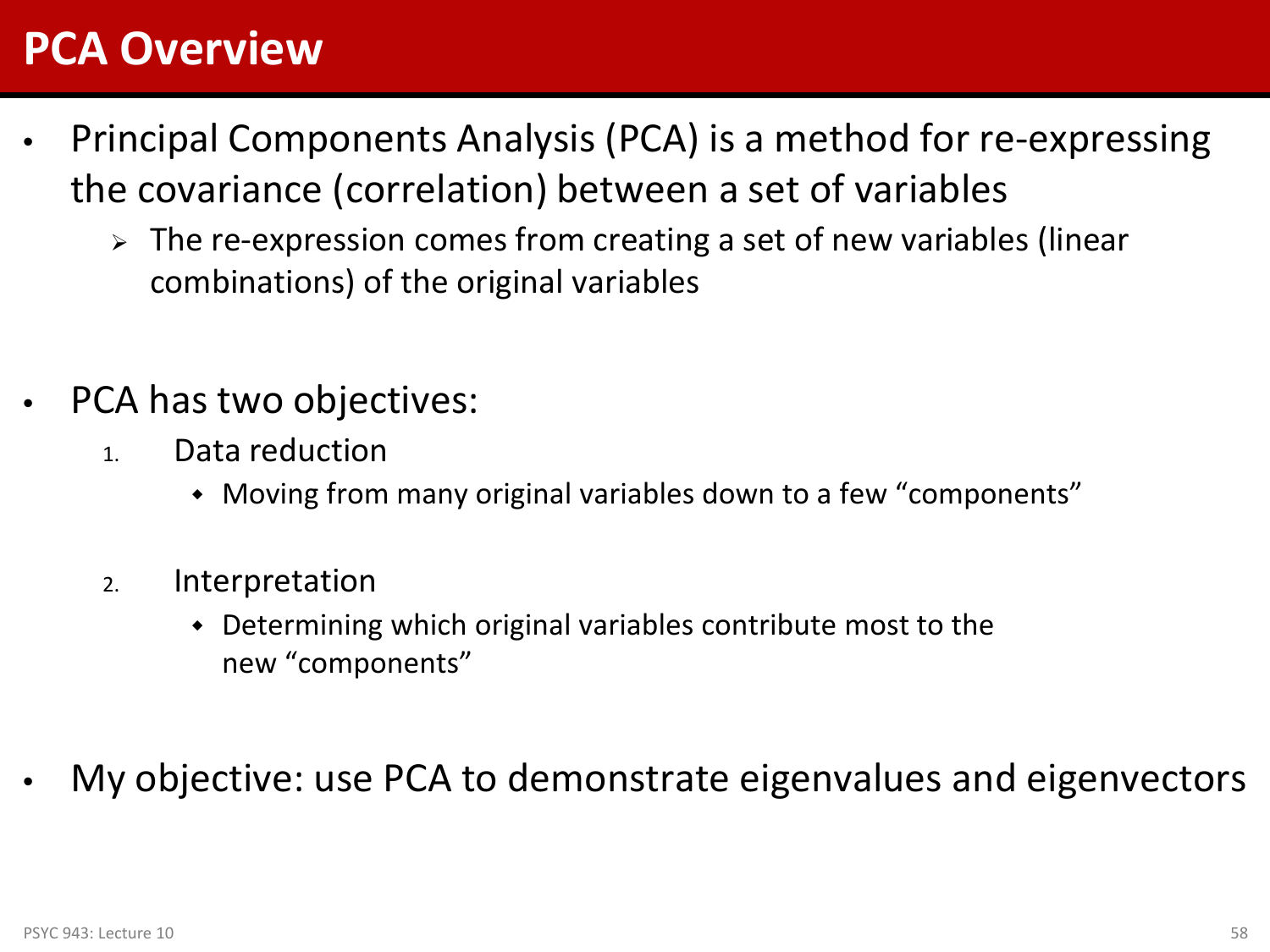# PCA Overview

- Principal Components Analysis (PCA) is a method for re-expressing the covariance (correlation) between a set of variables
  - The re-expression comes from creating a set of new variables (linear combinations) of the original variables

- PCA has two objectives:
  1. Data reduction
     - Moving from many original variables down to a few "components"
  2. Interpretation
     - Determining which original variables contribute most to the new "components"

- My objective: use PCA to demonstrate eigenvalues and eigenvectors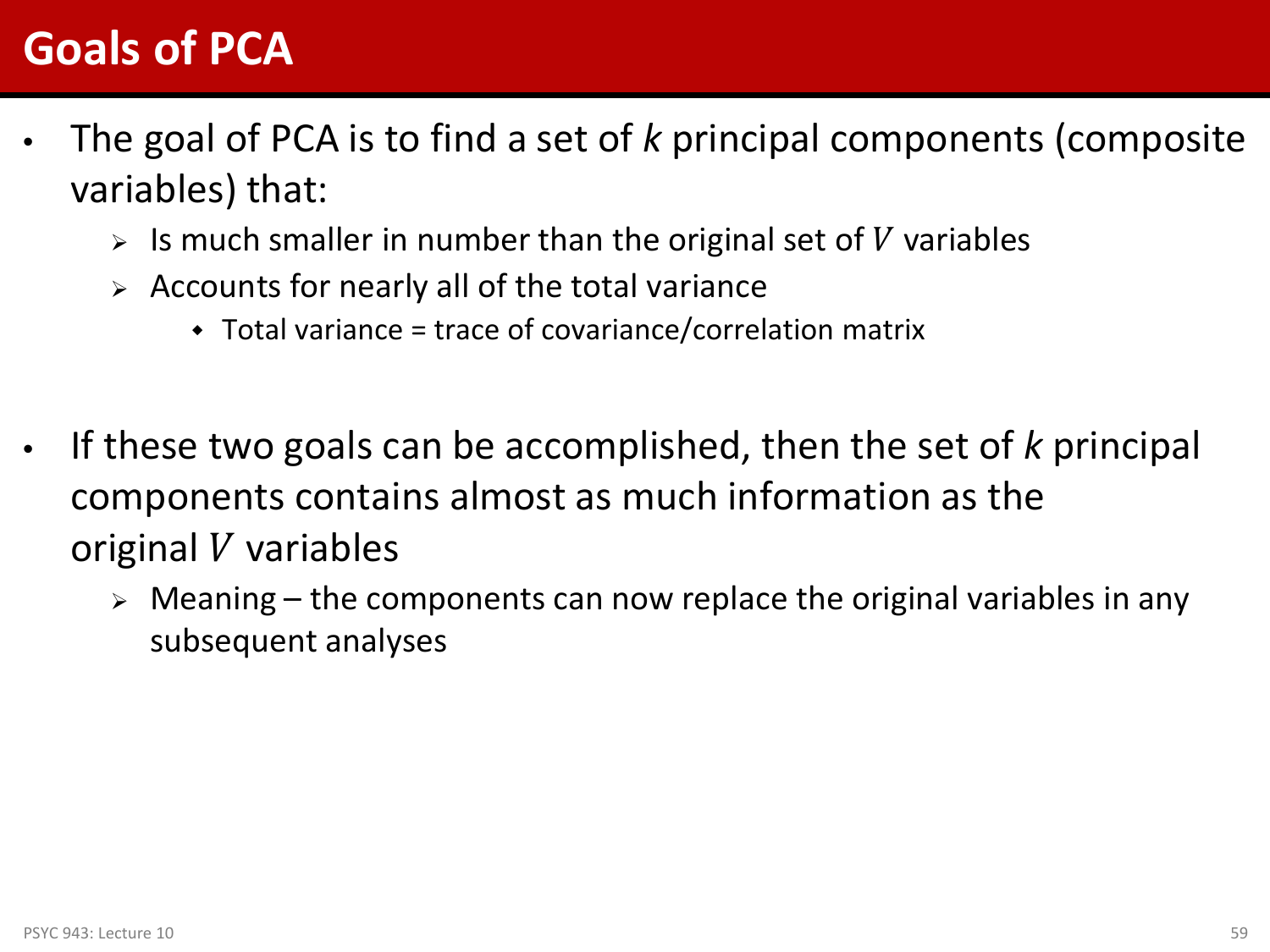# Goals of PCA

- The goal of PCA is to find a set of *k* principal components (composite variables) that:
  - Is much smaller in number than the original set of $V$ variables
  - Accounts for nearly all of the total variance
    - Total variance = trace of covariance/correlation matrix

- If these two goals can be accomplished, then the set of *k* principal components contains almost as much information as the original $V$ variables
  - Meaning – the components can now replace the original variables in any subsequent analyses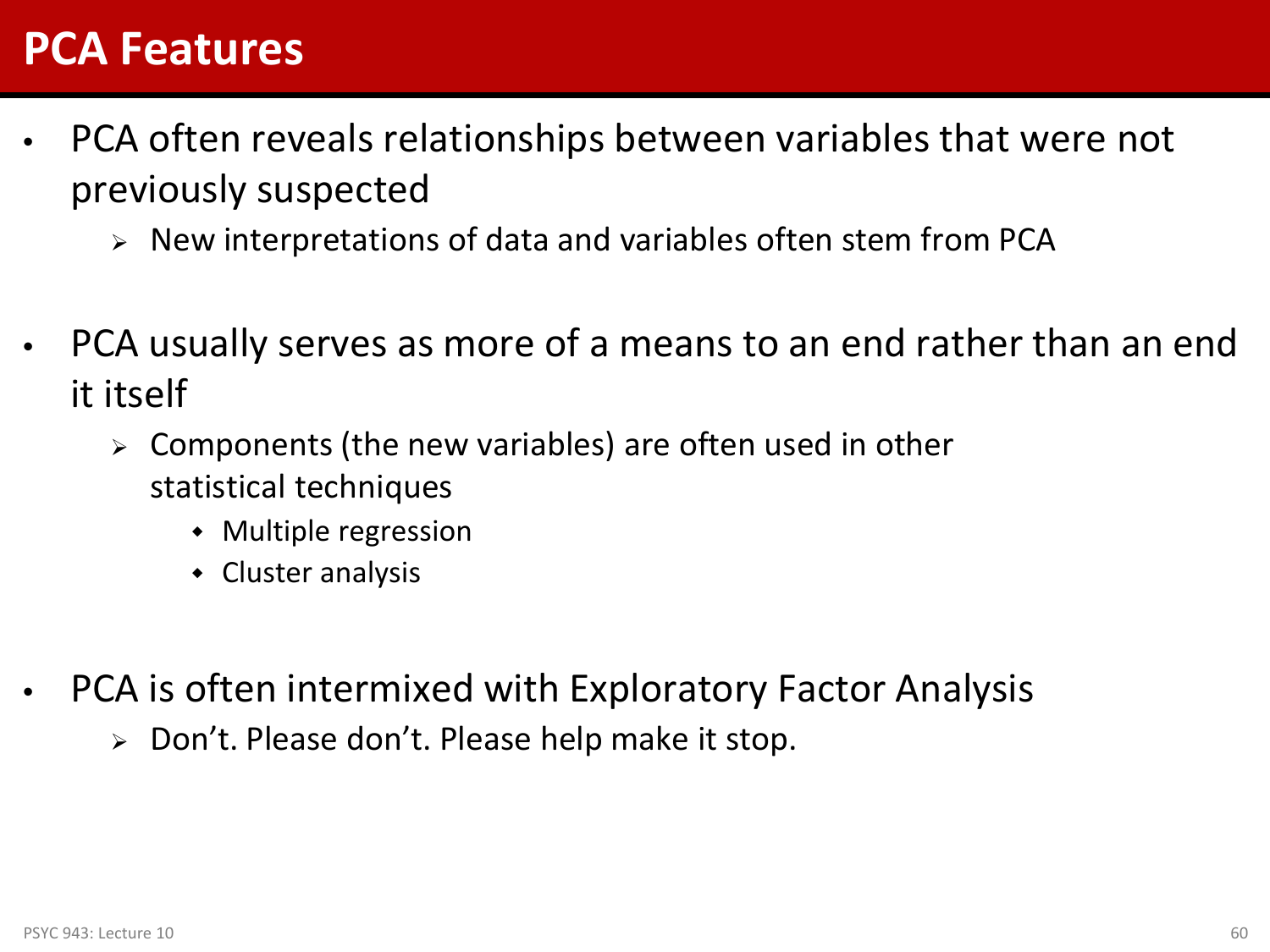# PCA Features

- PCA often reveals relationships between variables that were not previously suspected
  - New interpretations of data and variables often stem from PCA

- PCA usually serves as more of a means to an end rather than an end it itself
  - Components (the new variables) are often used in other statistical techniques
    - Multiple regression
    - Cluster analysis

- PCA is often intermixed with Exploratory Factor Analysis
  - Don't. Please don't. Please help make it stop.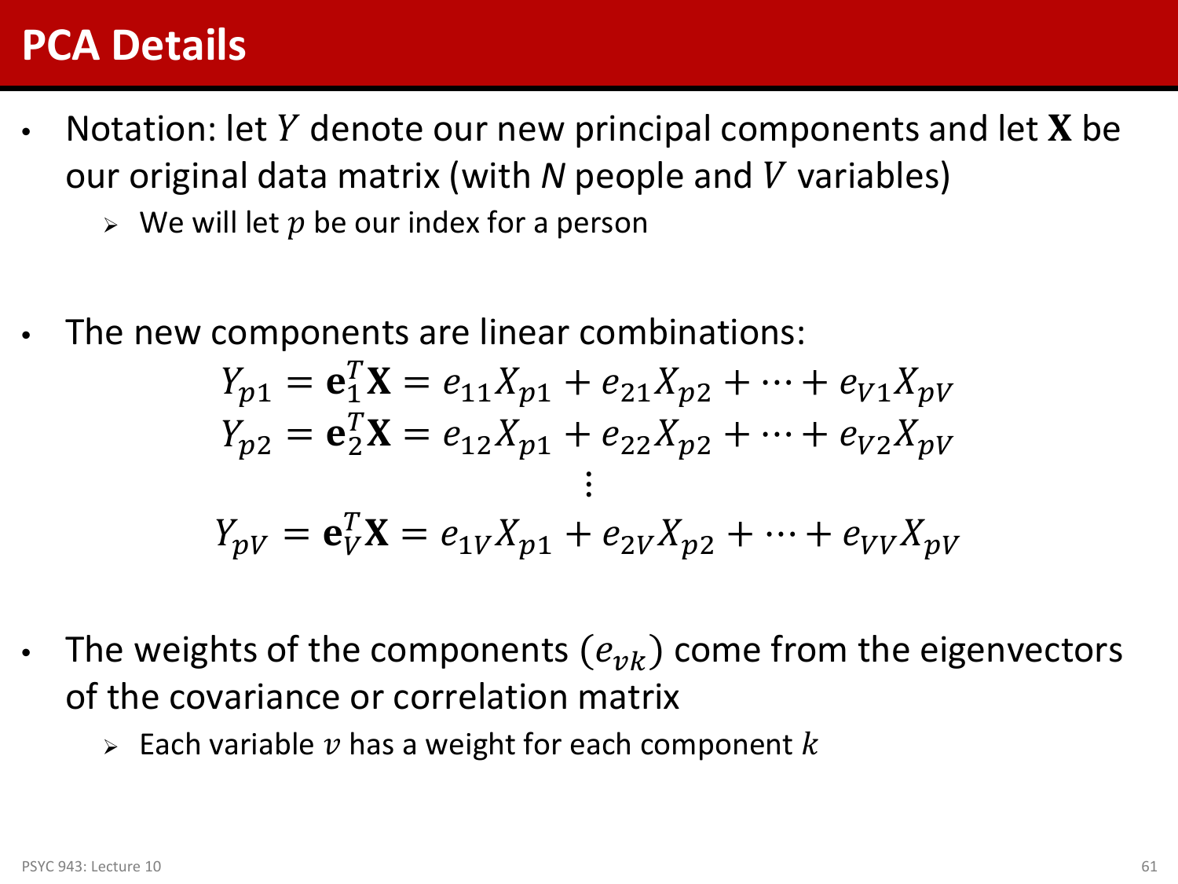# PCA Details

- Notation: let $Y$ denote our new principal components and let $\mathbf{X}$ be our original data matrix (with $N$ people and $V$ variables)
  - We will let $p$ be our index for a person

- The new components are linear combinations:

$$
\begin{aligned}
Y_{p1} &= \mathbf{e}_1^T\mathbf{X} = e_{11}X_{p1} + e_{21}X_{p2} + \cdots + e_{V1}X_{pV} \\
Y_{p2} &= \mathbf{e}_2^T\mathbf{X} = e_{12}X_{p1} + e_{22}X_{p2} + \cdots + e_{V2}X_{pV} \\
&\vdots \\
Y_{pV} &= \mathbf{e}_V^T\mathbf{X} = e_{1V}X_{p1} + e_{2V}X_{p2} + \cdots + e_{VV}X_{pV}
\end{aligned}
$$

- The weights of the components $(e_{vk})$ come from the eigenvectors of the covariance or correlation matrix
  - Each variable $v$ has a weight for each component $k$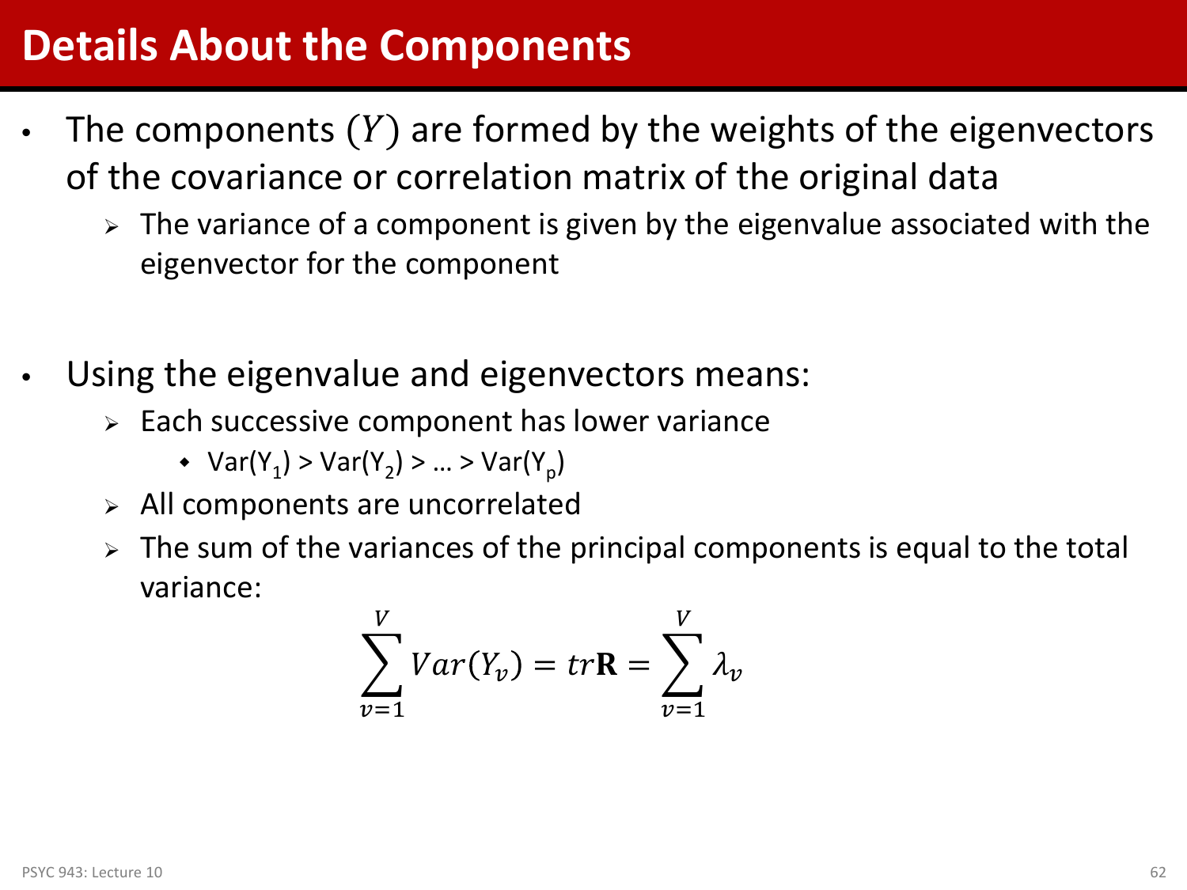# Details About the Components

- The components $(Y)$ are formed by the weights of the eigenvectors of the covariance or correlation matrix of the original data
  - The variance of a component is given by the eigenvalue associated with the eigenvector for the component

- Using the eigenvalue and eigenvectors means:
  - Each successive component has lower variance
    - $Var(Y_1) > Var(Y_2) > \ldots > Var(Y_p)$
  - All components are uncorrelated
  - The sum of the variances of the principal components is equal to the total variance:

$$\sum_{v=1}^{V} Var(Y_v) = tr\mathbf{R} = \sum_{v=1}^{V} \lambda_v$$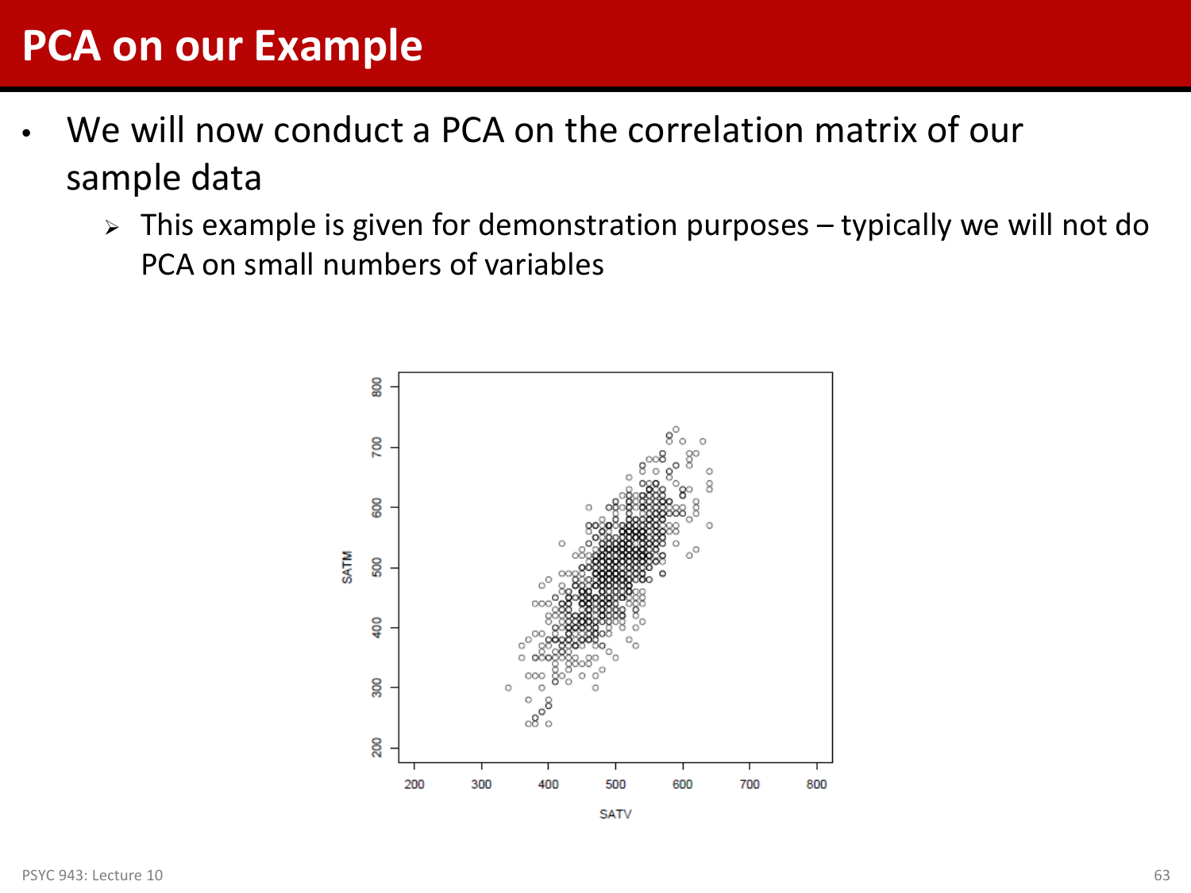# PCA on our Example

- We will now conduct a PCA on the correlation matrix of our sample data
  - This example is given for demonstration purposes – typically we will not do PCA on small numbers of variables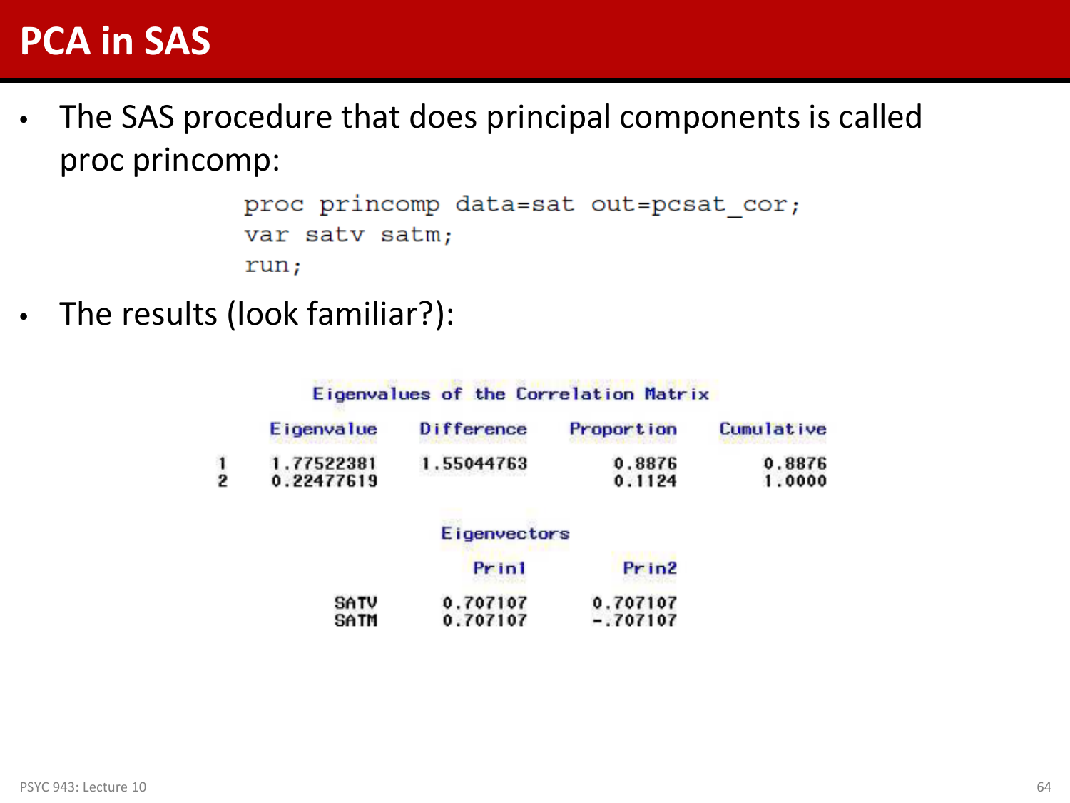# PCA in SAS

- The SAS procedure that does principal components is called proc princomp:

```
proc princomp data=sat out=pcsat_cor;
var satv satm;
run;
```

- The results (look familiar?):

**Eigenvalues of the Correlation Matrix**

| | Eigenvalue | Difference | Proportion | Cumulative |
|---|---|---|---|---|
| 1 | 1.77522381 | 1.55044763 | 0.8876 | 0.8876 |
| 2 | 0.22477619 | | 0.1124 | 1.0000 |

**Eigenvectors**

| | Prin1 | Prin2 |
|---|---|---|
| SATV | 0.707107 | 0.707107 |
| SATM | 0.707107 | -.707107 |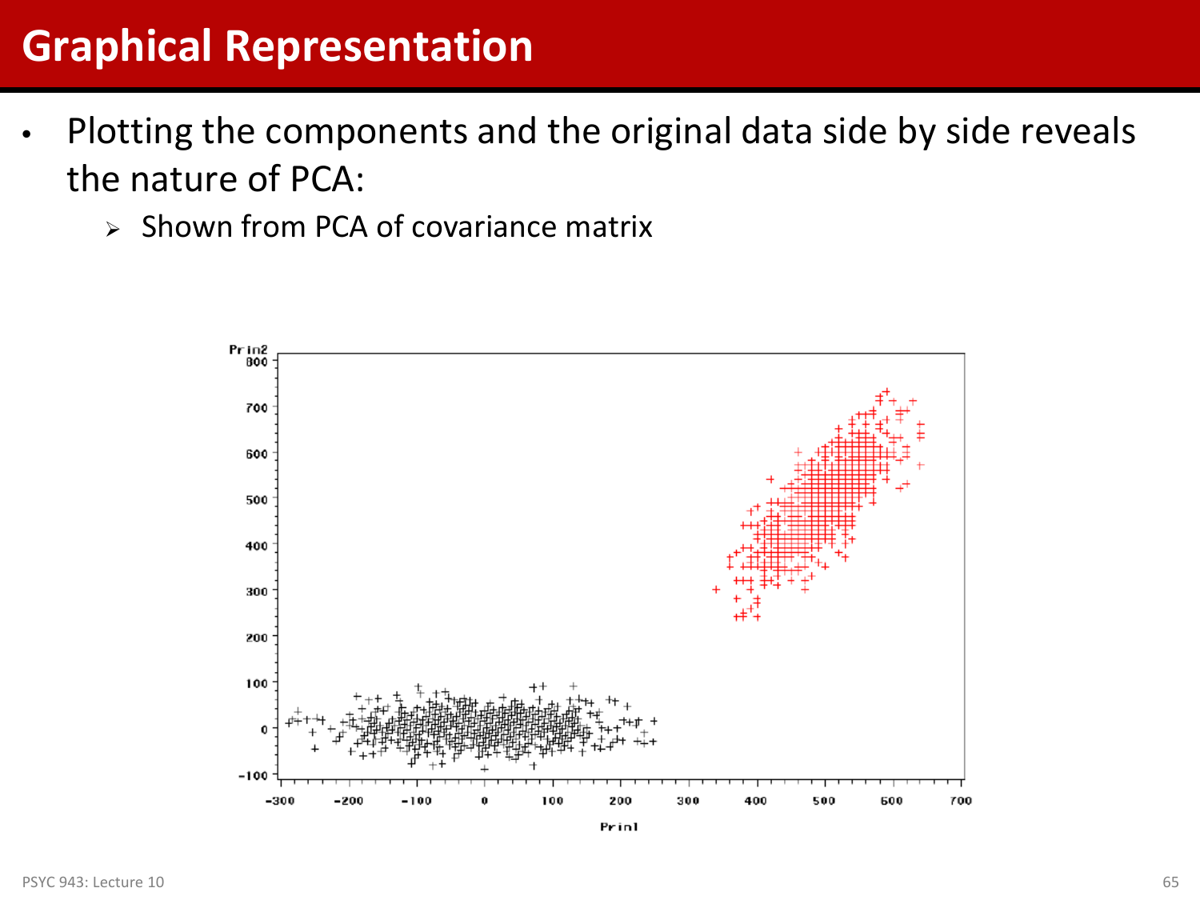# Graphical Representation

- Plotting the components and the original data side by side reveals the nature of PCA:
  - Shown from PCA of covariance matrix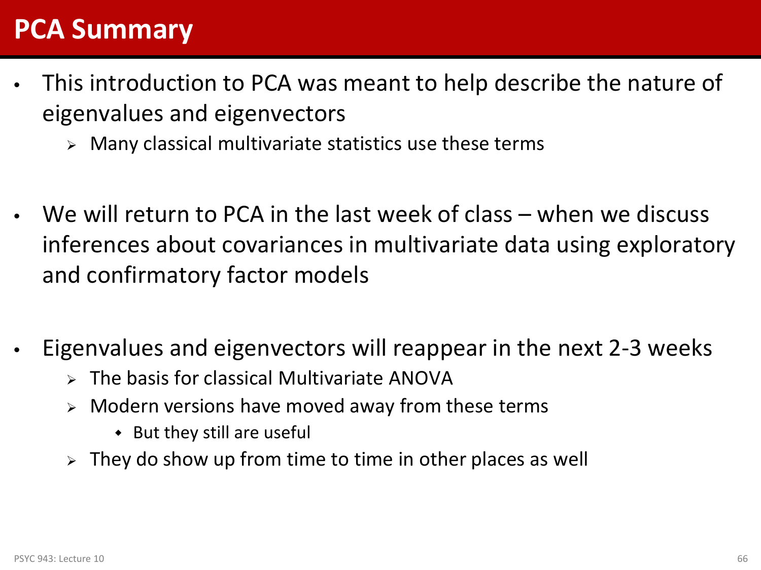# PCA Summary

- This introduction to PCA was meant to help describe the nature of eigenvalues and eigenvectors
  - Many classical multivariate statistics use these terms

- We will return to PCA in the last week of class – when we discuss inferences about covariances in multivariate data using exploratory and confirmatory factor models

- Eigenvalues and eigenvectors will reappear in the next 2-3 weeks
  - The basis for classical Multivariate ANOVA
  - Modern versions have moved away from these terms
    - But they still are useful
  - They do show up from time to time in other places as well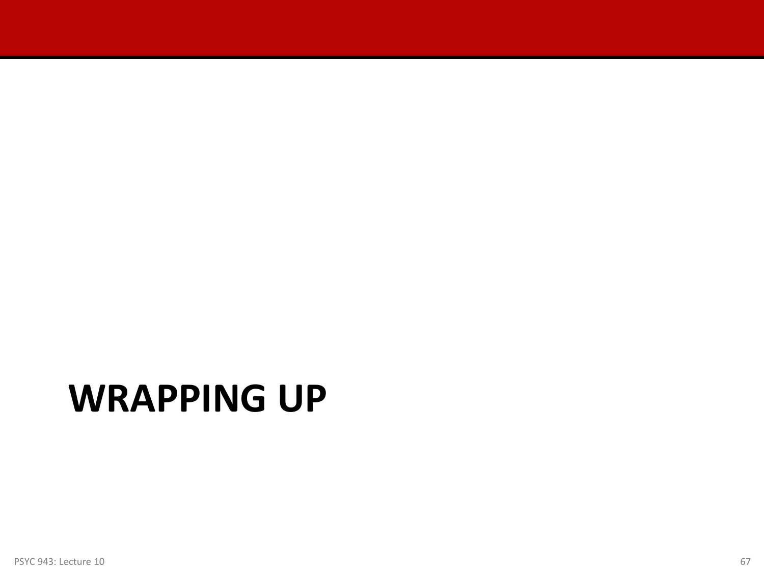# WRAPPING UP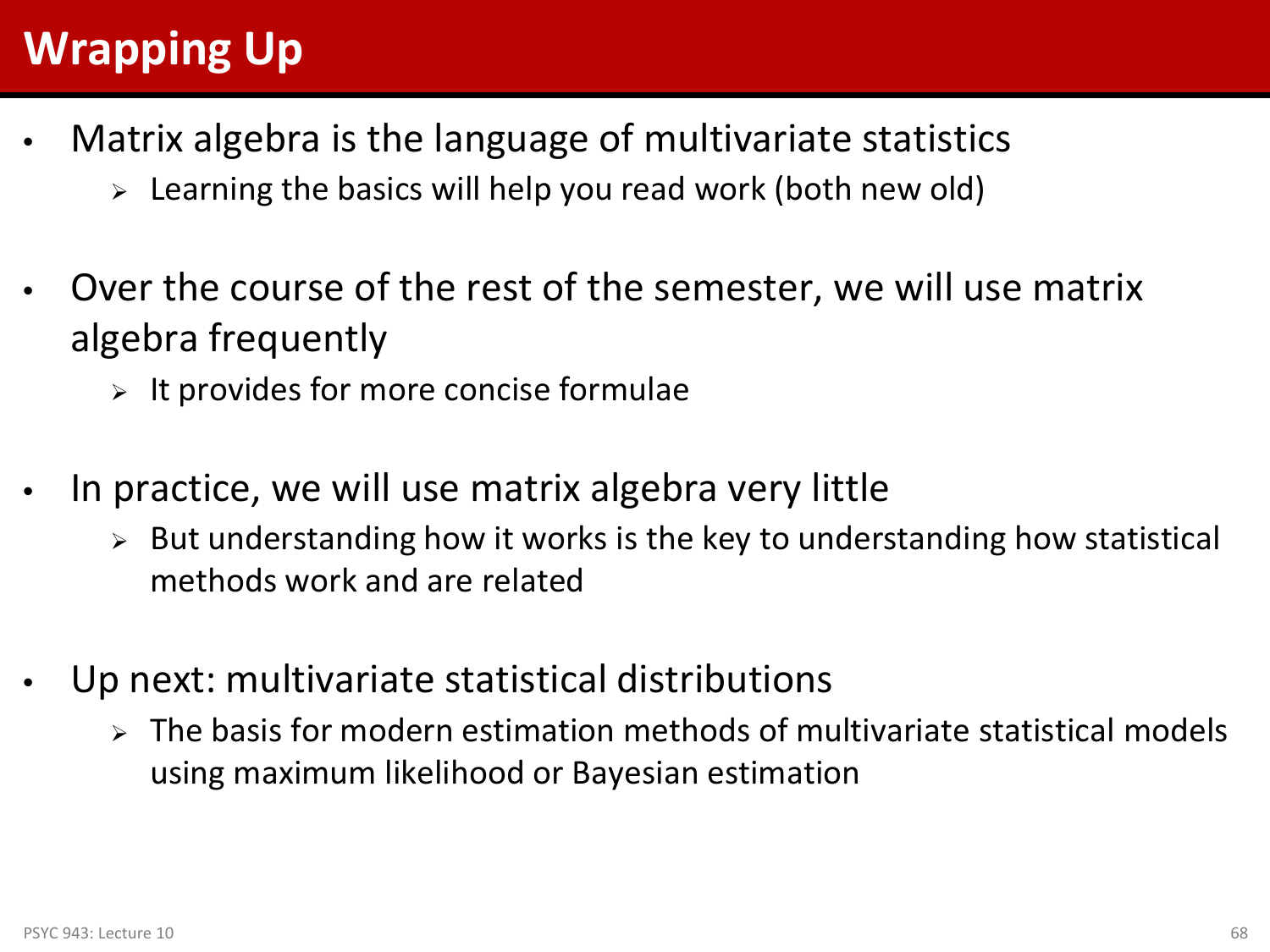# Wrapping Up

- Matrix algebra is the language of multivariate statistics
  - Learning the basics will help you read work (both new old)
- Over the course of the rest of the semester, we will use matrix algebra frequently
  - It provides for more concise formulae
- In practice, we will use matrix algebra very little
  - But understanding how it works is the key to understanding how statistical methods work and are related
- Up next: multivariate statistical distributions
  - The basis for modern estimation methods of multivariate statistical models using maximum likelihood or Bayesian estimation